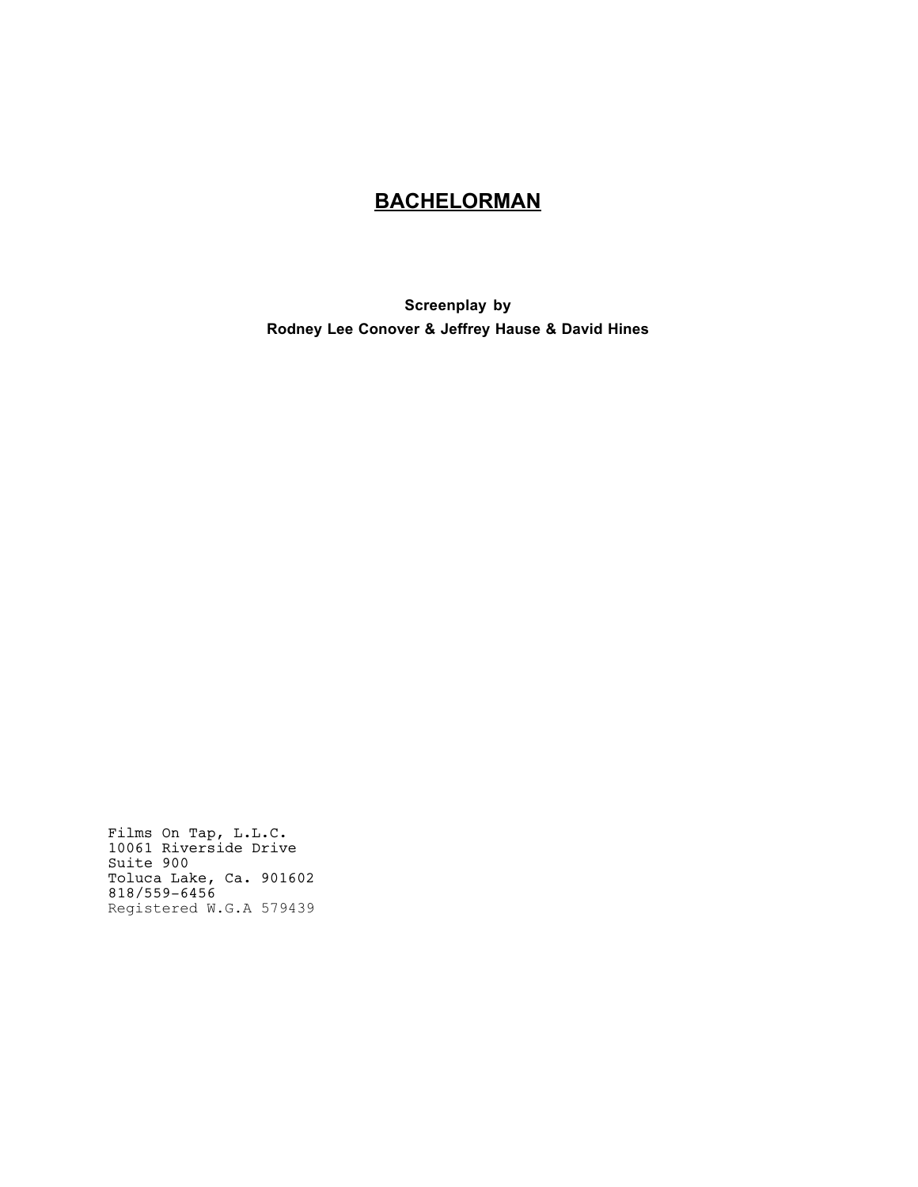# **BACHELORMAN**

**Screenplay by**
**Rodney Lee Conover & Jeffrey Hause & David Hines**

Films On Tap, L.L.C.
10061 Riverside Drive
Suite 900
Toluca Lake, Ca. 901602
818/559-6456
Registered W.G.A 579439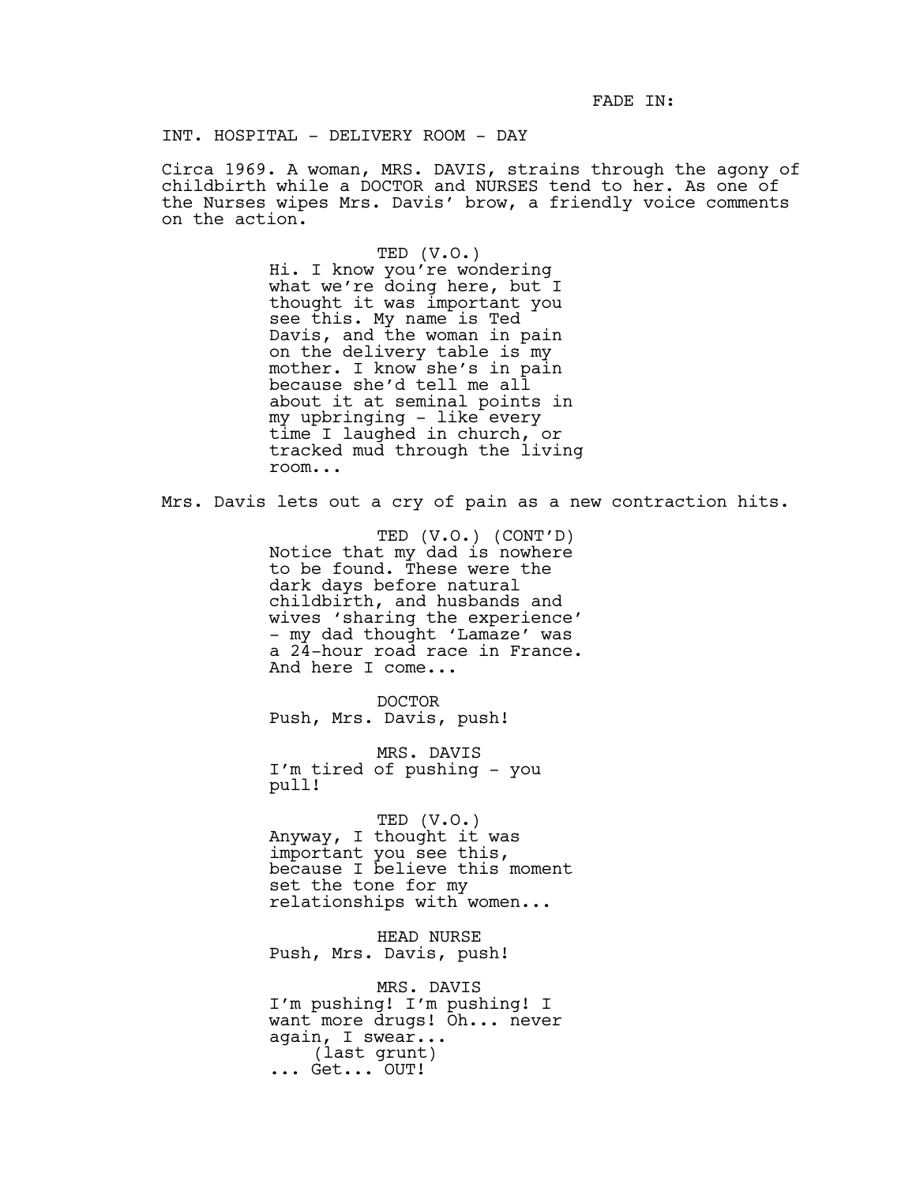FADE IN:

INT. HOSPITAL - DELIVERY ROOM - DAY

Circa 1969. A woman, MRS. DAVIS, strains through the agony of childbirth while a DOCTOR and NURSES tend to her. As one of the Nurses wipes Mrs. Davis' brow, a friendly voice comments on the action.

TED (V.O.)
Hi. I know you're wondering what we're doing here, but I thought it was important you see this. My name is Ted Davis, and the woman in pain on the delivery table is my mother. I know she's in pain because she'd tell me all about it at seminal points in my upbringing - like every time I laughed in church, or tracked mud through the living room...

Mrs. Davis lets out a cry of pain as a new contraction hits.

TED (V.O.) (CONT'D)
Notice that my dad is nowhere to be found. These were the dark days before natural childbirth, and husbands and wives 'sharing the experience' - my dad thought 'Lamaze' was a 24-hour road race in France. And here I come...

DOCTOR
Push, Mrs. Davis, push!

MRS. DAVIS
I'm tired of pushing - you pull!

TED (V.O.)
Anyway, I thought it was important you see this, because I believe this moment set the tone for my relationships with women...

HEAD NURSE
Push, Mrs. Davis, push!

MRS. DAVIS
I'm pushing! I'm pushing! I want more drugs! Oh... never again, I swear...
(last grunt)
... Get... OUT!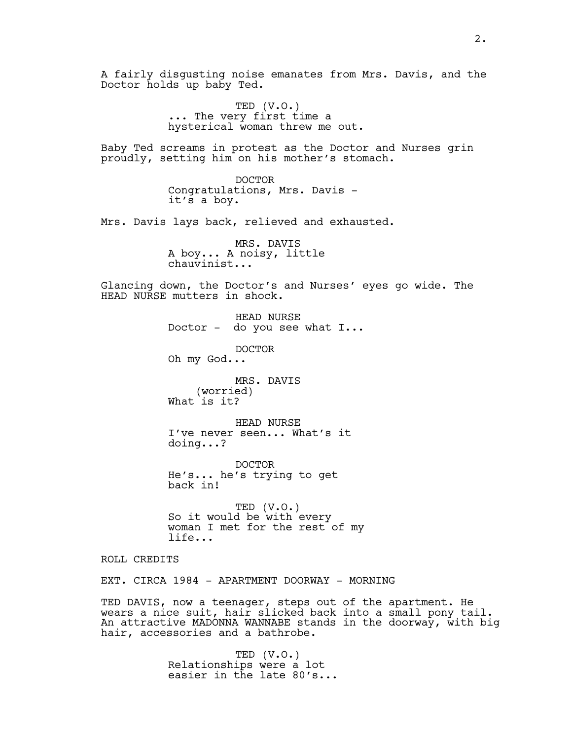A fairly disgusting noise emanates from Mrs. Davis, and the Doctor holds up baby Ted.

TED (V.O.)
... The very first time a hysterical woman threw me out.

Baby Ted screams in protest as the Doctor and Nurses grin proudly, setting him on his mother's stomach.

DOCTOR
Congratulations, Mrs. Davis - it's a boy.

Mrs. Davis lays back, relieved and exhausted.

MRS. DAVIS
A boy... A noisy, little chauvinist...

Glancing down, the Doctor's and Nurses' eyes go wide. The HEAD NURSE mutters in shock.

HEAD NURSE
Doctor - do you see what I...

DOCTOR
Oh my God...

MRS. DAVIS
(worried)
What is it?

HEAD NURSE
I've never seen... What's it doing...?

DOCTOR
He's... he's trying to get back in!

TED (V.O.)
So it would be with every woman I met for the rest of my life...

ROLL CREDITS

EXT. CIRCA 1984 - APARTMENT DOORWAY - MORNING

TED DAVIS, now a teenager, steps out of the apartment. He wears a nice suit, hair slicked back into a small pony tail. An attractive MADONNA WANNABE stands in the doorway, with big hair, accessories and a bathrobe.

TED (V.O.)
Relationships were a lot easier in the late 80's...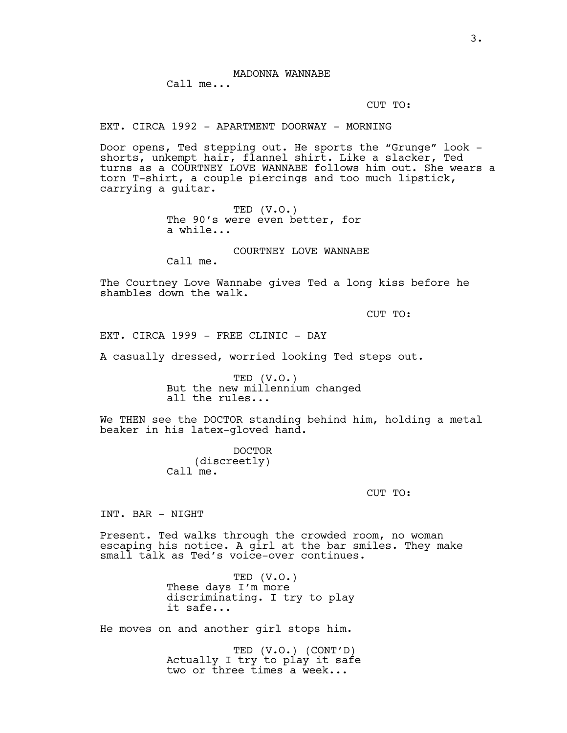MADONNA WANNABE
Call me...

CUT TO:

EXT. CIRCA 1992 - APARTMENT DOORWAY - MORNING

Door opens, Ted stepping out. He sports the "Grunge" look - shorts, unkempt hair, flannel shirt. Like a slacker, Ted turns as a COURTNEY LOVE WANNABE follows him out. She wears a torn T-shirt, a couple piercings and too much lipstick, carrying a guitar.

TED (V.O.)
The 90's were even better, for a while...

COURTNEY LOVE WANNABE
Call me.

The Courtney Love Wannabe gives Ted a long kiss before he shambles down the walk.

CUT TO:

EXT. CIRCA 1999 - FREE CLINIC - DAY

A casually dressed, worried looking Ted steps out.

TED (V.O.)
But the new millennium changed all the rules...

We THEN see the DOCTOR standing behind him, holding a metal beaker in his latex-gloved hand.

DOCTOR
(discreetly)
Call me.

CUT TO:

INT. BAR - NIGHT

Present. Ted walks through the crowded room, no woman escaping his notice. A girl at the bar smiles. They make small talk as Ted's voice-over continues.

TED (V.O.)
These days I'm more discriminating. I try to play it safe...

He moves on and another girl stops him.

TED (V.O.) (CONT'D)
Actually I try to play it safe two or three times a week...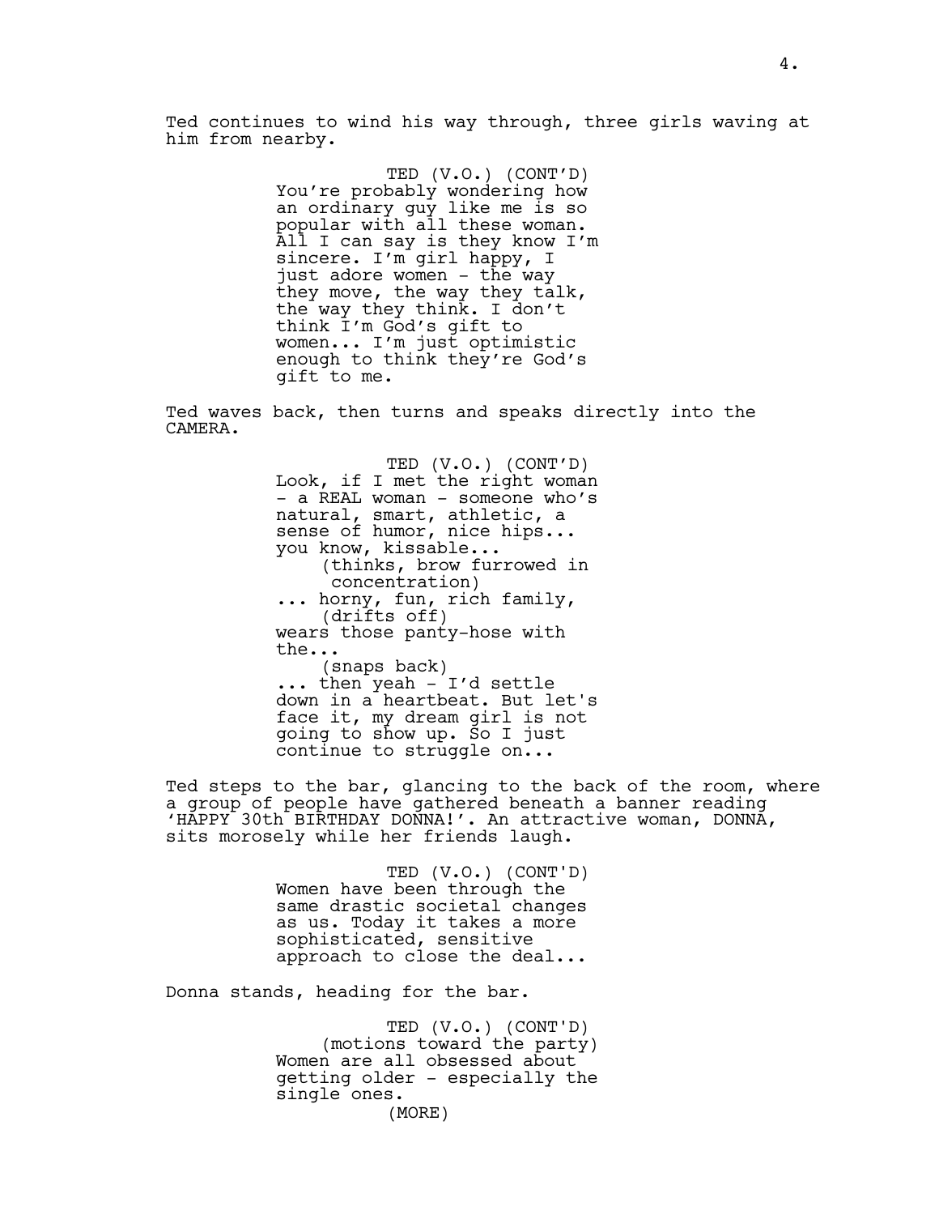Ted continues to wind his way through, three girls waving at him from nearby.

TED (V.O.) (CONT'D)
You're probably wondering how an ordinary guy like me is so popular with all these woman. All I can say is they know I'm sincere. I'm girl happy, I just adore women - the way they move, the way they talk, the way they think. I don't think I'm God's gift to women... I'm just optimistic enough to think they're God's gift to me.

Ted waves back, then turns and speaks directly into the CAMERA.

TED (V.O.) (CONT'D)
Look, if I met the right woman - a REAL woman - someone who's natural, smart, athletic, a sense of humor, nice hips... you know, kissable...
(thinks, brow furrowed in concentration)
... horny, fun, rich family,
(drifts off)
wears those panty-hose with the...
(snaps back)
... then yeah - I'd settle down in a heartbeat. But let's face it, my dream girl is not going to show up. So I just continue to struggle on...

Ted steps to the bar, glancing to the back of the room, where a group of people have gathered beneath a banner reading 'HAPPY 30th BIRTHDAY DONNA!'. An attractive woman, DONNA, sits morosely while her friends laugh.

TED (V.O.) (CONT'D)
Women have been through the same drastic societal changes as us. Today it takes a more sophisticated, sensitive approach to close the deal...

Donna stands, heading for the bar.

TED (V.O.) (CONT'D)
(motions toward the party)
Women are all obsessed about getting older - especially the single ones.
(MORE)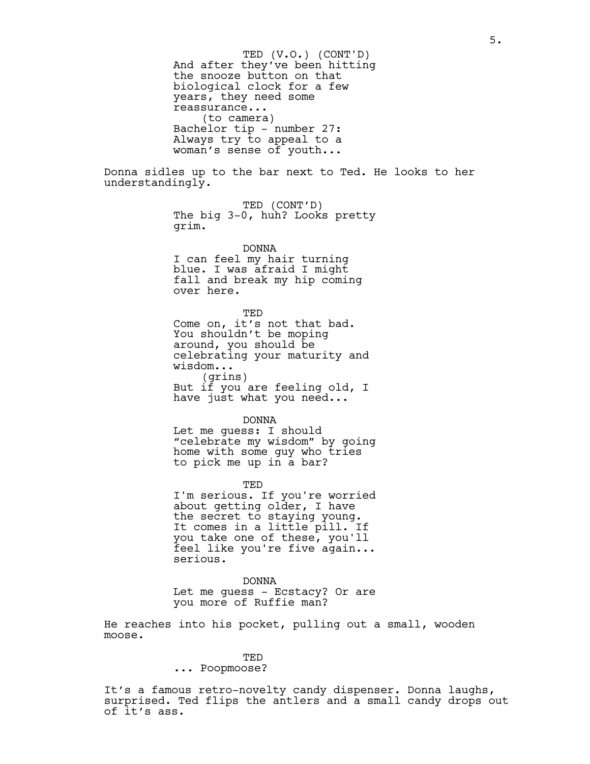TED (V.O.) (CONT'D)
And after they've been hitting the snooze button on that biological clock for a few years, they need some reassurance...
(to camera)
Bachelor tip - number 27: Always try to appeal to a woman's sense of youth...

Donna sidles up to the bar next to Ted. He looks to her understandingly.

TED (CONT'D)
The big 3-0, huh? Looks pretty grim.

DONNA
I can feel my hair turning blue. I was afraid I might fall and break my hip coming over here.

TED
Come on, it's not that bad. You shouldn't be moping around, you should be celebrating your maturity and wisdom...
(grins)
But if you are feeling old, I have just what you need...

DONNA
Let me guess: I should "celebrate my wisdom" by going home with some guy who tries to pick me up in a bar?

TED
I'm serious. If you're worried about getting older, I have the secret to staying young. It comes in a little pill. If you take one of these, you'll feel like you're five again... serious.

DONNA
Let me guess - Ecstacy? Or are you more of Ruffie man?

He reaches into his pocket, pulling out a small, wooden moose.

TED
... Poopmoose?

It's a famous retro-novelty candy dispenser. Donna laughs, surprised. Ted flips the antlers and a small candy drops out of it's ass.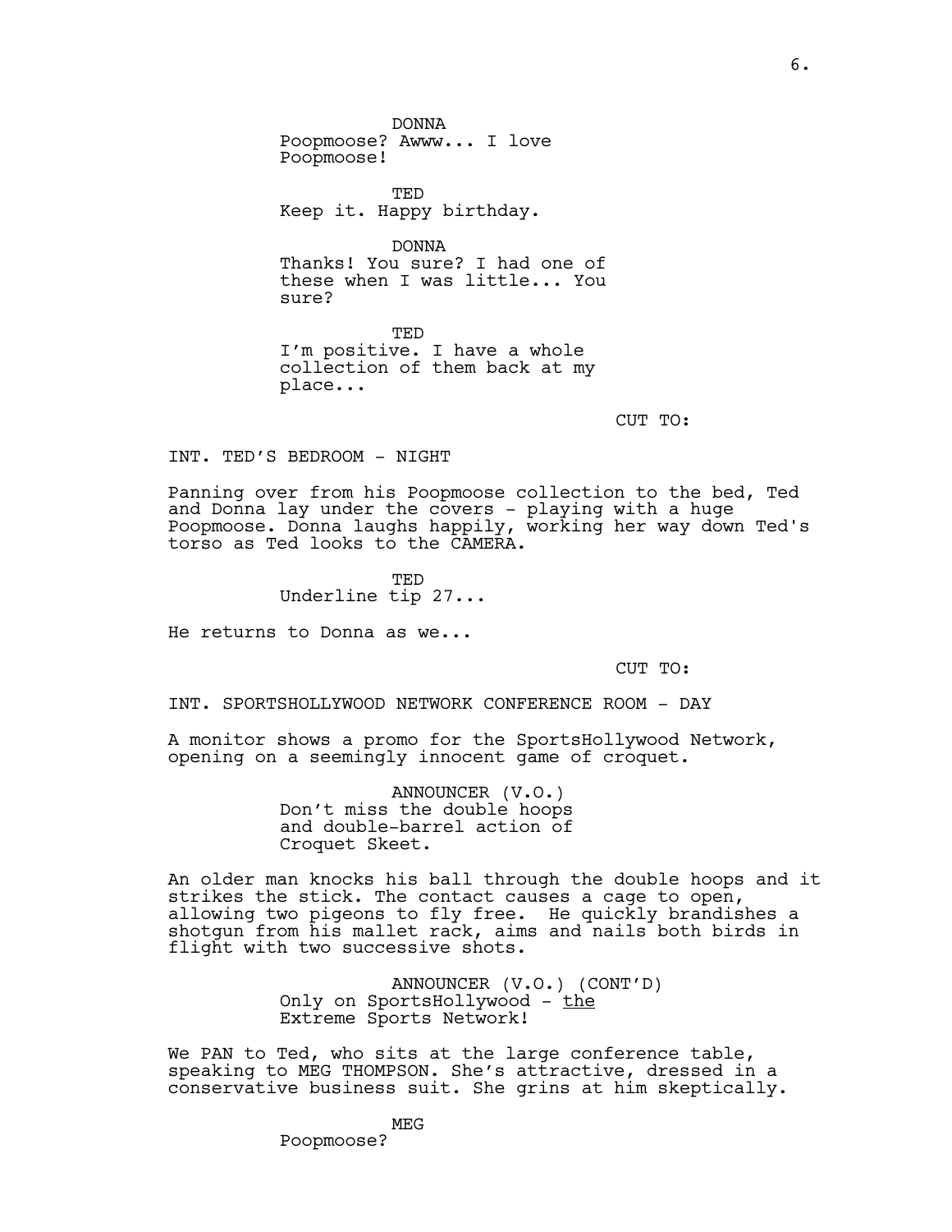DONNA
Poopmoose? Awww... I love Poopmoose!

TED
Keep it. Happy birthday.

DONNA
Thanks! You sure? I had one of these when I was little... You sure?

TED
I'm positive. I have a whole collection of them back at my place...

CUT TO:

INT. TED'S BEDROOM - NIGHT

Panning over from his Poopmoose collection to the bed, Ted and Donna lay under the covers - playing with a huge Poopmoose. Donna laughs happily, working her way down Ted's torso as Ted looks to the CAMERA.

TED
Underline tip 27...

He returns to Donna as we...

CUT TO:

INT. SPORTSHOLLYWOOD NETWORK CONFERENCE ROOM - DAY

A monitor shows a promo for the SportsHollywood Network, opening on a seemingly innocent game of croquet.

ANNOUNCER (V.O.)
Don't miss the double hoops and double-barrel action of Croquet Skeet.

An older man knocks his ball through the double hoops and it strikes the stick. The contact causes a cage to open, allowing two pigeons to fly free. He quickly brandishes a shotgun from his mallet rack, aims and nails both birds in flight with two successive shots.

ANNOUNCER (V.O.) (CONT'D)
Only on SportsHollywood - <u>the</u> Extreme Sports Network!

We PAN to Ted, who sits at the large conference table, speaking to MEG THOMPSON. She's attractive, dressed in a conservative business suit. She grins at him skeptically.

MEG
Poopmoose?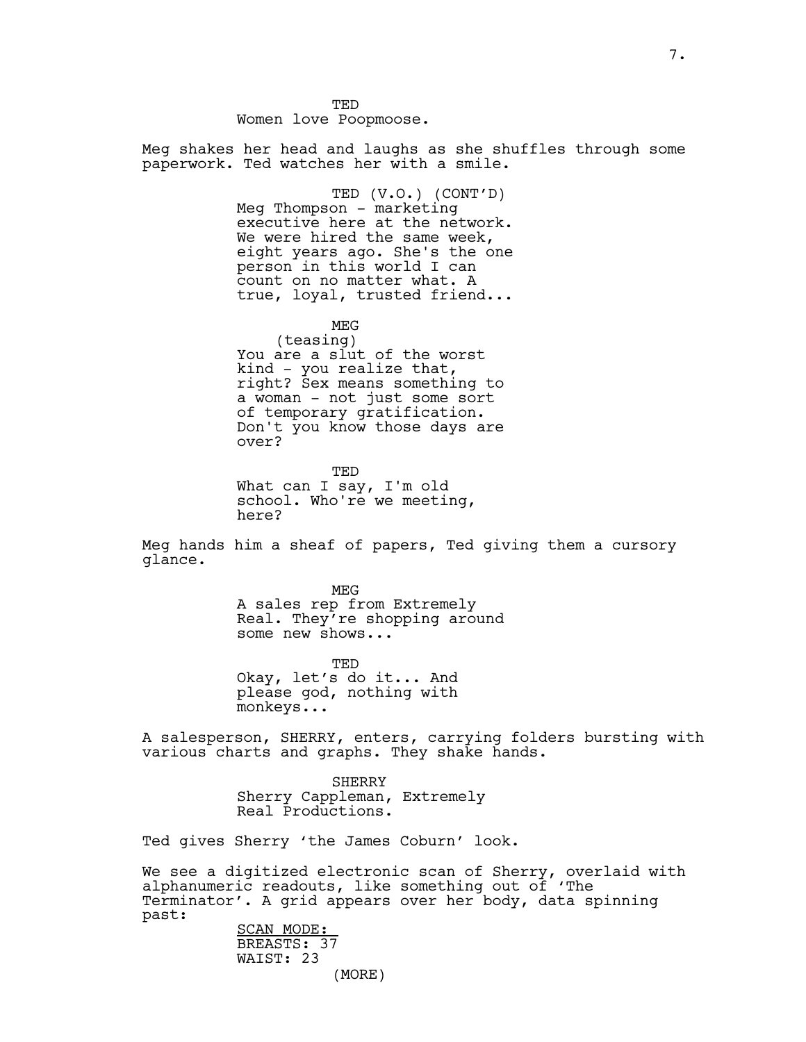TED
Women love Poopmoose.

Meg shakes her head and laughs as she shuffles through some paperwork. Ted watches her with a smile.

TED (V.O.) (CONT'D)
Meg Thompson - marketing executive here at the network. We were hired the same week, eight years ago. She's the one person in this world I can count on no matter what. A true, loyal, trusted friend...

MEG
(teasing)
You are a slut of the worst kind - you realize that, right? Sex means something to a woman - not just some sort of temporary gratification. Don't you know those days are over?

TED
What can I say, I'm old school. Who're we meeting, here?

Meg hands him a sheaf of papers, Ted giving them a cursory glance.

MEG
A sales rep from Extremely Real. They're shopping around some new shows...

TED
Okay, let's do it... And please god, nothing with monkeys...

A salesperson, SHERRY, enters, carrying folders bursting with various charts and graphs. They shake hands.

SHERRY
Sherry Cappleman, Extremely Real Productions.

Ted gives Sherry 'the James Coburn' look.

We see a digitized electronic scan of Sherry, overlaid with alphanumeric readouts, like something out of 'The Terminator'. A grid appears over her body, data spinning past:

SCAN MODE:
BREASTS: 37
WAIST: 23
(MORE)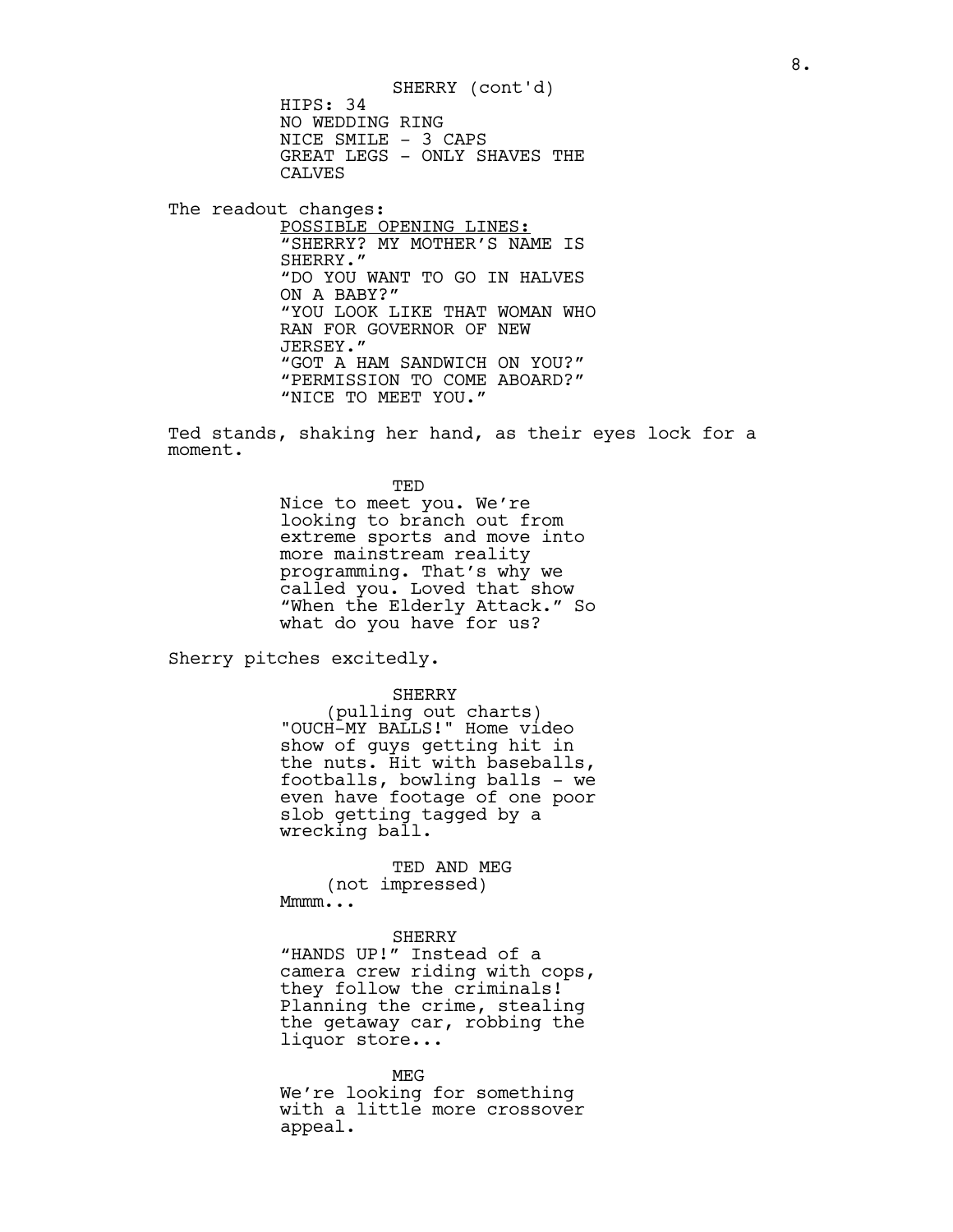SHERRY (cont'd)
HIPS: 34
NO WEDDING RING
NICE SMILE - 3 CAPS
GREAT LEGS - ONLY SHAVES THE CALVES

The readout changes:

POSSIBLE OPENING LINES:
"SHERRY? MY MOTHER'S NAME IS SHERRY."
"DO YOU WANT TO GO IN HALVES ON A BABY?"
"YOU LOOK LIKE THAT WOMAN WHO RAN FOR GOVERNOR OF NEW JERSEY."
"GOT A HAM SANDWICH ON YOU?"
"PERMISSION TO COME ABOARD?"
"NICE TO MEET YOU."

Ted stands, shaking her hand, as their eyes lock for a moment.

TED
Nice to meet you. We're looking to branch out from extreme sports and move into more mainstream reality programming. That's why we called you. Loved that show "When the Elderly Attack." So what do you have for us?

Sherry pitches excitedly.

SHERRY
(pulling out charts)
"OUCH-MY BALLS!" Home video show of guys getting hit in the nuts. Hit with baseballs, footballs, bowling balls - we even have footage of one poor slob getting tagged by a wrecking ball.

TED AND MEG
(not impressed)
Mmmm...

SHERRY
"HANDS UP!" Instead of a camera crew riding with cops, they follow the criminals! Planning the crime, stealing the getaway car, robbing the liquor store...

MEG
We're looking for something with a little more crossover appeal.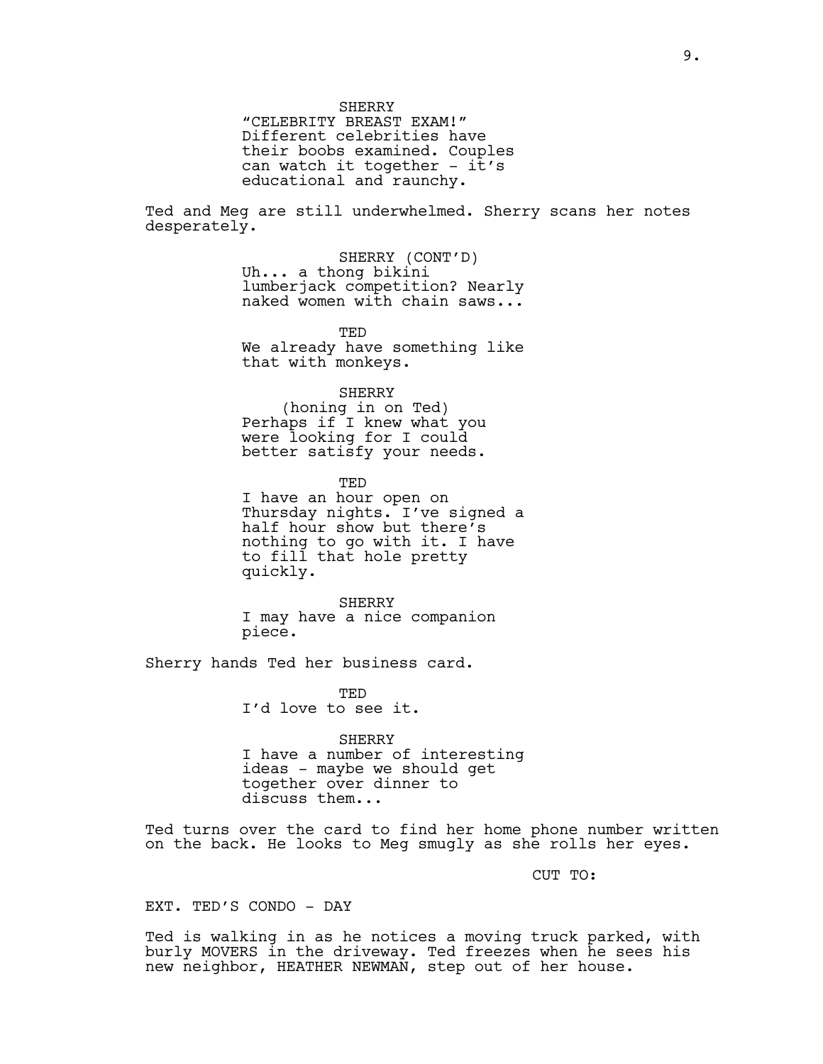SHERRY
"CELEBRITY BREAST EXAM!"
Different celebrities have their boobs examined. Couples can watch it together - it's educational and raunchy.

Ted and Meg are still underwhelmed. Sherry scans her notes desperately.

SHERRY (CONT'D)
Uh... a thong bikini lumberjack competition? Nearly naked women with chain saws...

TED
We already have something like that with monkeys.

SHERRY
(honing in on Ted)
Perhaps if I knew what you were looking for I could better satisfy your needs.

TED
I have an hour open on Thursday nights. I've signed a half hour show but there's nothing to go with it. I have to fill that hole pretty quickly.

SHERRY
I may have a nice companion piece.

Sherry hands Ted her business card.

TED
I'd love to see it.

SHERRY
I have a number of interesting ideas - maybe we should get together over dinner to discuss them...

Ted turns over the card to find her home phone number written on the back. He looks to Meg smugly as she rolls her eyes.

CUT TO:

EXT. TED'S CONDO - DAY

Ted is walking in as he notices a moving truck parked, with burly MOVERS in the driveway. Ted freezes when he sees his new neighbor, HEATHER NEWMAN, step out of her house.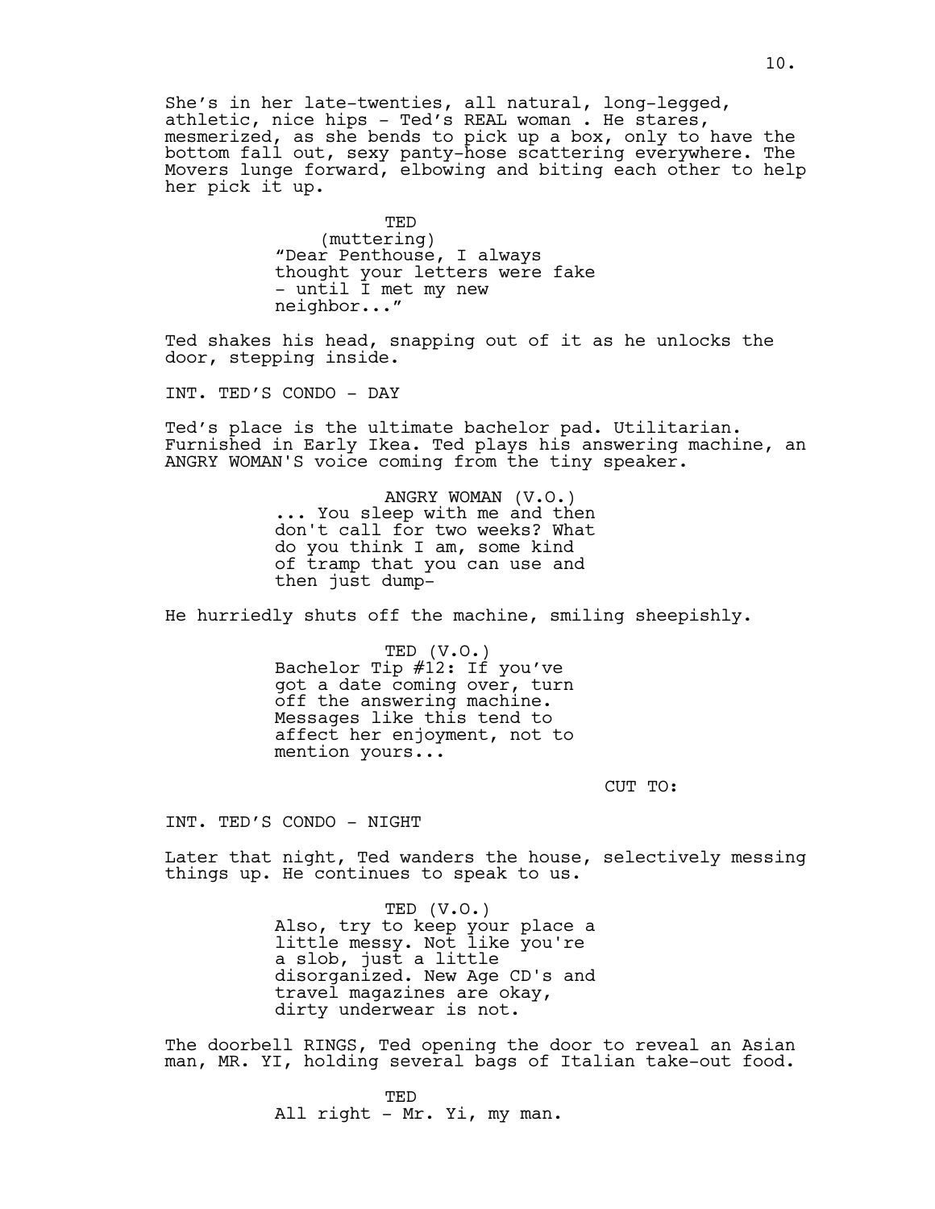She's in her late-twenties, all natural, long-legged, athletic, nice hips - Ted's REAL woman . He stares, mesmerized, as she bends to pick up a box, only to have the bottom fall out, sexy panty-hose scattering everywhere. The Movers lunge forward, elbowing and biting each other to help her pick it up.

TED
(muttering)
"Dear Penthouse, I always thought your letters were fake - until I met my new neighbor..."

Ted shakes his head, snapping out of it as he unlocks the door, stepping inside.

INT. TED'S CONDO - DAY

Ted's place is the ultimate bachelor pad. Utilitarian. Furnished in Early Ikea. Ted plays his answering machine, an ANGRY WOMAN'S voice coming from the tiny speaker.

ANGRY WOMAN (V.O.)
... You sleep with me and then don't call for two weeks? What do you think I am, some kind of tramp that you can use and then just dump-

He hurriedly shuts off the machine, smiling sheepishly.

TED (V.O.)
Bachelor Tip #12: If you've got a date coming over, turn off the answering machine. Messages like this tend to affect her enjoyment, not to mention yours...

CUT TO:

INT. TED'S CONDO - NIGHT

Later that night, Ted wanders the house, selectively messing things up. He continues to speak to us.

TED (V.O.)
Also, try to keep your place a little messy. Not like you're a slob, just a little disorganized. New Age CD's and travel magazines are okay, dirty underwear is not.

The doorbell RINGS, Ted opening the door to reveal an Asian man, MR. YI, holding several bags of Italian take-out food.

TED
All right - Mr. Yi, my man.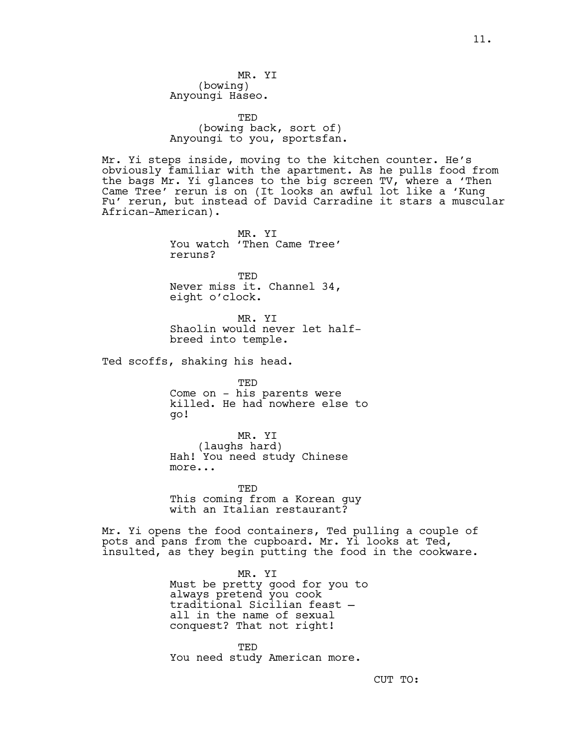MR. YI
(bowing)
Anyoungi Haseo.

TED
(bowing back, sort of)
Anyoungi to you, sportsfan.

Mr. Yi steps inside, moving to the kitchen counter. He's obviously familiar with the apartment. As he pulls food from the bags Mr. Yi glances to the big screen TV, where a 'Then Came Tree' rerun is on (It looks an awful lot like a 'Kung Fu' rerun, but instead of David Carradine it stars a muscular African-American).

MR. YI
You watch 'Then Came Tree' reruns?

TED
Never miss it. Channel 34, eight o'clock.

MR. YI
Shaolin would never let half-breed into temple.

Ted scoffs, shaking his head.

TED
Come on - his parents were killed. He had nowhere else to go!

MR. YI
(laughs hard)
Hah! You need study Chinese more...

TED
This coming from a Korean guy with an Italian restaurant?

Mr. Yi opens the food containers, Ted pulling a couple of pots and pans from the cupboard. Mr. Yi looks at Ted, insulted, as they begin putting the food in the cookware.

MR. YI
Must be pretty good for you to always pretend you cook traditional Sicilian feast – all in the name of sexual conquest? That not right!

TED
You need study American more.

CUT TO: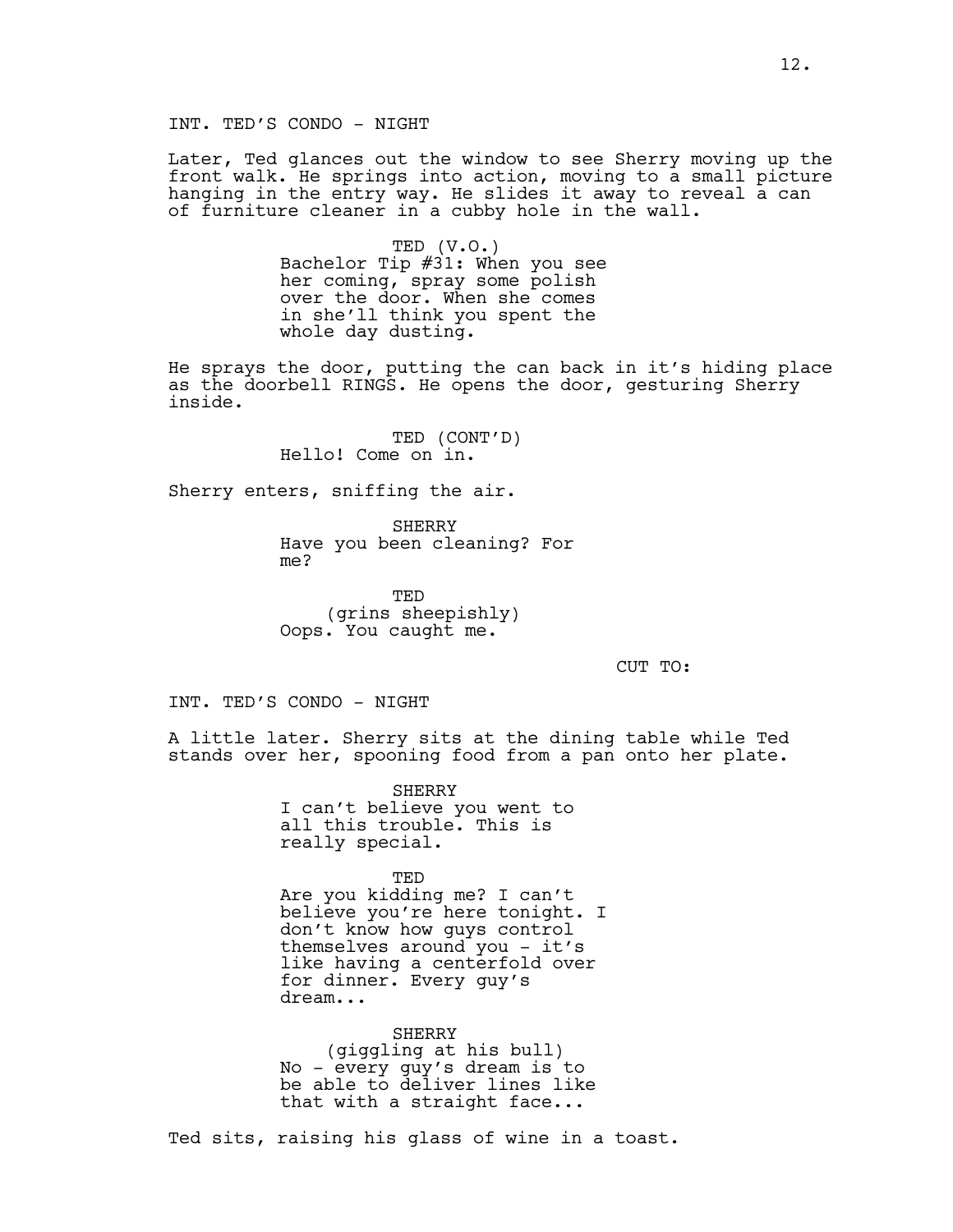INT. TED'S CONDO - NIGHT

Later, Ted glances out the window to see Sherry moving up the front walk. He springs into action, moving to a small picture hanging in the entry way. He slides it away to reveal a can of furniture cleaner in a cubby hole in the wall.

TED (V.O.)
Bachelor Tip #31: When you see her coming, spray some polish over the door. When she comes in she'll think you spent the whole day dusting.

He sprays the door, putting the can back in it's hiding place as the doorbell RINGS. He opens the door, gesturing Sherry inside.

TED (CONT'D)
Hello! Come on in.

Sherry enters, sniffing the air.

SHERRY
Have you been cleaning? For me?

TED
(grins sheepishly)
Oops. You caught me.

CUT TO:

INT. TED'S CONDO - NIGHT

A little later. Sherry sits at the dining table while Ted stands over her, spooning food from a pan onto her plate.

SHERRY
I can't believe you went to all this trouble. This is really special.

TED
Are you kidding me? I can't believe you're here tonight. I don't know how guys control themselves around you - it's like having a centerfold over for dinner. Every guy's dream...

SHERRY
(giggling at his bull)
No - every guy's dream is to be able to deliver lines like that with a straight face...

Ted sits, raising his glass of wine in a toast.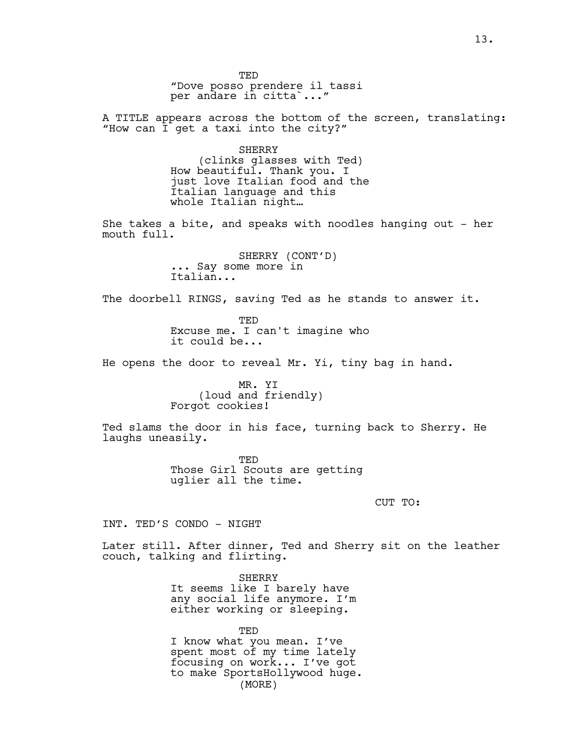TED
"Dove posso prendere il tassi per andare in citta`..."

A TITLE appears across the bottom of the screen, translating: "How can I get a taxi into the city?"

SHERRY
(clinks glasses with Ted)
How beautiful. Thank you. I just love Italian food and the Italian language and this whole Italian night…

She takes a bite, and speaks with noodles hanging out - her mouth full.

SHERRY (CONT'D)
... Say some more in Italian...

The doorbell RINGS, saving Ted as he stands to answer it.

TED
Excuse me. I can't imagine who it could be...

He opens the door to reveal Mr. Yi, tiny bag in hand.

MR. YI
(loud and friendly)
Forgot cookies!

Ted slams the door in his face, turning back to Sherry. He laughs uneasily.

TED
Those Girl Scouts are getting uglier all the time.

CUT TO:

INT. TED'S CONDO - NIGHT

Later still. After dinner, Ted and Sherry sit on the leather couch, talking and flirting.

SHERRY
It seems like I barely have any social life anymore. I'm either working or sleeping.

TED
I know what you mean. I've spent most of my time lately focusing on work... I've got to make SportsHollywood huge.
(MORE)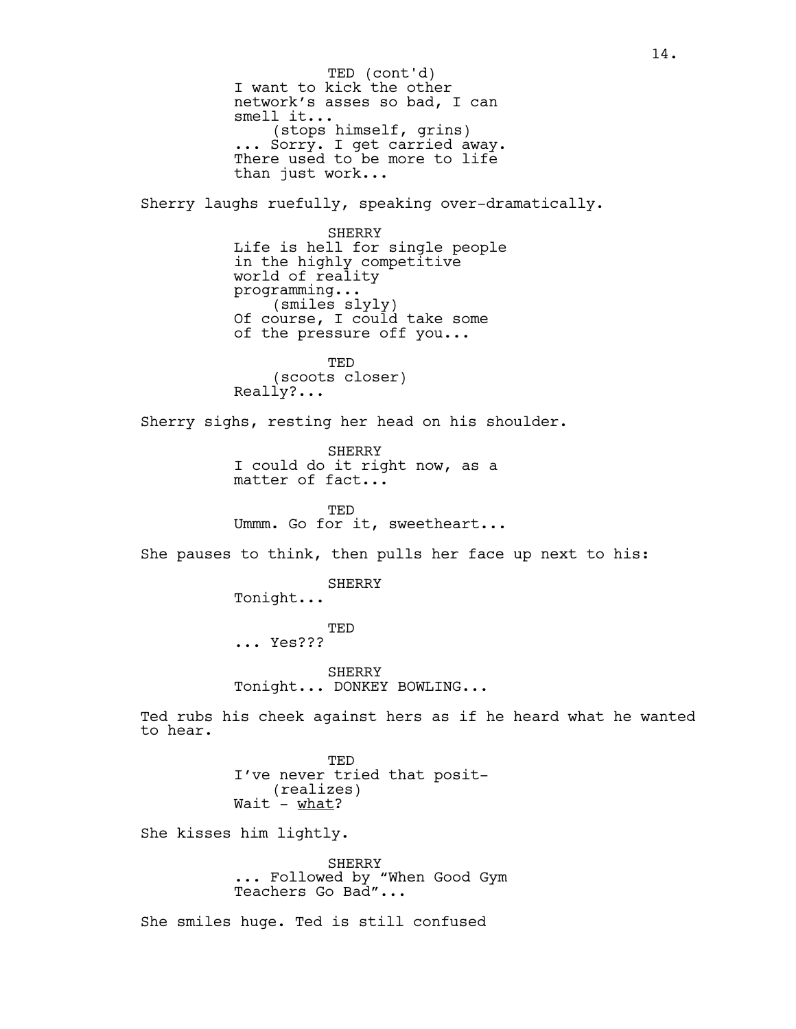TED (cont'd)
I want to kick the other network's asses so bad, I can smell it...
(stops himself, grins)
... Sorry. I get carried away. There used to be more to life than just work...

Sherry laughs ruefully, speaking over-dramatically.

SHERRY
Life is hell for single people in the highly competitive world of reality programming...
(smiles slyly)
Of course, I could take some of the pressure off you...

TED
(scoots closer)
Really?...

Sherry sighs, resting her head on his shoulder.

SHERRY
I could do it right now, as a matter of fact...

TED
Ummm. Go for it, sweetheart...

She pauses to think, then pulls her face up next to his:

SHERRY
Tonight...

TED
... Yes???

SHERRY
Tonight... DONKEY BOWLING...

Ted rubs his cheek against hers as if he heard what he wanted to hear.

TED
I've never tried that posit-
(realizes)
Wait - _what_?

She kisses him lightly.

SHERRY
... Followed by "When Good Gym Teachers Go Bad"...

She smiles huge. Ted is still confused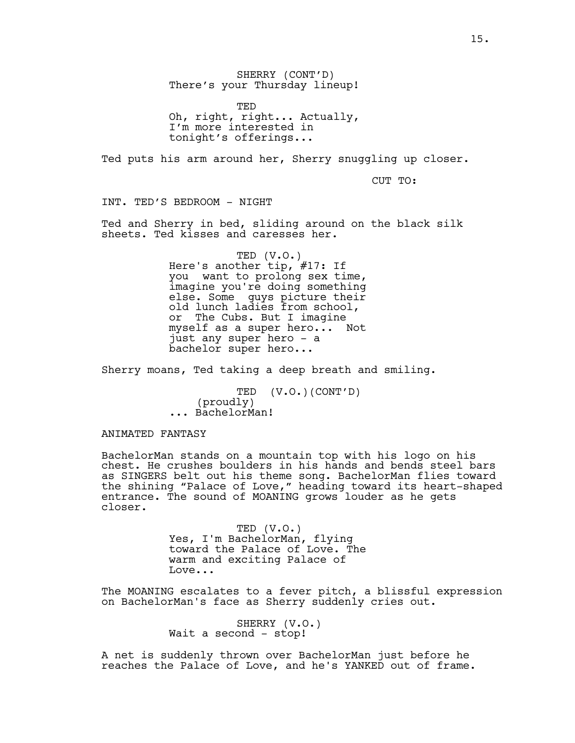SHERRY (CONT'D)
There's your Thursday lineup!

TED
Oh, right, right... Actually, I'm more interested in tonight's offerings...

Ted puts his arm around her, Sherry snuggling up closer.

CUT TO:

INT. TED'S BEDROOM - NIGHT

Ted and Sherry in bed, sliding around on the black silk sheets. Ted kisses and caresses her.

TED (V.O.)
Here's another tip, #17: If you  want to prolong sex time, imagine you're doing something else. Some  guys picture their old lunch ladies from school, or  The Cubs. But I imagine myself as a super hero...  Not just any super hero - a bachelor super hero...

Sherry moans, Ted taking a deep breath and smiling.

TED  (V.O.)(CONT'D)
(proudly)
... BachelorMan!

ANIMATED FANTASY

BachelorMan stands on a mountain top with his logo on his chest. He crushes boulders in his hands and bends steel bars as SINGERS belt out his theme song. BachelorMan flies toward the shining "Palace of Love," heading toward its heart-shaped entrance. The sound of MOANING grows louder as he gets closer.

TED (V.O.)
Yes, I'm BachelorMan, flying toward the Palace of Love. The warm and exciting Palace of Love...

The MOANING escalates to a fever pitch, a blissful expression on BachelorMan's face as Sherry suddenly cries out.

SHERRY (V.O.)
Wait a second - stop!

A net is suddenly thrown over BachelorMan just before he reaches the Palace of Love, and he's YANKED out of frame.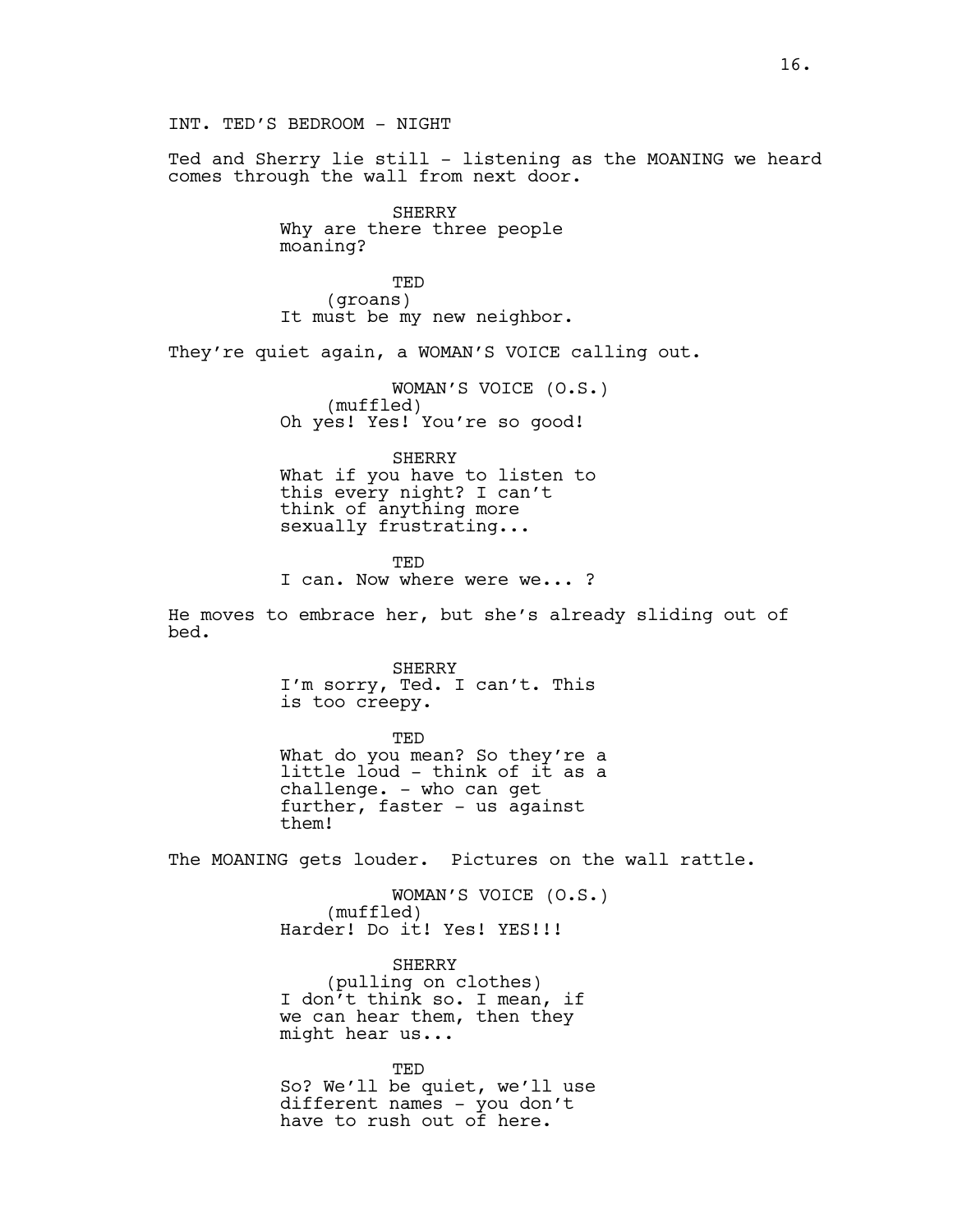INT. TED'S BEDROOM - NIGHT

Ted and Sherry lie still - listening as the MOANING we heard comes through the wall from next door.

SHERRY
Why are there three people moaning?

TED
(groans)
It must be my new neighbor.

They're quiet again, a WOMAN'S VOICE calling out.

WOMAN'S VOICE (O.S.)
(muffled)
Oh yes! Yes! You're so good!

SHERRY
What if you have to listen to this every night? I can't think of anything more sexually frustrating...

TED
I can. Now where were we... ?

He moves to embrace her, but she's already sliding out of bed.

SHERRY
I'm sorry, Ted. I can't. This is too creepy.

TED
What do you mean? So they're a little loud - think of it as a challenge. - who can get further, faster - us against them!

The MOANING gets louder. Pictures on the wall rattle.

WOMAN'S VOICE (O.S.)
(muffled)
Harder! Do it! Yes! YES!!!

SHERRY
(pulling on clothes)
I don't think so. I mean, if we can hear them, then they might hear us...

TED
So? We'll be quiet, we'll use different names - you don't have to rush out of here.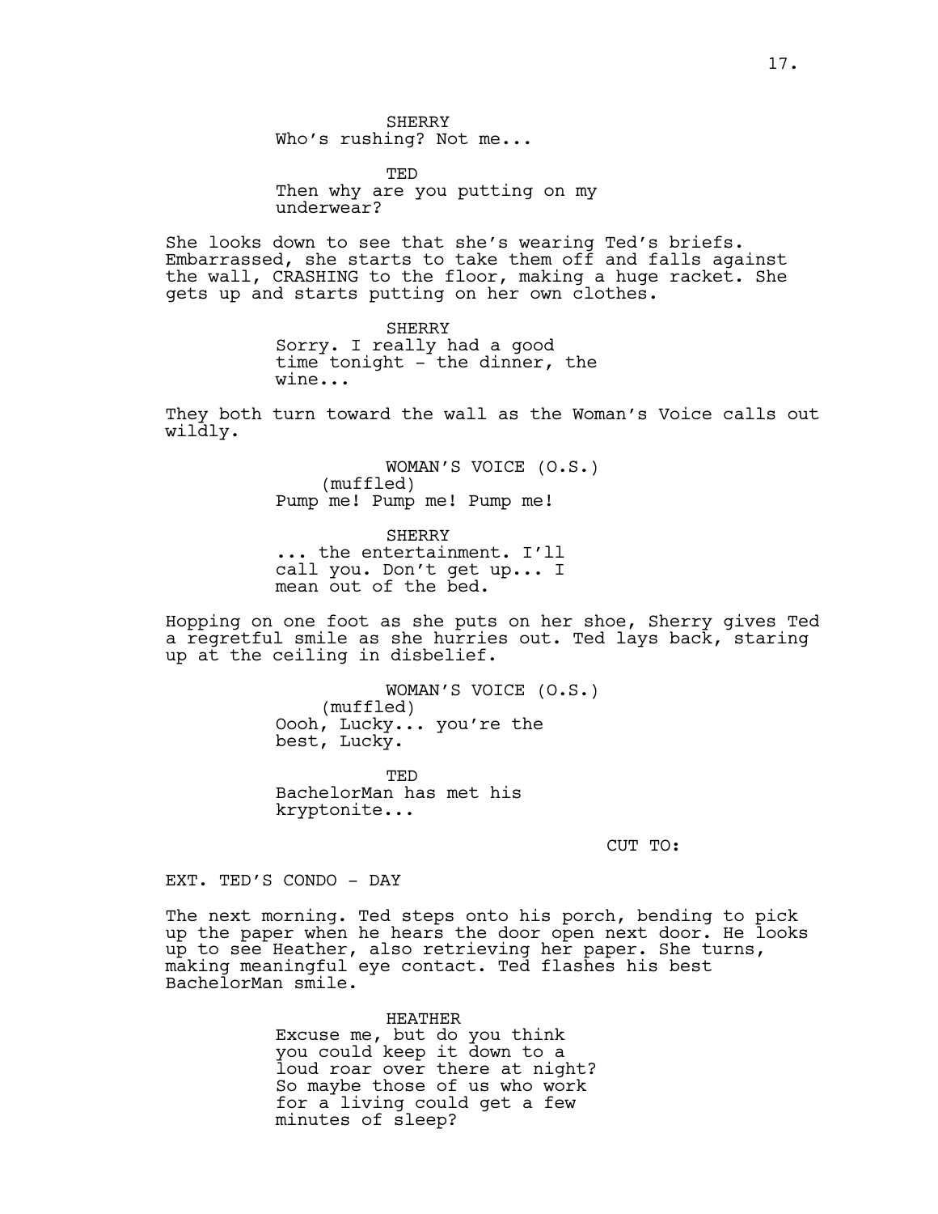SHERRY
Who's rushing? Not me...

TED
Then why are you putting on my underwear?

She looks down to see that she's wearing Ted's briefs. Embarrassed, she starts to take them off and falls against the wall, CRASHING to the floor, making a huge racket. She gets up and starts putting on her own clothes.

SHERRY
Sorry. I really had a good time tonight - the dinner, the wine...

They both turn toward the wall as the Woman's Voice calls out wildly.

WOMAN'S VOICE (O.S.)
(muffled)
Pump me! Pump me! Pump me!

SHERRY
... the entertainment. I'll call you. Don't get up... I mean out of the bed.

Hopping on one foot as she puts on her shoe, Sherry gives Ted a regretful smile as she hurries out. Ted lays back, staring up at the ceiling in disbelief.

WOMAN'S VOICE (O.S.)
(muffled)
Oooh, Lucky... you're the best, Lucky.

TED
BachelorMan has met his kryptonite...

CUT TO:

EXT. TED'S CONDO - DAY

The next morning. Ted steps onto his porch, bending to pick up the paper when he hears the door open next door. He looks up to see Heather, also retrieving her paper. She turns, making meaningful eye contact. Ted flashes his best BachelorMan smile.

HEATHER
Excuse me, but do you think you could keep it down to a loud roar over there at night? So maybe those of us who work for a living could get a few minutes of sleep?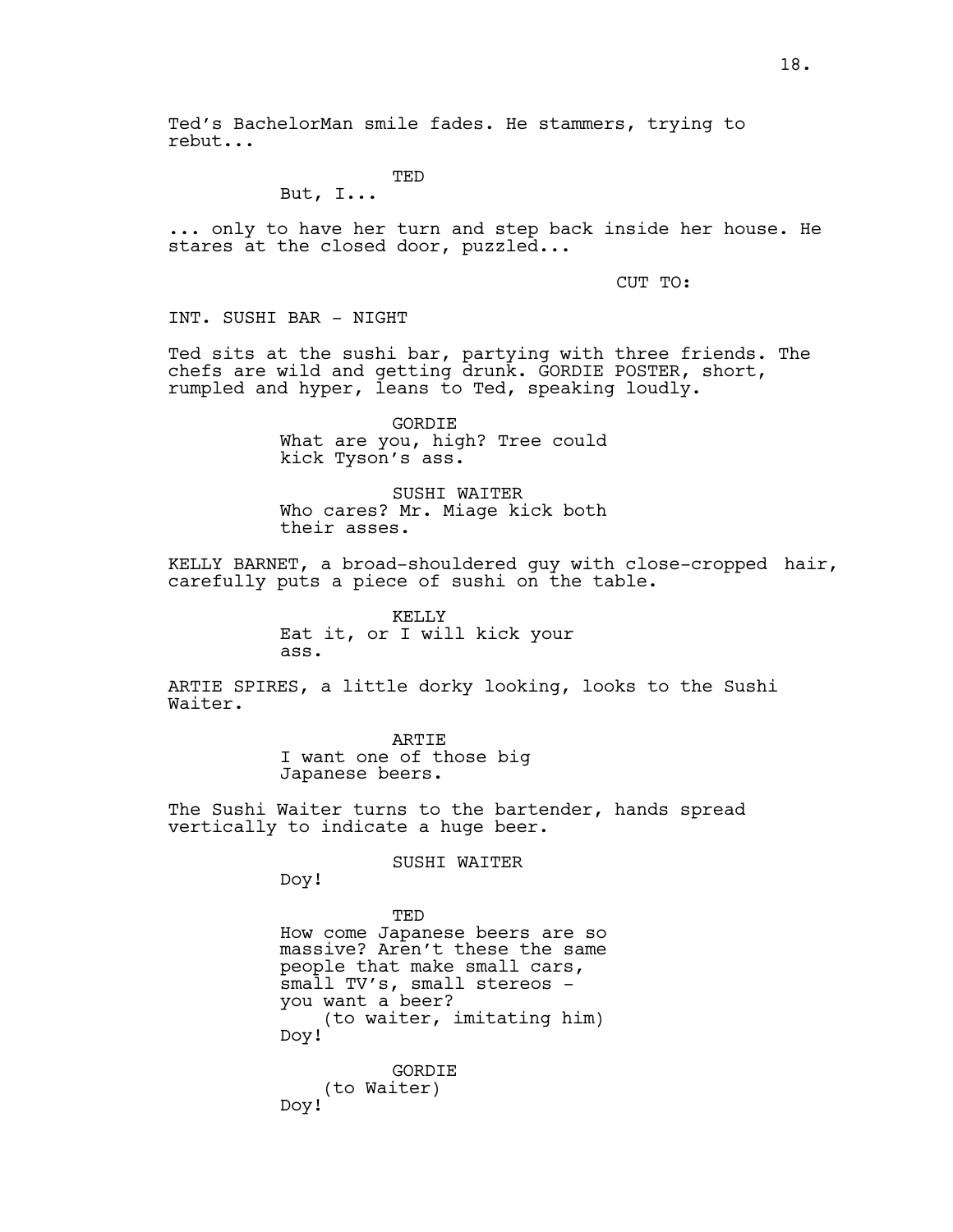Ted's BachelorMan smile fades. He stammers, trying to rebut...

TED
But, I...

... only to have her turn and step back inside her house. He stares at the closed door, puzzled...

CUT TO:

INT. SUSHI BAR - NIGHT

Ted sits at the sushi bar, partying with three friends. The chefs are wild and getting drunk. GORDIE POSTER, short, rumpled and hyper, leans to Ted, speaking loudly.

GORDIE
What are you, high? Tree could kick Tyson's ass.

SUSHI WAITER
Who cares? Mr. Miage kick both their asses.

KELLY BARNET, a broad-shouldered guy with close-cropped hair, carefully puts a piece of sushi on the table.

KELLY
Eat it, or I will kick your ass.

ARTIE SPIRES, a little dorky looking, looks to the Sushi Waiter.

ARTIE
I want one of those big Japanese beers.

The Sushi Waiter turns to the bartender, hands spread vertically to indicate a huge beer.

SUSHI WAITER
Doy!

TED
How come Japanese beers are so massive? Aren't these the same people that make small cars, small TV's, small stereos - you want a beer?
(to waiter, imitating him)
Doy!

GORDIE
(to Waiter)
Doy!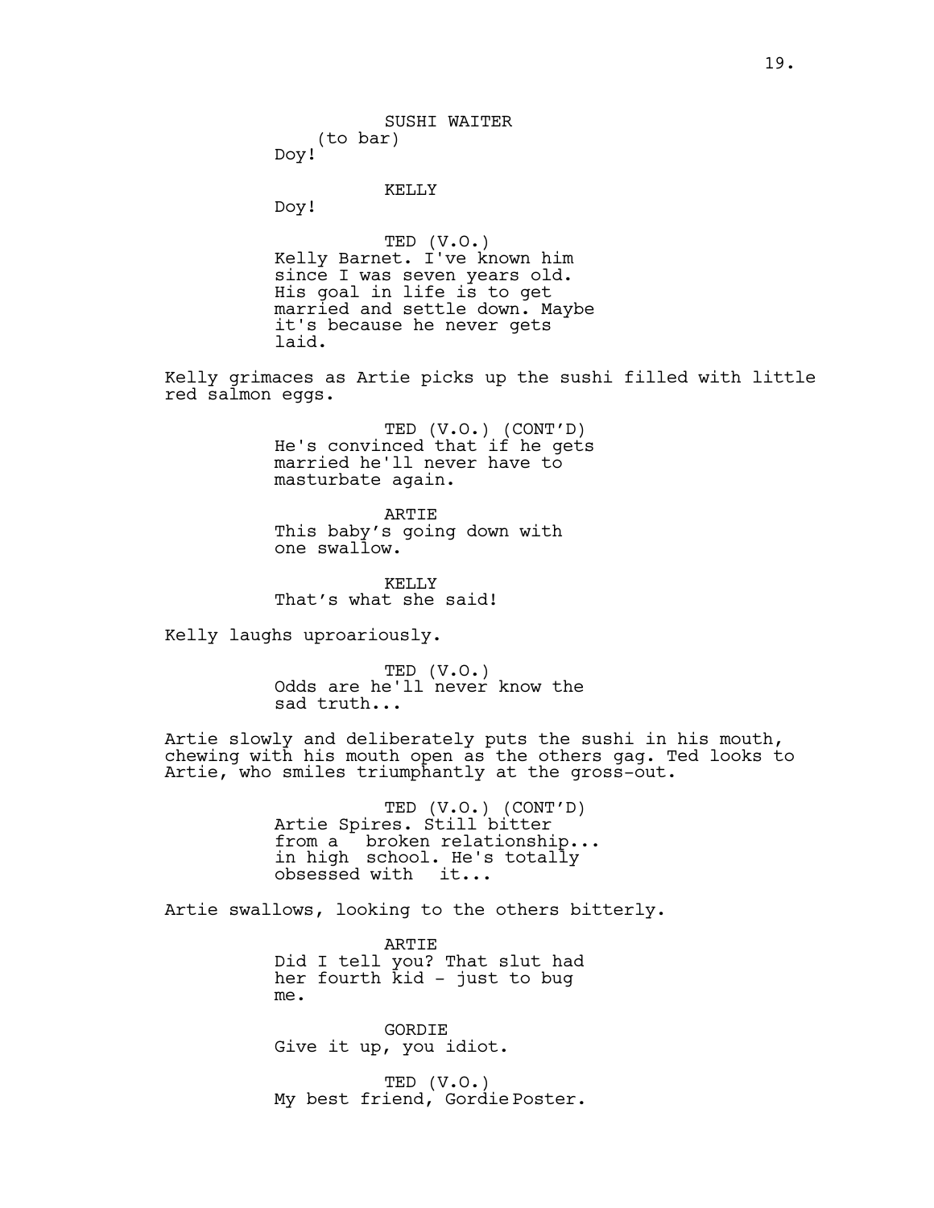SUSHI WAITER
(to bar)
Doy!

KELLY
Doy!

TED (V.O.)
Kelly Barnet. I've known him since I was seven years old. His goal in life is to get married and settle down. Maybe it's because he never gets laid.

Kelly grimaces as Artie picks up the sushi filled with little red salmon eggs.

TED (V.O.) (CONT'D)
He's convinced that if he gets married he'll never have to masturbate again.

ARTIE
This baby's going down with one swallow.

KELLY
That's what she said!

Kelly laughs uproariously.

TED (V.O.)
Odds are he'll never know the sad truth...

Artie slowly and deliberately puts the sushi in his mouth, chewing with his mouth open as the others gag. Ted looks to Artie, who smiles triumphantly at the gross-out.

TED (V.O.) (CONT'D)
Artie Spires. Still bitter from a broken relationship... in high school. He's totally obsessed with it...

Artie swallows, looking to the others bitterly.

ARTIE
Did I tell you? That slut had her fourth kid - just to bug me.

GORDIE
Give it up, you idiot.

TED (V.O.)
My best friend, Gordie Poster.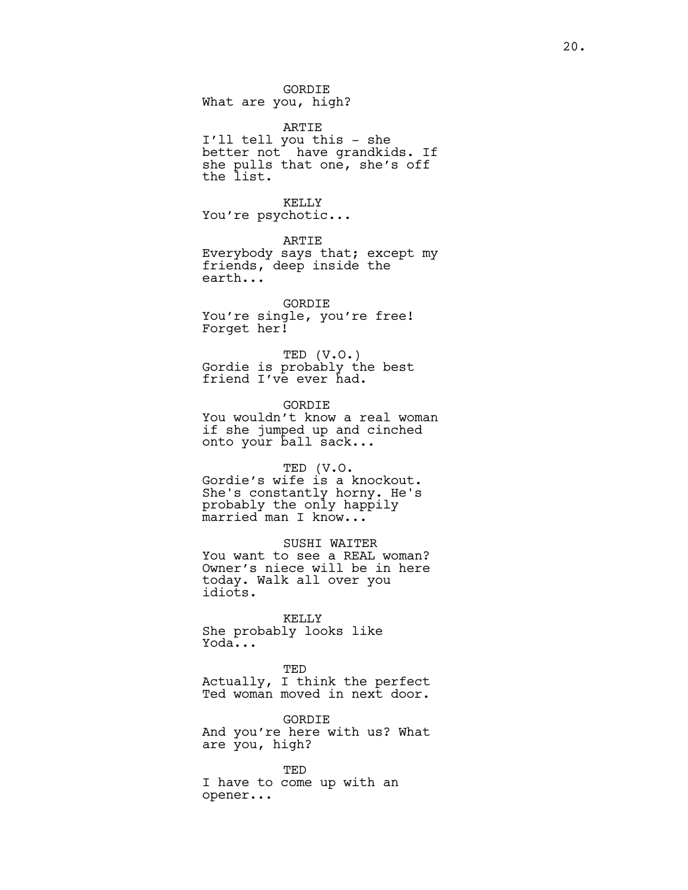GORDIE
What are you, high?

ARTIE
I'll tell you this - she better not  have grandkids. If she pulls that one, she's off the list.

KELLY
You're psychotic...

ARTIE
Everybody says that; except my friends, deep inside the earth...

GORDIE
You're single, you're free! Forget her!

TED (V.O.)
Gordie is probably the best friend I've ever had.

GORDIE
You wouldn't know a real woman if she jumped up and cinched onto your ball sack...

TED (V.O.
Gordie's wife is a knockout. She's constantly horny. He's probably the only happily married man I know...

SUSHI WAITER
You want to see a REAL woman? Owner's niece will be in here today. Walk all over you idiots.

KELLY
She probably looks like Yoda...

TED
Actually, I think the perfect Ted woman moved in next door.

GORDIE
And you're here with us? What are you, high?

TED
I have to come up with an opener...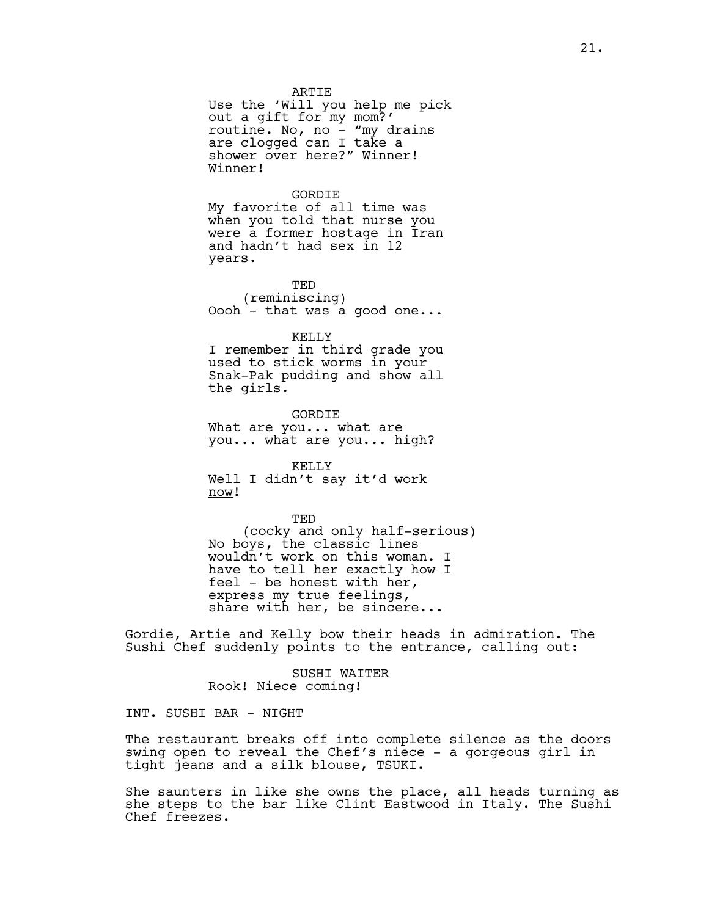ARTIE
Use the 'Will you help me pick out a gift for my mom?' routine. No, no - "my drains are clogged can I take a shower over here?" Winner! Winner!

GORDIE
My favorite of all time was when you told that nurse you were a former hostage in Iran and hadn't had sex in 12 years.

TED
(reminiscing)
Oooh - that was a good one...

KELLY
I remember in third grade you used to stick worms in your Snak-Pak pudding and show all the girls.

GORDIE
What are you... what are you... what are you... high?

KELLY
Well I didn't say it'd work <u>now</u>!

TED
(cocky and only half-serious)
No boys, the classic lines wouldn't work on this woman. I have to tell her exactly how I feel - be honest with her, express my true feelings, share with her, be sincere...

Gordie, Artie and Kelly bow their heads in admiration. The Sushi Chef suddenly points to the entrance, calling out:

SUSHI WAITER
Rook! Niece coming!

INT. SUSHI BAR - NIGHT

The restaurant breaks off into complete silence as the doors swing open to reveal the Chef's niece - a gorgeous girl in tight jeans and a silk blouse, TSUKI.

She saunters in like she owns the place, all heads turning as she steps to the bar like Clint Eastwood in Italy. The Sushi Chef freezes.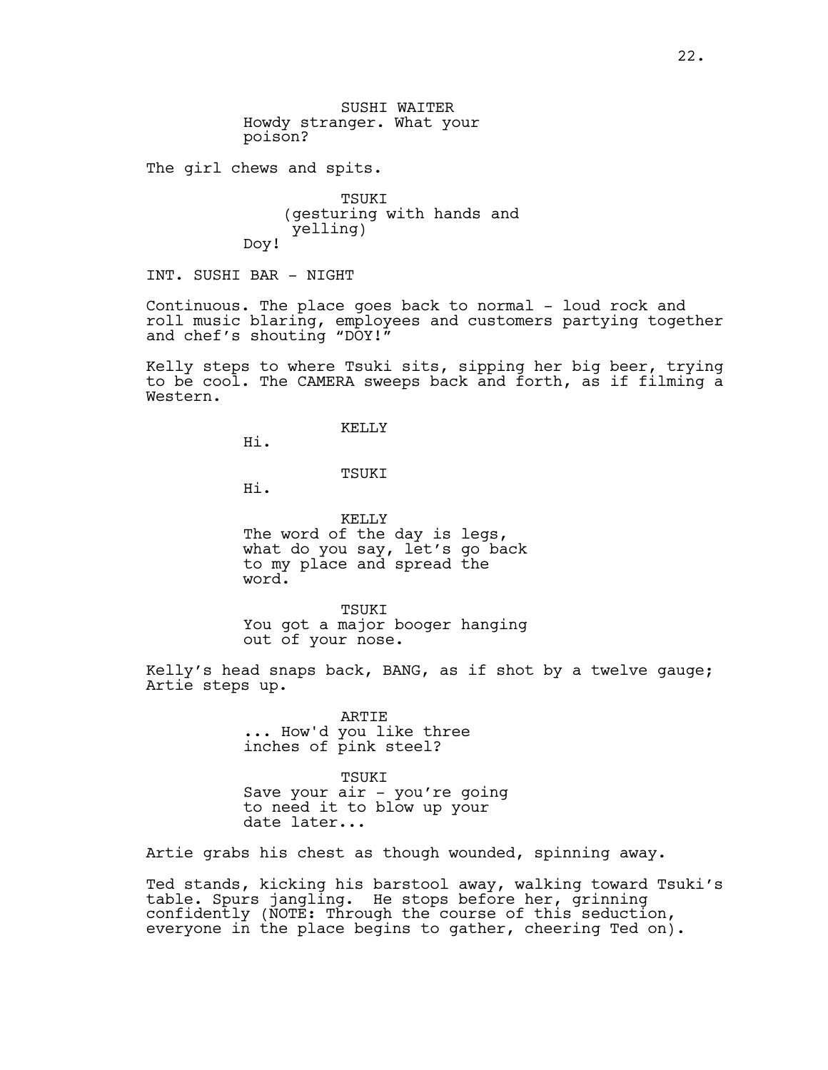SUSHI WAITER
Howdy stranger. What your poison?

The girl chews and spits.

TSUKI
(gesturing with hands and yelling)
Doy!

INT. SUSHI BAR - NIGHT

Continuous. The place goes back to normal - loud rock and roll music blaring, employees and customers partying together and chef's shouting "DOY!"

Kelly steps to where Tsuki sits, sipping her big beer, trying to be cool. The CAMERA sweeps back and forth, as if filming a Western.

KELLY
Hi.

TSUKI
Hi.

KELLY
The word of the day is legs, what do you say, let's go back to my place and spread the word.

TSUKI
You got a major booger hanging out of your nose.

Kelly's head snaps back, BANG, as if shot by a twelve gauge; Artie steps up.

ARTIE
... How'd you like three inches of pink steel?

TSUKI
Save your air - you're going to need it to blow up your date later...

Artie grabs his chest as though wounded, spinning away.

Ted stands, kicking his barstool away, walking toward Tsuki's table. Spurs jangling. He stops before her, grinning confidently (NOTE: Through the course of this seduction, everyone in the place begins to gather, cheering Ted on).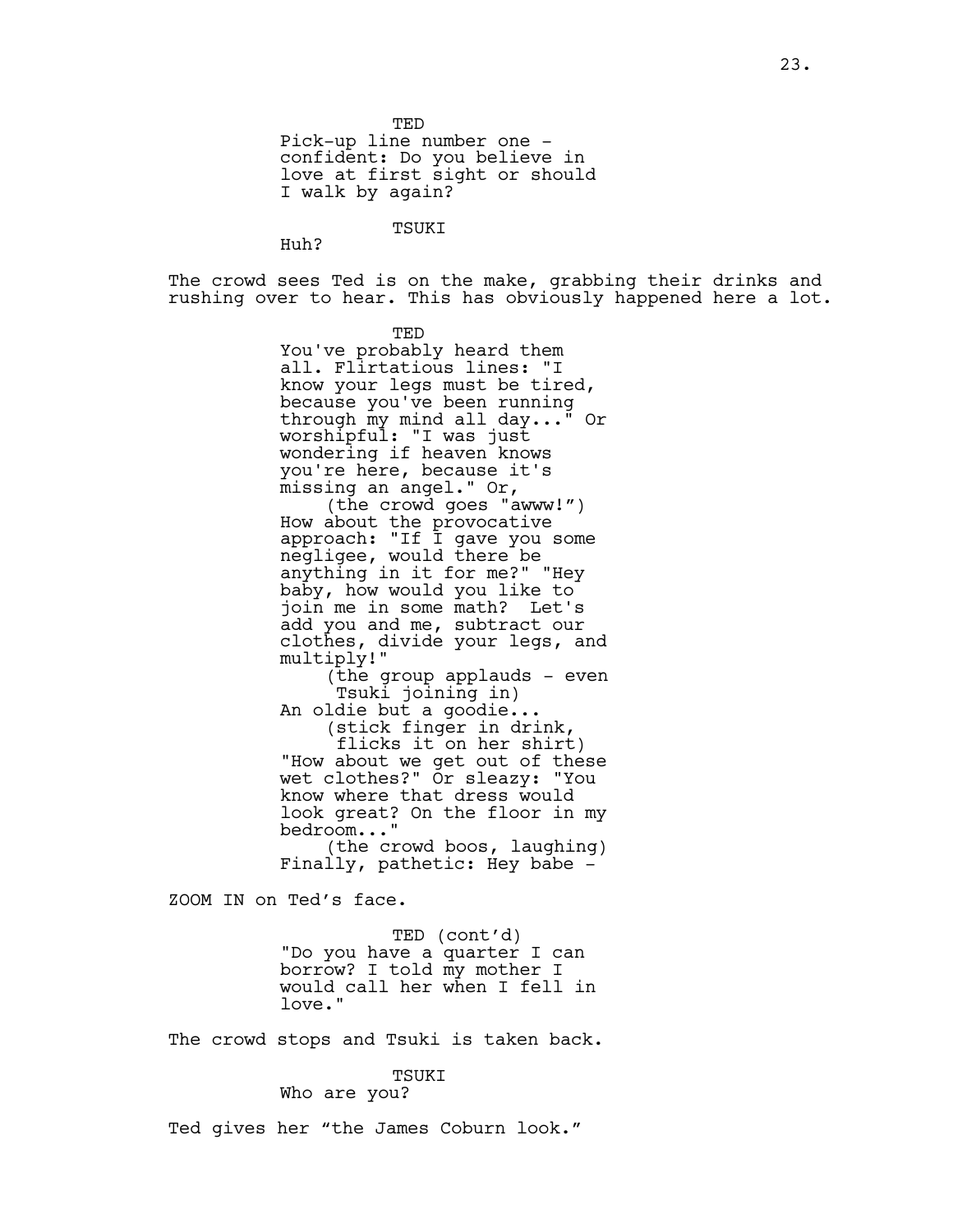TED

Pick-up line number one - confident: Do you believe in love at first sight or should I walk by again?

TSUKI

Huh?

The crowd sees Ted is on the make, grabbing their drinks and rushing over to hear. This has obviously happened here a lot.

TED

You've probably heard them all. Flirtatious lines: "I know your legs must be tired, because you've been running through my mind all day..." Or worshipful: "I was just wondering if heaven knows you're here, because it's missing an angel." Or,

(the crowd goes "awww!")

How about the provocative approach: "If I gave you some negligee, would there be anything in it for me?" "Hey baby, how would you like to join me in some math? Let's add you and me, subtract our clothes, divide your legs, and multiply!"

(the group applauds - even Tsuki joining in)

An oldie but a goodie...

(stick finger in drink, flicks it on her shirt)

"How about we get out of these wet clothes?" Or sleazy: "You know where that dress would look great? On the floor in my bedroom..."

(the crowd boos, laughing)

Finally, pathetic: Hey babe -

ZOOM IN on Ted's face.

TED (cont'd)

"Do you have a quarter I can borrow? I told my mother I would call her when I fell in love."

The crowd stops and Tsuki is taken back.

TSUKI

Who are you?

Ted gives her "the James Coburn look."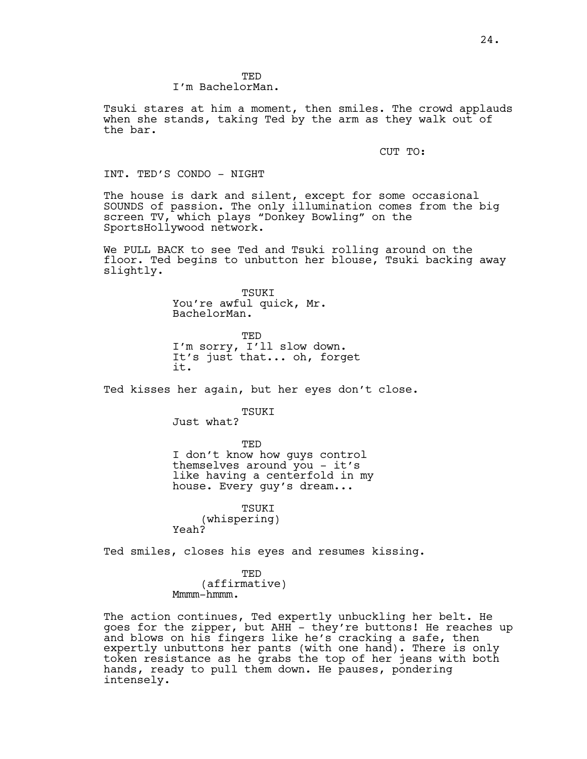TED
I'm BachelorMan.

Tsuki stares at him a moment, then smiles. The crowd applauds when she stands, taking Ted by the arm as they walk out of the bar.

CUT TO:

INT. TED'S CONDO - NIGHT

The house is dark and silent, except for some occasional SOUNDS of passion. The only illumination comes from the big screen TV, which plays "Donkey Bowling" on the SportsHollywood network.

We PULL BACK to see Ted and Tsuki rolling around on the floor. Ted begins to unbutton her blouse, Tsuki backing away slightly.

TSUKI
You're awful quick, Mr. BachelorMan.

TED
I'm sorry, I'll slow down. It's just that... oh, forget it.

Ted kisses her again, but her eyes don't close.

TSUKI
Just what?

TED
I don't know how guys control themselves around you - it's like having a centerfold in my house. Every guy's dream...

TSUKI
(whispering)
Yeah?

Ted smiles, closes his eyes and resumes kissing.

TED
(affirmative)
Mmmm-hmmm.

The action continues, Ted expertly unbuckling her belt. He goes for the zipper, but AHH - they're buttons! He reaches up and blows on his fingers like he's cracking a safe, then expertly unbuttons her pants (with one hand). There is only token resistance as he grabs the top of her jeans with both hands, ready to pull them down. He pauses, pondering intensely.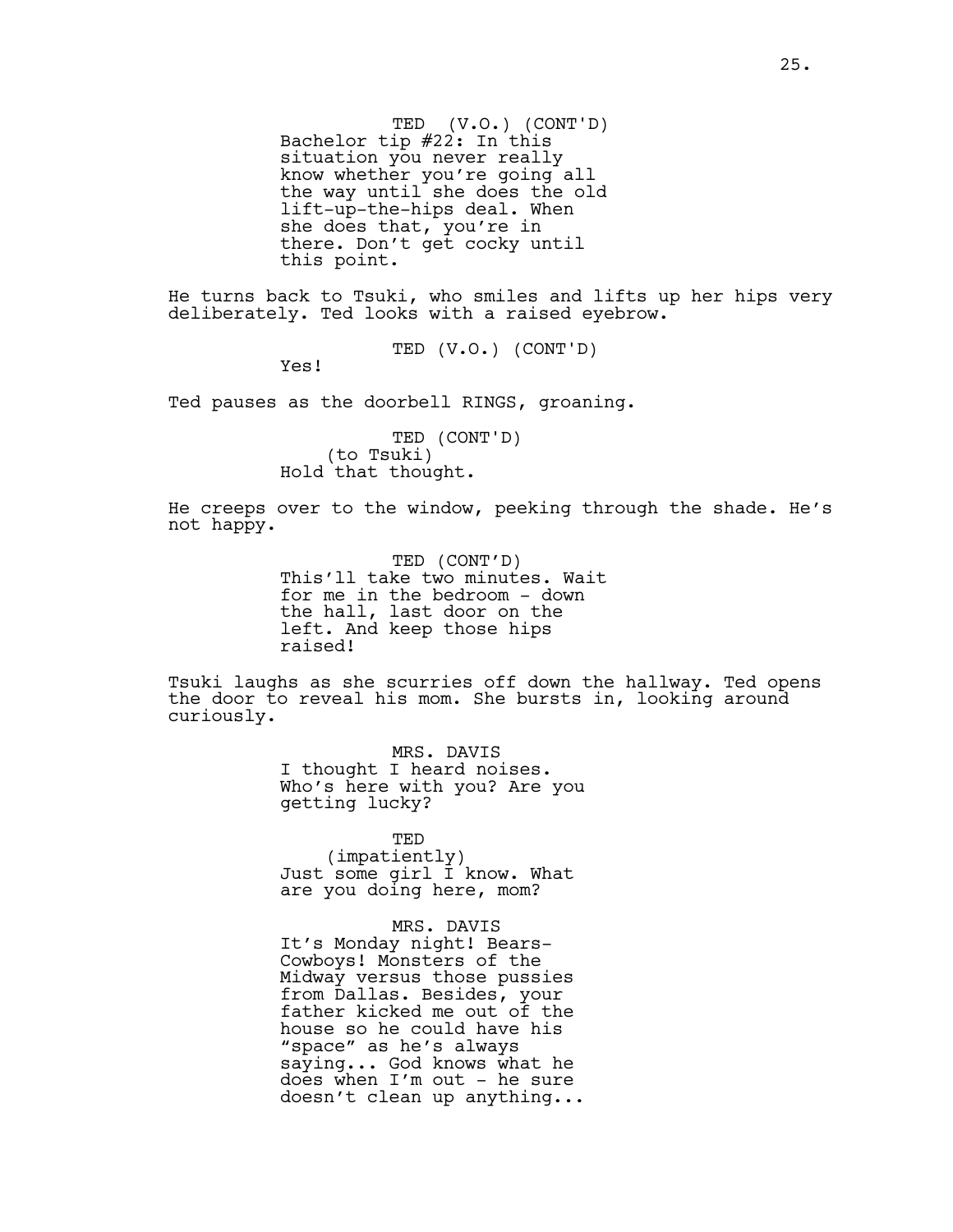TED (V.O.) (CONT'D)
Bachelor tip #22: In this situation you never really know whether you're going all the way until she does the old lift-up-the-hips deal. When she does that, you're in there. Don't get cocky until this point.

He turns back to Tsuki, who smiles and lifts up her hips very deliberately. Ted looks with a raised eyebrow.

TED (V.O.) (CONT'D)
Yes!

Ted pauses as the doorbell RINGS, groaning.

TED (CONT'D)
(to Tsuki)
Hold that thought.

He creeps over to the window, peeking through the shade. He's not happy.

TED (CONT'D)
This'll take two minutes. Wait for me in the bedroom - down the hall, last door on the left. And keep those hips raised!

Tsuki laughs as she scurries off down the hallway. Ted opens the door to reveal his mom. She bursts in, looking around curiously.

MRS. DAVIS
I thought I heard noises. Who's here with you? Are you getting lucky?

TED
(impatiently)
Just some girl I know. What are you doing here, mom?

MRS. DAVIS
It's Monday night! Bears-Cowboys! Monsters of the Midway versus those pussies from Dallas. Besides, your father kicked me out of the house so he could have his "space" as he's always saying... God knows what he does when I'm out - he sure doesn't clean up anything...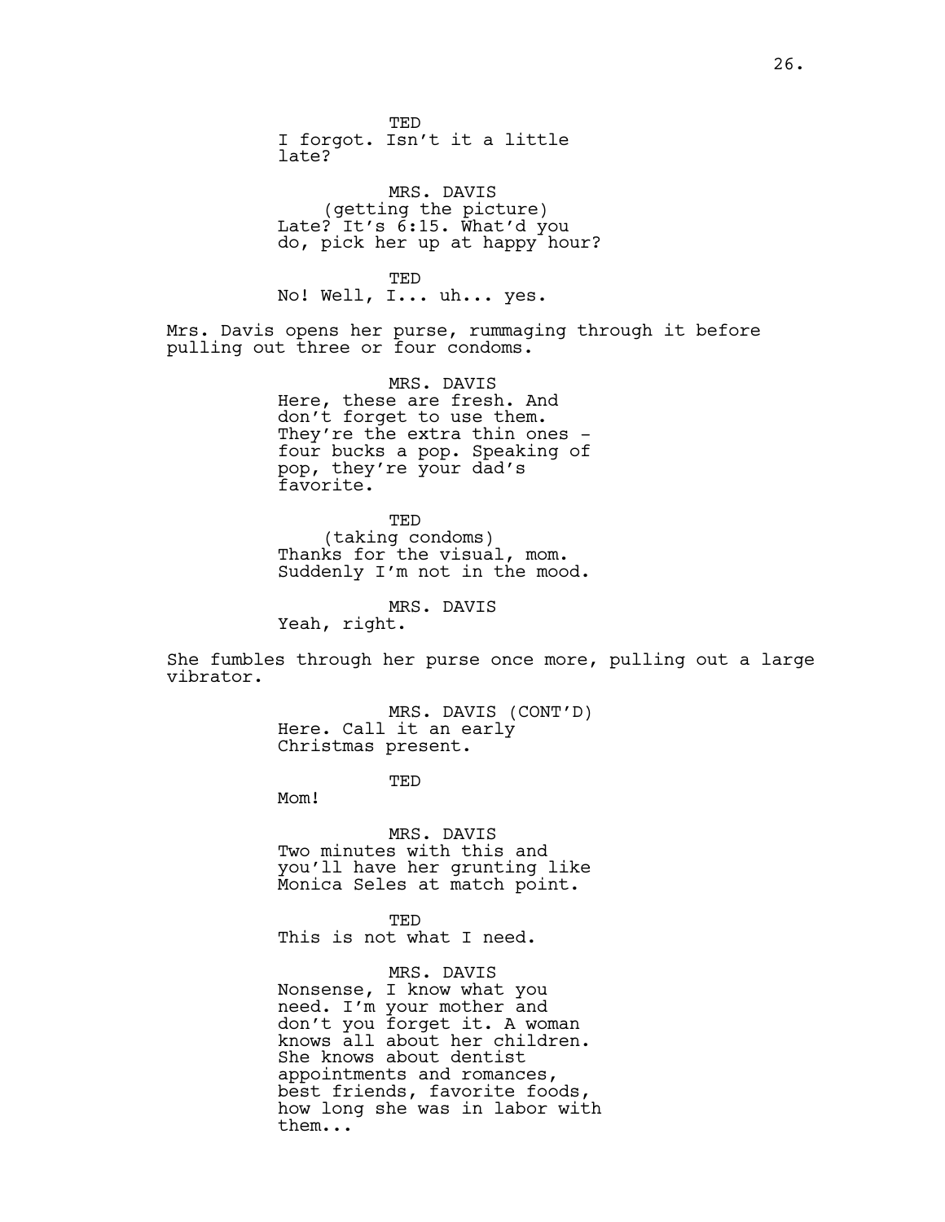TED
I forgot. Isn't it a little late?

MRS. DAVIS
(getting the picture)
Late? It's 6:15. What'd you do, pick her up at happy hour?

TED
No! Well, I... uh... yes.

Mrs. Davis opens her purse, rummaging through it before pulling out three or four condoms.

MRS. DAVIS
Here, these are fresh. And don't forget to use them. They're the extra thin ones - four bucks a pop. Speaking of pop, they're your dad's favorite.

TED
(taking condoms)
Thanks for the visual, mom. Suddenly I'm not in the mood.

MRS. DAVIS
Yeah, right.

She fumbles through her purse once more, pulling out a large vibrator.

MRS. DAVIS (CONT'D)
Here. Call it an early Christmas present.

TED
Mom!

MRS. DAVIS
Two minutes with this and you'll have her grunting like Monica Seles at match point.

TED
This is not what I need.

MRS. DAVIS
Nonsense, I know what you need. I'm your mother and don't you forget it. A woman knows all about her children. She knows about dentist appointments and romances, best friends, favorite foods, how long she was in labor with them...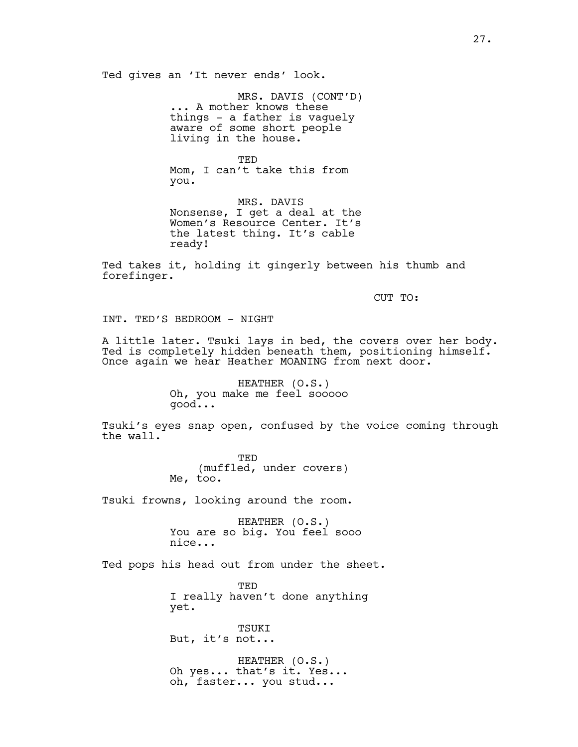Ted gives an 'It never ends' look.

MRS. DAVIS (CONT'D)
... A mother knows these things - a father is vaguely aware of some short people living in the house.

TED
Mom, I can't take this from you.

MRS. DAVIS
Nonsense, I get a deal at the Women's Resource Center. It's the latest thing. It's cable ready!

Ted takes it, holding it gingerly between his thumb and forefinger.

CUT TO:

INT. TED'S BEDROOM - NIGHT

A little later. Tsuki lays in bed, the covers over her body. Ted is completely hidden beneath them, positioning himself. Once again we hear Heather MOANING from next door.

HEATHER (O.S.)
Oh, you make me feel sooooo good...

Tsuki's eyes snap open, confused by the voice coming through the wall.

TED
(muffled, under covers)
Me, too.

Tsuki frowns, looking around the room.

HEATHER (O.S.)
You are so big. You feel sooo nice...

Ted pops his head out from under the sheet.

TED
I really haven't done anything yet.

TSUKI
But, it's not...

HEATHER (O.S.)
Oh yes... that's it. Yes... oh, faster... you stud...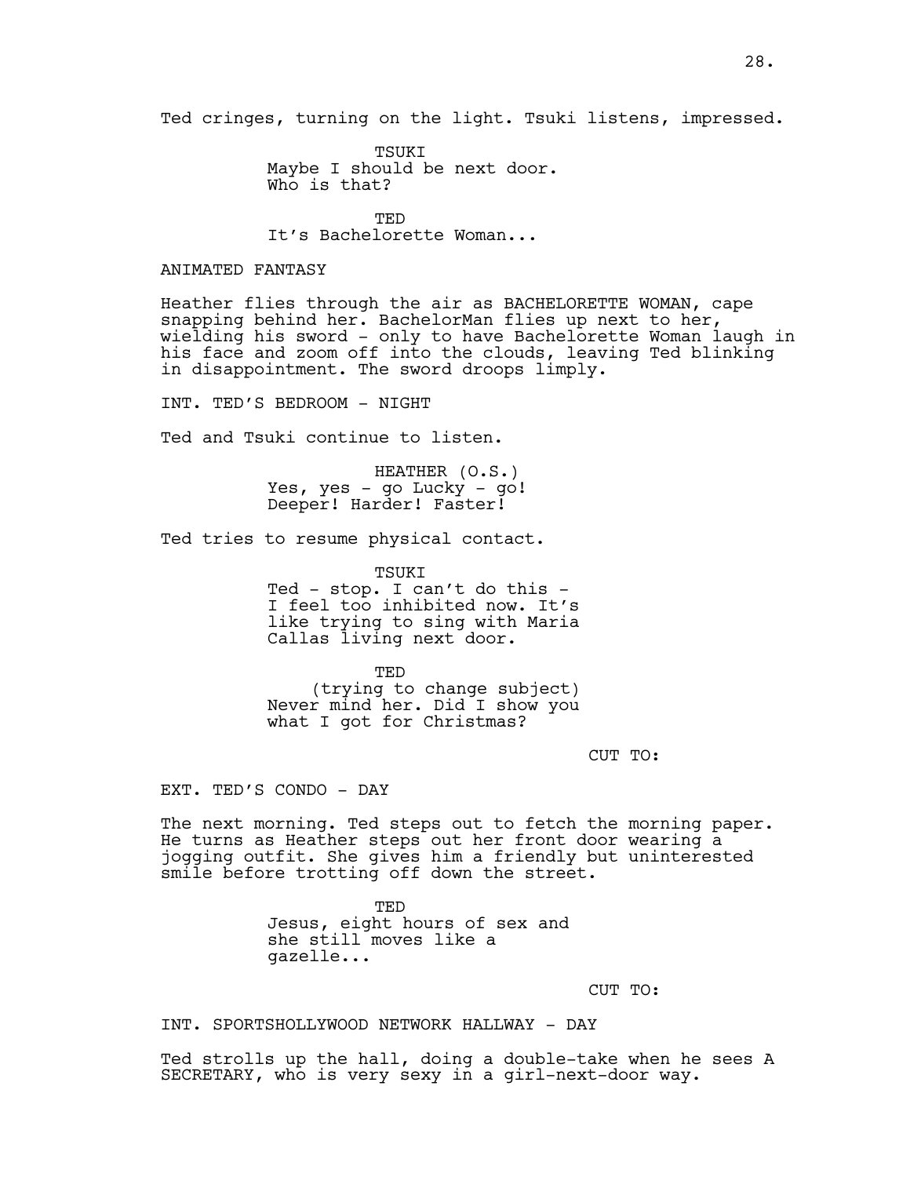Ted cringes, turning on the light. Tsuki listens, impressed.

TSUKI
Maybe I should be next door.
Who is that?

TED
It's Bachelorette Woman...

ANIMATED FANTASY

Heather flies through the air as BACHELORETTE WOMAN, cape snapping behind her. BachelorMan flies up next to her, wielding his sword - only to have Bachelorette Woman laugh in his face and zoom off into the clouds, leaving Ted blinking in disappointment. The sword droops limply.

INT. TED'S BEDROOM - NIGHT

Ted and Tsuki continue to listen.

HEATHER (O.S.)
Yes, yes - go Lucky - go!
Deeper! Harder! Faster!

Ted tries to resume physical contact.

TSUKI
Ted - stop. I can't do this -
I feel too inhibited now. It's
like trying to sing with Maria
Callas living next door.

TED
(trying to change subject)
Never mind her. Did I show you
what I got for Christmas?

CUT TO:

EXT. TED'S CONDO - DAY

The next morning. Ted steps out to fetch the morning paper. He turns as Heather steps out her front door wearing a jogging outfit. She gives him a friendly but uninterested smile before trotting off down the street.

TED
Jesus, eight hours of sex and
she still moves like a
gazelle...

CUT TO:

INT. SPORTSHOLLYWOOD NETWORK HALLWAY - DAY

Ted strolls up the hall, doing a double-take when he sees A SECRETARY, who is very sexy in a girl-next-door way.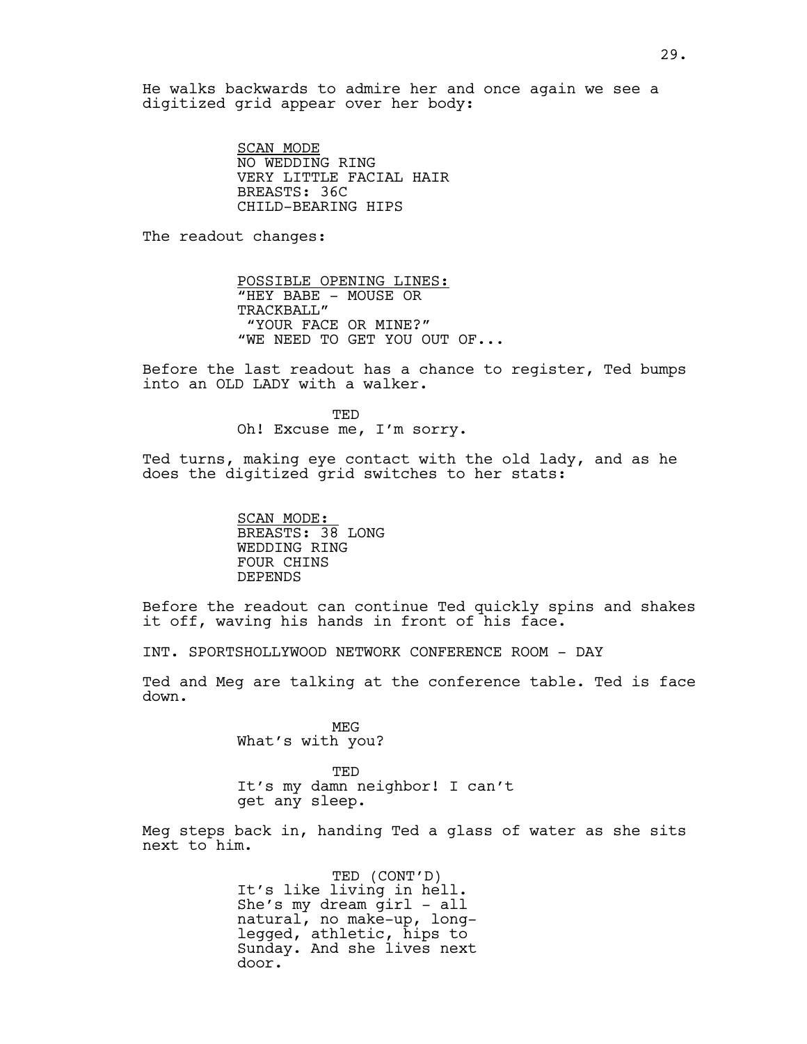He walks backwards to admire her and once again we see a digitized grid appear over her body:

> <u>SCAN MODE</u>
> NO WEDDING RING
> VERY LITTLE FACIAL HAIR
> BREASTS: 36C
> CHILD-BEARING HIPS

The readout changes:

> <u>POSSIBLE OPENING LINES:</u>
> "HEY BABE - MOUSE OR TRACKBALL"
> "YOUR FACE OR MINE?"
> "WE NEED TO GET YOU OUT OF...

Before the last readout has a chance to register, Ted bumps into an OLD LADY with a walker.

**TED**
Oh! Excuse me, I'm sorry.

Ted turns, making eye contact with the old lady, and as he does the digitized grid switches to her stats:

> <u>SCAN MODE:</u>
> BREASTS: 38 LONG
> WEDDING RING
> FOUR CHINS
> DEPENDS

Before the readout can continue Ted quickly spins and shakes it off, waving his hands in front of his face.

INT. SPORTSHOLLYWOOD NETWORK CONFERENCE ROOM - DAY

Ted and Meg are talking at the conference table. Ted is face down.

**MEG**
What's with you?

**TED**
It's my damn neighbor! I can't get any sleep.

Meg steps back in, handing Ted a glass of water as she sits next to him.

**TED (CONT'D)**
It's like living in hell. She's my dream girl - all natural, no make-up, long-legged, athletic, hips to Sunday. And she lives next door.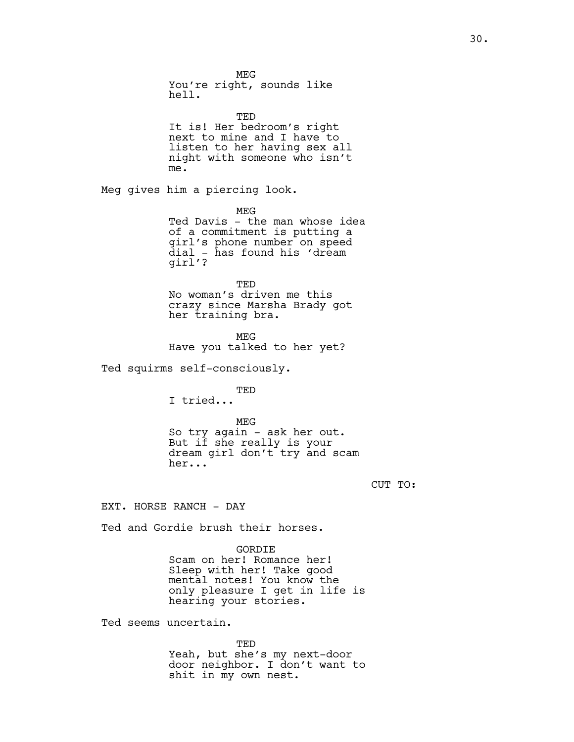MEG
You're right, sounds like hell.

TED
It is! Her bedroom's right next to mine and I have to listen to her having sex all night with someone who isn't me.

Meg gives him a piercing look.

MEG
Ted Davis - the man whose idea of a commitment is putting a girl's phone number on speed dial - has found his 'dream girl'?

TED
No woman's driven me this crazy since Marsha Brady got her training bra.

MEG
Have you talked to her yet?

Ted squirms self-consciously.

TED
I tried...

MEG
So try again - ask her out. But if she really is your dream girl don't try and scam her...

CUT TO:

EXT. HORSE RANCH - DAY

Ted and Gordie brush their horses.

GORDIE
Scam on her! Romance her! Sleep with her! Take good mental notes! You know the only pleasure I get in life is hearing your stories.

Ted seems uncertain.

TED
Yeah, but she's my next-door door neighbor. I don't want to shit in my own nest.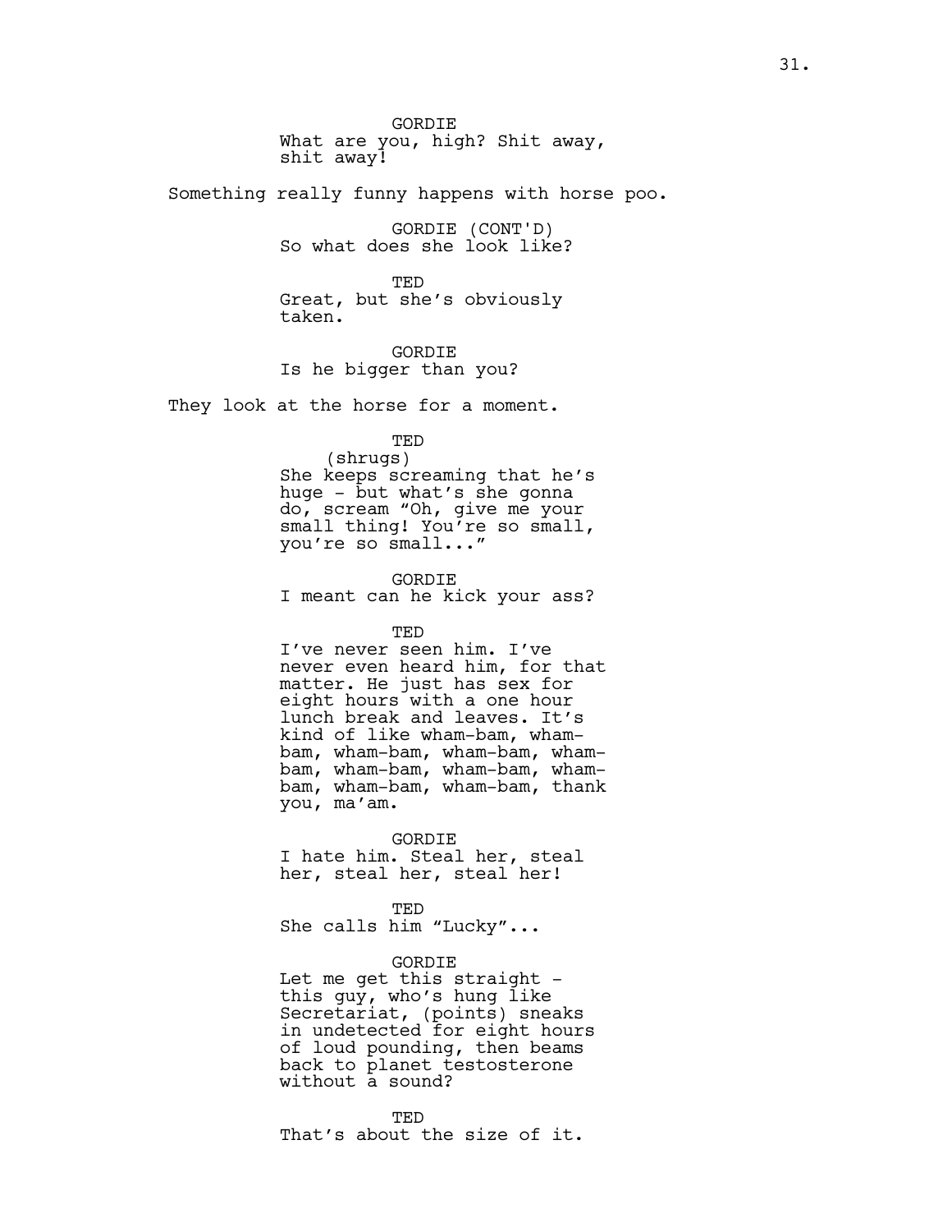GORDIE
What are you, high? Shit away, shit away!

Something really funny happens with horse poo.

GORDIE (CONT'D)
So what does she look like?

TED
Great, but she's obviously taken.

GORDIE
Is he bigger than you?

They look at the horse for a moment.

TED
(shrugs)
She keeps screaming that he's huge - but what's she gonna do, scream "Oh, give me your small thing! You're so small, you're so small..."

GORDIE
I meant can he kick your ass?

TED
I've never seen him. I've never even heard him, for that matter. He just has sex for eight hours with a one hour lunch break and leaves. It's kind of like wham-bam, wham-bam, wham-bam, wham-bam, wham-bam, wham-bam, wham-bam, wham-bam, wham-bam, wham-bam, thank you, ma'am.

GORDIE
I hate him. Steal her, steal her, steal her, steal her!

TED
She calls him "Lucky"...

GORDIE
Let me get this straight - this guy, who's hung like Secretariat, (points) sneaks in undetected for eight hours of loud pounding, then beams back to planet testosterone without a sound?

TED
That's about the size of it.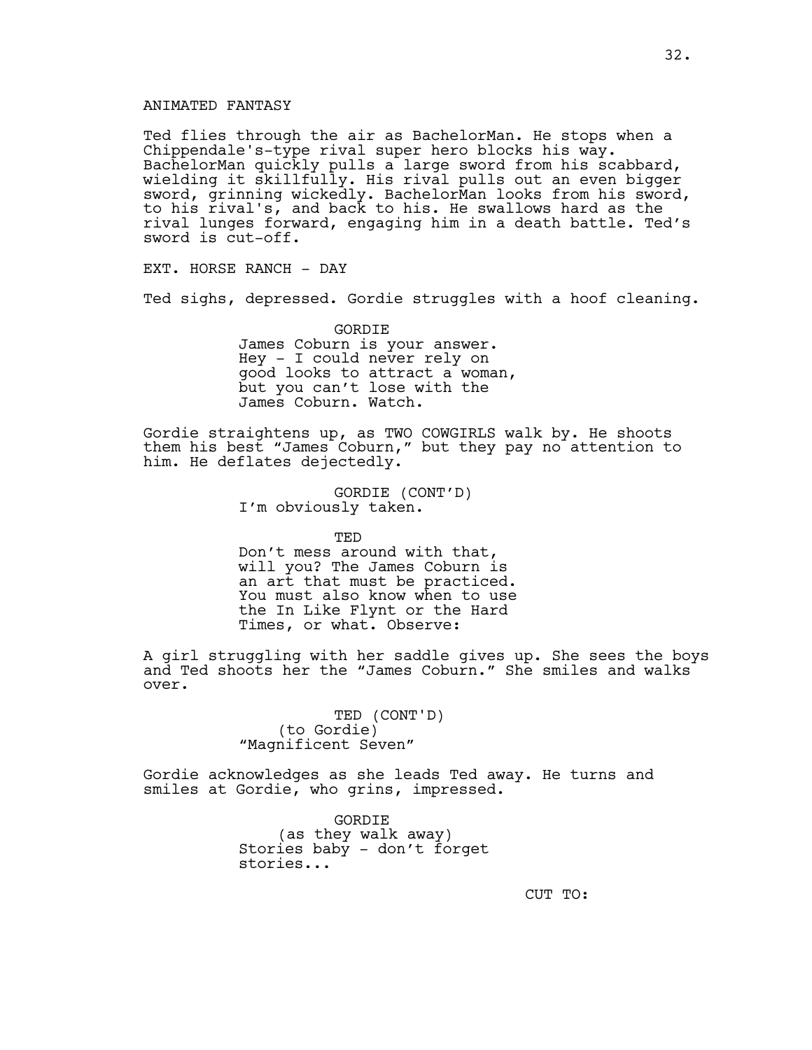ANIMATED FANTASY

Ted flies through the air as BachelorMan. He stops when a Chippendale's-type rival super hero blocks his way. BachelorMan quickly pulls a large sword from his scabbard, wielding it skillfully. His rival pulls out an even bigger sword, grinning wickedly. BachelorMan looks from his sword, to his rival's, and back to his. He swallows hard as the rival lunges forward, engaging him in a death battle. Ted's sword is cut-off.

EXT. HORSE RANCH - DAY

Ted sighs, depressed. Gordie struggles with a hoof cleaning.

GORDIE
James Coburn is your answer. Hey - I could never rely on good looks to attract a woman, but you can't lose with the James Coburn. Watch.

Gordie straightens up, as TWO COWGIRLS walk by. He shoots them his best "James Coburn," but they pay no attention to him. He deflates dejectedly.

GORDIE (CONT'D)
I'm obviously taken.

TED
Don't mess around with that, will you? The James Coburn is an art that must be practiced. You must also know when to use the In Like Flynt or the Hard Times, or what. Observe:

A girl struggling with her saddle gives up. She sees the boys and Ted shoots her the "James Coburn." She smiles and walks over.

TED (CONT'D)
(to Gordie)
"Magnificent Seven"

Gordie acknowledges as she leads Ted away. He turns and smiles at Gordie, who grins, impressed.

GORDIE
(as they walk away)
Stories baby - don't forget stories...

CUT TO: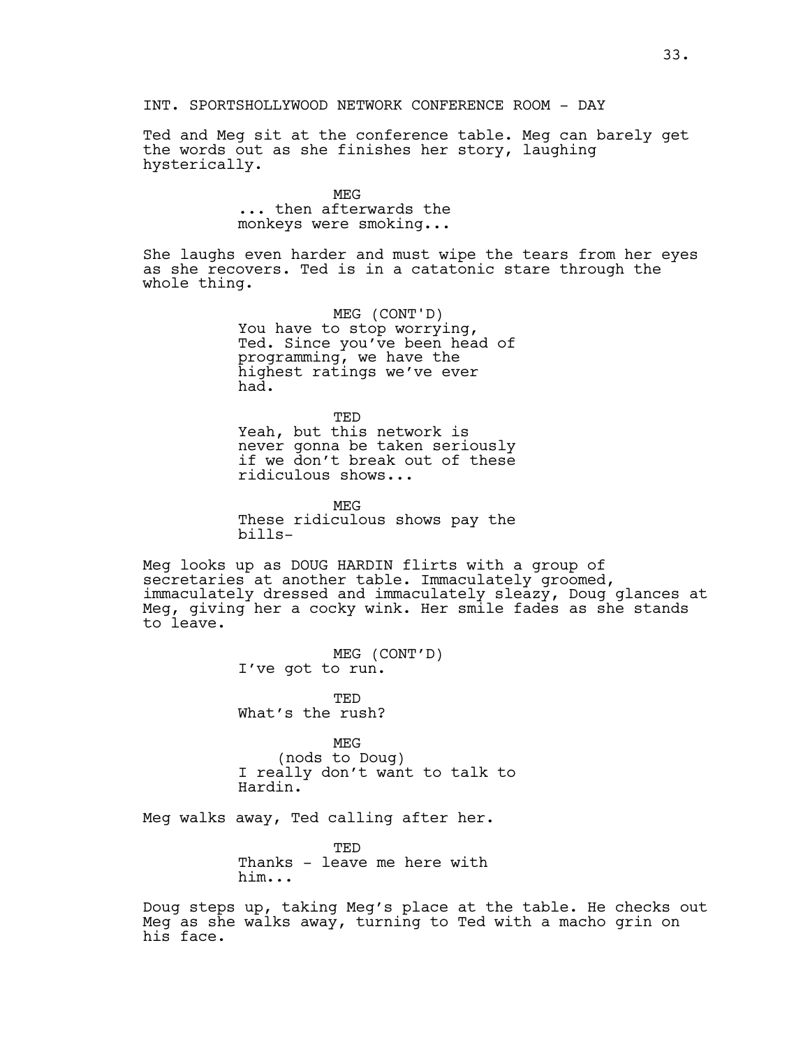INT. SPORTSHOLLYWOOD NETWORK CONFERENCE ROOM - DAY

Ted and Meg sit at the conference table. Meg can barely get the words out as she finishes her story, laughing hysterically.

MEG
... then afterwards the monkeys were smoking...

She laughs even harder and must wipe the tears from her eyes as she recovers. Ted is in a catatonic stare through the whole thing.

MEG (CONT'D)
You have to stop worrying, Ted. Since you've been head of programming, we have the highest ratings we've ever had.

TED
Yeah, but this network is never gonna be taken seriously if we don't break out of these ridiculous shows...

MEG
These ridiculous shows pay the bills-

Meg looks up as DOUG HARDIN flirts with a group of secretaries at another table. Immaculately groomed, immaculately dressed and immaculately sleazy, Doug glances at Meg, giving her a cocky wink. Her smile fades as she stands to leave.

MEG (CONT'D)
I've got to run.

TED
What's the rush?

MEG
(nods to Doug)
I really don't want to talk to Hardin.

Meg walks away, Ted calling after her.

TED
Thanks - leave me here with him...

Doug steps up, taking Meg's place at the table. He checks out Meg as she walks away, turning to Ted with a macho grin on his face.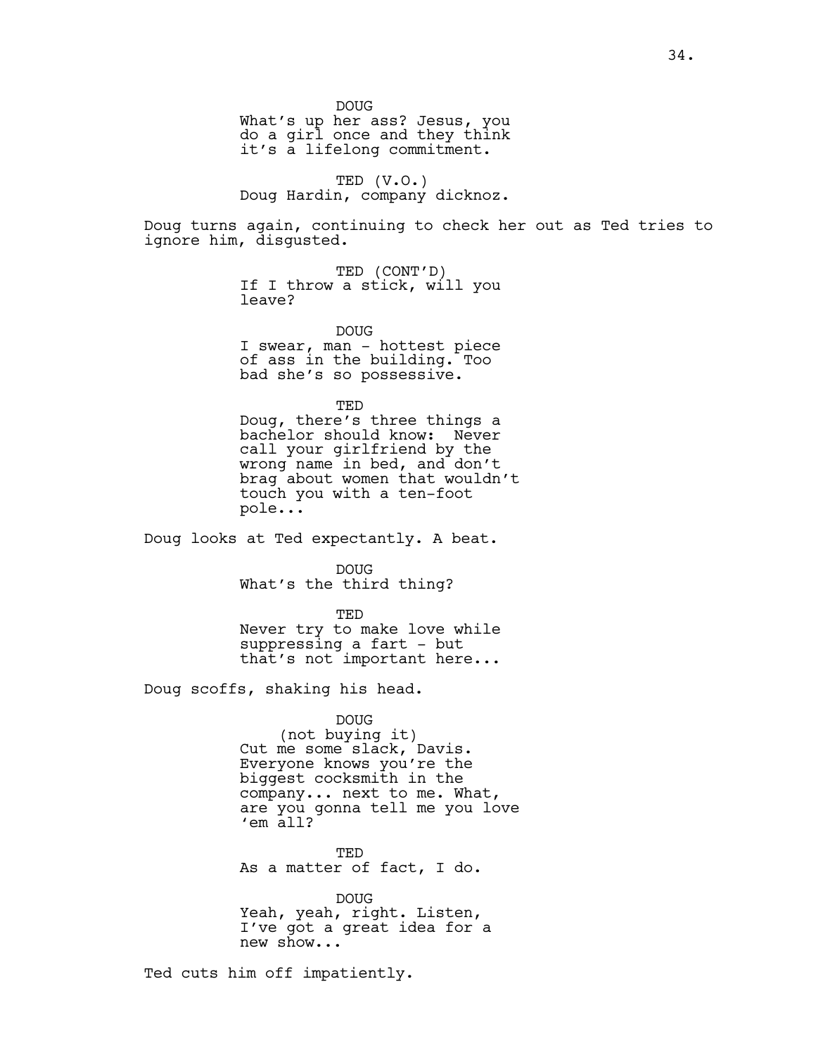DOUG
What's up her ass? Jesus, you do a girl once and they think it's a lifelong commitment.

TED (V.O.)
Doug Hardin, company dicknoz.

Doug turns again, continuing to check her out as Ted tries to ignore him, disgusted.

TED (CONT'D)
If I throw a stick, will you leave?

DOUG
I swear, man - hottest piece of ass in the building. Too bad she's so possessive.

TED
Doug, there's three things a bachelor should know: Never call your girlfriend by the wrong name in bed, and don't brag about women that wouldn't touch you with a ten-foot pole...

Doug looks at Ted expectantly. A beat.

DOUG
What's the third thing?

TED
Never try to make love while suppressing a fart - but that's not important here...

Doug scoffs, shaking his head.

DOUG
(not buying it)
Cut me some slack, Davis. Everyone knows you're the biggest cocksmith in the company... next to me. What, are you gonna tell me you love 'em all?

TED
As a matter of fact, I do.

DOUG
Yeah, yeah, right. Listen, I've got a great idea for a new show...

Ted cuts him off impatiently.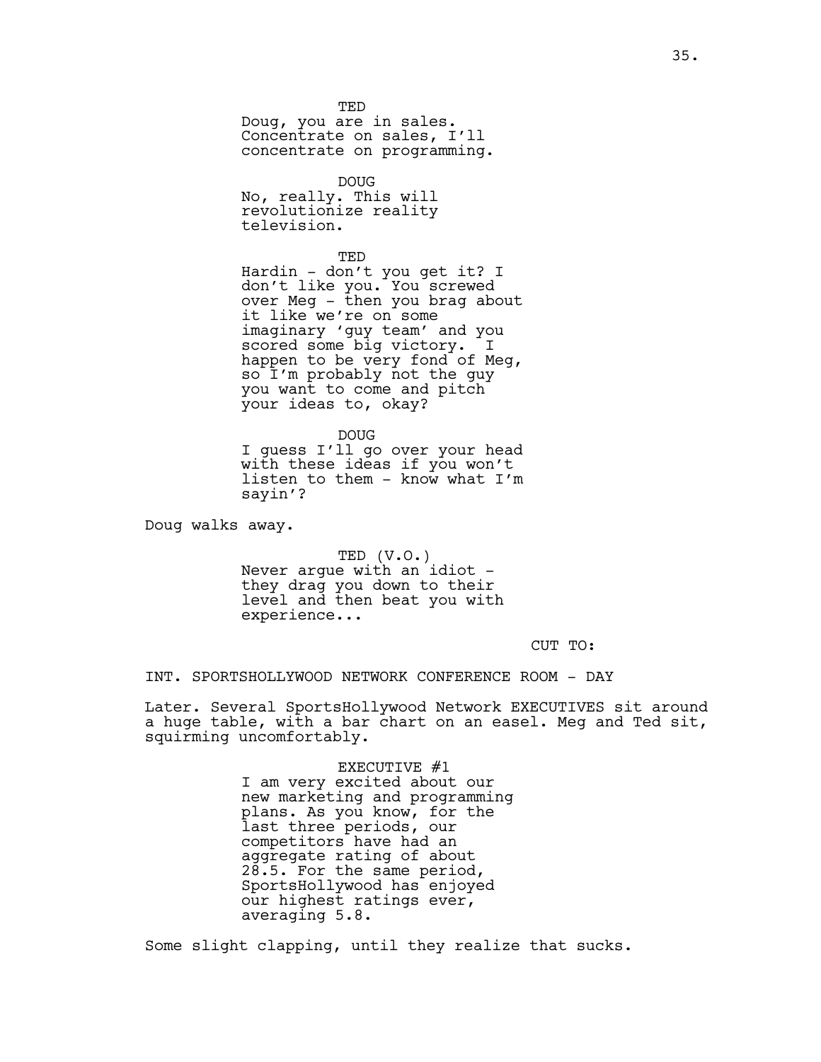TED
Doug, you are in sales. Concentrate on sales, I'll concentrate on programming.

DOUG
No, really. This will revolutionize reality television.

TED
Hardin - don't you get it? I don't like you. You screwed over Meg - then you brag about it like we're on some imaginary 'guy team' and you scored some big victory. I happen to be very fond of Meg, so I'm probably not the guy you want to come and pitch your ideas to, okay?

DOUG
I guess I'll go over your head with these ideas if you won't listen to them - know what I'm sayin'?

Doug walks away.

TED (V.O.)
Never argue with an idiot - they drag you down to their level and then beat you with experience...

CUT TO:

INT. SPORTSHOLLYWOOD NETWORK CONFERENCE ROOM - DAY

Later. Several SportsHollywood Network EXECUTIVES sit around a huge table, with a bar chart on an easel. Meg and Ted sit, squirming uncomfortably.

EXECUTIVE #1
I am very excited about our new marketing and programming plans. As you know, for the last three periods, our competitors have had an aggregate rating of about 28.5. For the same period, SportsHollywood has enjoyed our highest ratings ever, averaging 5.8.

Some slight clapping, until they realize that sucks.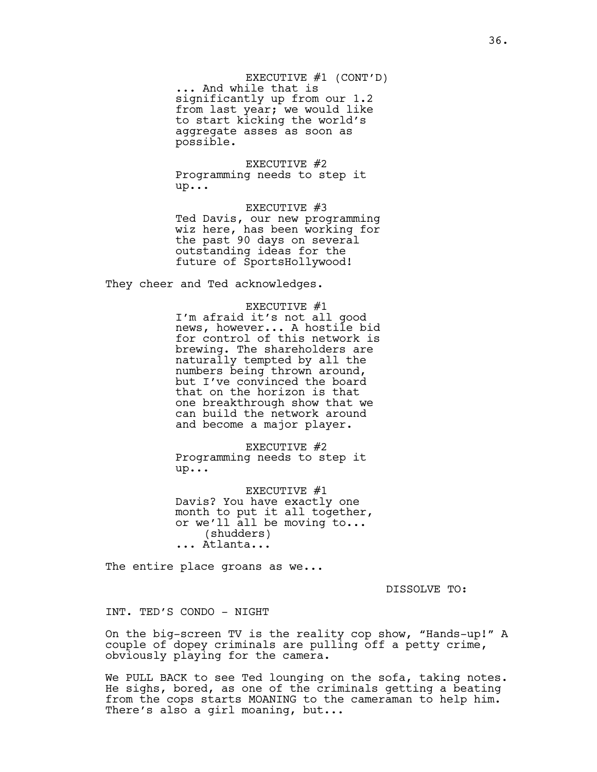EXECUTIVE #1 (CONT'D)
... And while that is significantly up from our 1.2 from last year; we would like to start kicking the world's aggregate asses as soon as possible.

EXECUTIVE #2
Programming needs to step it up...

EXECUTIVE #3
Ted Davis, our new programming wiz here, has been working for the past 90 days on several outstanding ideas for the future of SportsHollywood!

They cheer and Ted acknowledges.

EXECUTIVE #1
I'm afraid it's not all good news, however... A hostile bid for control of this network is brewing. The shareholders are naturally tempted by all the numbers being thrown around, but I've convinced the board that on the horizon is that one breakthrough show that we can build the network around and become a major player.

EXECUTIVE #2
Programming needs to step it up...

EXECUTIVE #1
Davis? You have exactly one month to put it all together, or we'll all be moving to...
(shudders)
... Atlanta...

The entire place groans as we...

DISSOLVE TO:

INT. TED'S CONDO - NIGHT

On the big-screen TV is the reality cop show, "Hands-up!" A couple of dopey criminals are pulling off a petty crime, obviously playing for the camera.

We PULL BACK to see Ted lounging on the sofa, taking notes. He sighs, bored, as one of the criminals getting a beating from the cops starts MOANING to the cameraman to help him. There's also a girl moaning, but...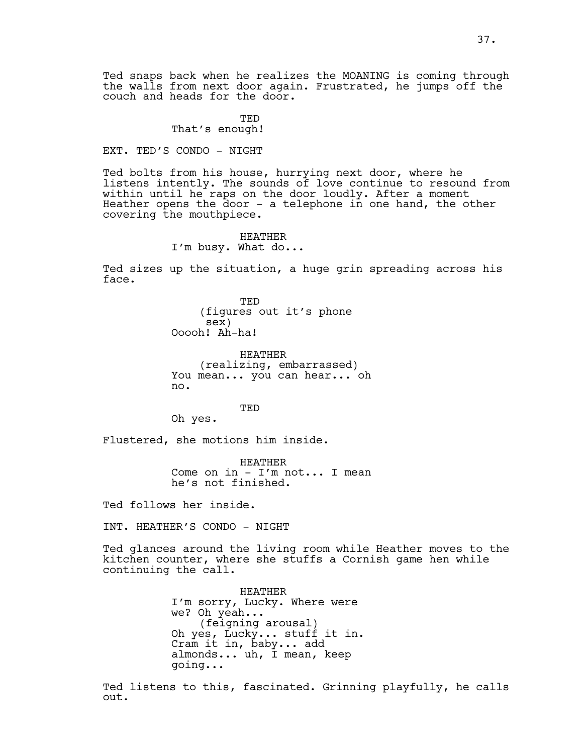Ted snaps back when he realizes the MOANING is coming through the walls from next door again. Frustrated, he jumps off the couch and heads for the door.

TED
That's enough!

EXT. TED'S CONDO - NIGHT

Ted bolts from his house, hurrying next door, where he listens intently. The sounds of love continue to resound from within until he raps on the door loudly. After a moment Heather opens the door - a telephone in one hand, the other covering the mouthpiece.

HEATHER
I'm busy. What do...

Ted sizes up the situation, a huge grin spreading across his face.

TED
(figures out it's phone sex)
Ooooh! Ah-ha!

HEATHER
(realizing, embarrassed)
You mean... you can hear... oh no.

TED
Oh yes.

Flustered, she motions him inside.

HEATHER
Come on in - I'm not... I mean he's not finished.

Ted follows her inside.

INT. HEATHER'S CONDO - NIGHT

Ted glances around the living room while Heather moves to the kitchen counter, where she stuffs a Cornish game hen while continuing the call.

HEATHER
I'm sorry, Lucky. Where were we? Oh yeah...
(feigning arousal)
Oh yes, Lucky... stuff it in. Cram it in, baby... add almonds... uh, I mean, keep going...

Ted listens to this, fascinated. Grinning playfully, he calls out.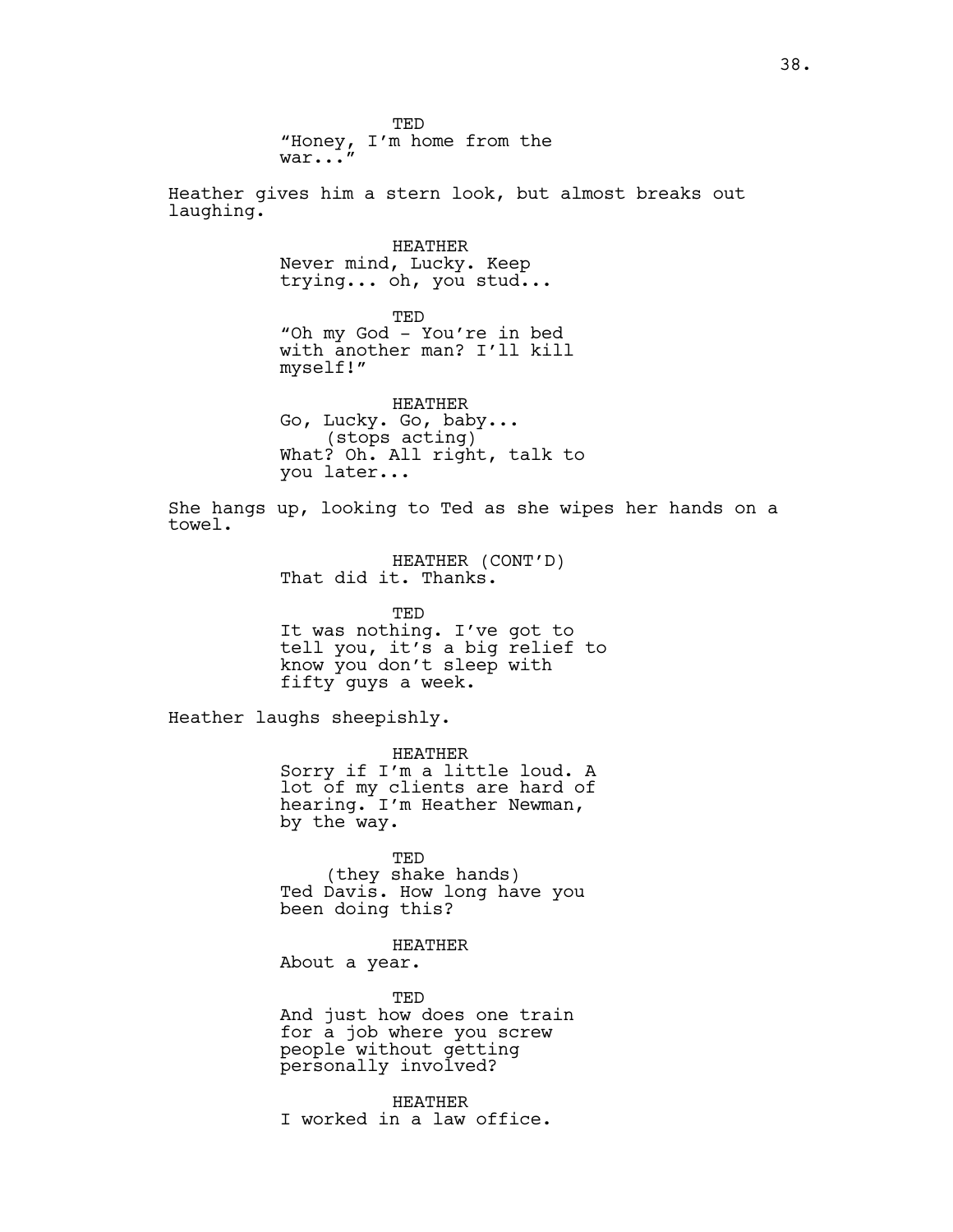TED
"Honey, I'm home from the war..."

Heather gives him a stern look, but almost breaks out laughing.

HEATHER
Never mind, Lucky. Keep trying... oh, you stud...

TED
"Oh my God - You're in bed with another man? I'll kill myself!"

HEATHER
Go, Lucky. Go, baby...
(stops acting)
What? Oh. All right, talk to you later...

She hangs up, looking to Ted as she wipes her hands on a towel.

HEATHER (CONT'D)
That did it. Thanks.

TED
It was nothing. I've got to tell you, it's a big relief to know you don't sleep with fifty guys a week.

Heather laughs sheepishly.

HEATHER
Sorry if I'm a little loud. A lot of my clients are hard of hearing. I'm Heather Newman, by the way.

TED
(they shake hands)
Ted Davis. How long have you been doing this?

HEATHER
About a year.

TED
And just how does one train for a job where you screw people without getting personally involved?

HEATHER
I worked in a law office.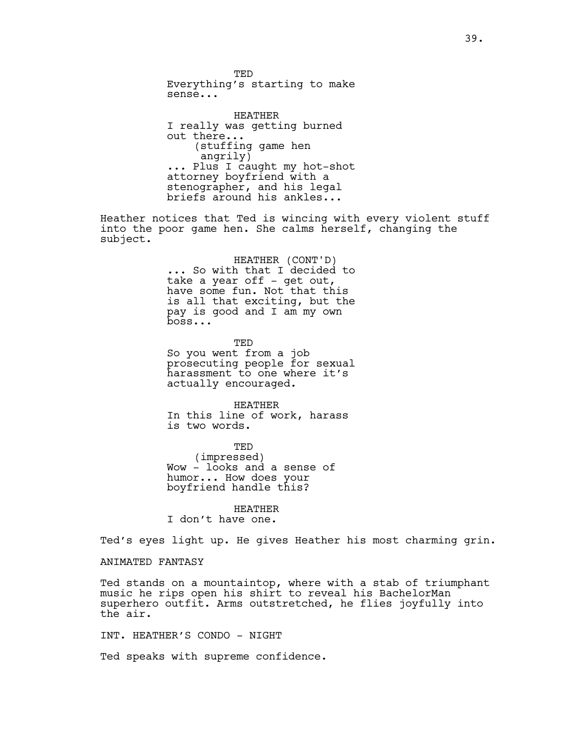TED
Everything's starting to make sense...

HEATHER
I really was getting burned out there...
(stuffing game hen angrily)
... Plus I caught my hot-shot attorney boyfriend with a stenographer, and his legal briefs around his ankles...

Heather notices that Ted is wincing with every violent stuff into the poor game hen. She calms herself, changing the subject.

HEATHER (CONT'D)
... So with that I decided to take a year off - get out, have some fun. Not that this is all that exciting, but the pay is good and I am my own boss...

TED
So you went from a job prosecuting people for sexual harassment to one where it's actually encouraged.

HEATHER
In this line of work, harass is two words.

TED
(impressed)
Wow - looks and a sense of humor... How does your boyfriend handle this?

HEATHER
I don't have one.

Ted's eyes light up. He gives Heather his most charming grin.

ANIMATED FANTASY

Ted stands on a mountaintop, where with a stab of triumphant music he rips open his shirt to reveal his BachelorMan superhero outfit. Arms outstretched, he flies joyfully into the air.

INT. HEATHER'S CONDO - NIGHT

Ted speaks with supreme confidence.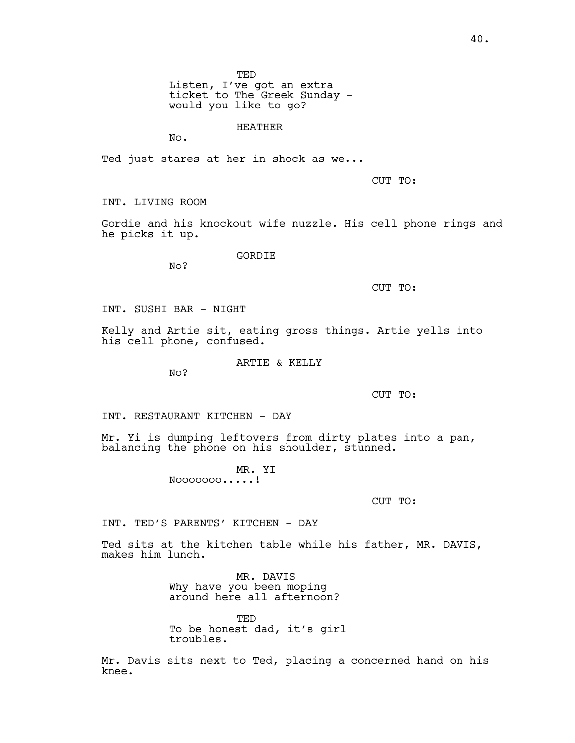TED
Listen, I've got an extra ticket to The Greek Sunday - would you like to go?

HEATHER
No.

Ted just stares at her in shock as we...

CUT TO:

INT. LIVING ROOM

Gordie and his knockout wife nuzzle. His cell phone rings and he picks it up.

GORDIE
No?

CUT TO:

INT. SUSHI BAR - NIGHT

Kelly and Artie sit, eating gross things. Artie yells into his cell phone, confused.

ARTIE & KELLY
No?

CUT TO:

INT. RESTAURANT KITCHEN - DAY

Mr. Yi is dumping leftovers from dirty plates into a pan, balancing the phone on his shoulder, stunned.

MR. YI
Nooooooo.....!

CUT TO:

INT. TED'S PARENTS' KITCHEN - DAY

Ted sits at the kitchen table while his father, MR. DAVIS, makes him lunch.

MR. DAVIS
Why have you been moping around here all afternoon?

TED
To be honest dad, it's girl troubles.

Mr. Davis sits next to Ted, placing a concerned hand on his knee.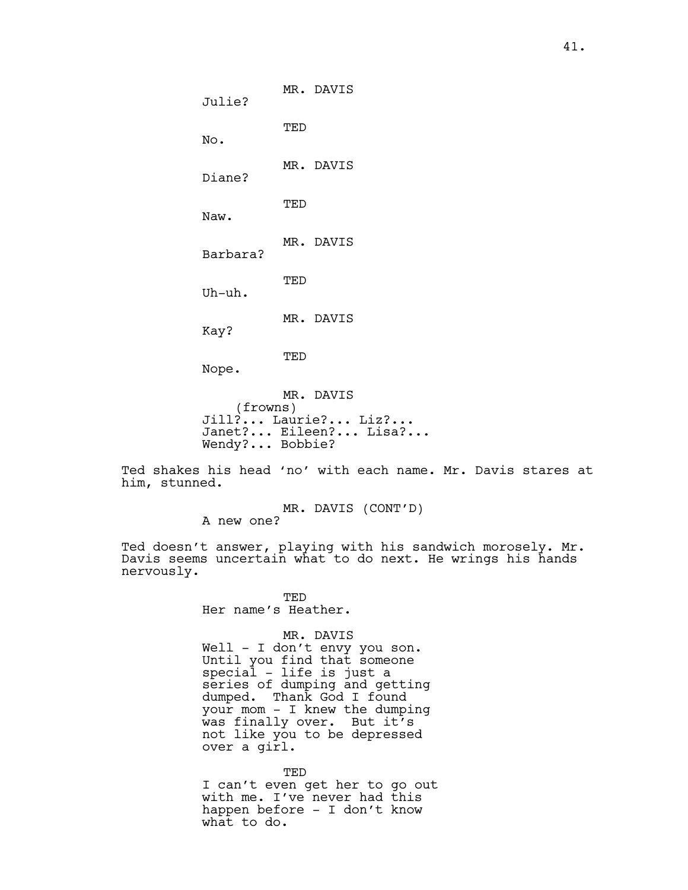MR. DAVIS
Julie?

TED
No.

MR. DAVIS
Diane?

TED
Naw.

MR. DAVIS
Barbara?

TED
Uh-uh.

MR. DAVIS
Kay?

TED
Nope.

MR. DAVIS
(frowns)
Jill?... Laurie?... Liz?...
Janet?... Eileen?... Lisa?...
Wendy?... Bobbie?

Ted shakes his head 'no' with each name. Mr. Davis stares at him, stunned.

MR. DAVIS (CONT'D)
A new one?

Ted doesn't answer, playing with his sandwich morosely. Mr. Davis seems uncertain what to do next. He wrings his hands nervously.

TED
Her name's Heather.

MR. DAVIS
Well - I don't envy you son.
Until you find that someone
special - life is just a
series of dumping and getting
dumped. Thank God I found
your mom - I knew the dumping
was finally over. But it's
not like you to be depressed
over a girl.

TED
I can't even get her to go out
with me. I've never had this
happen before - I don't know
what to do.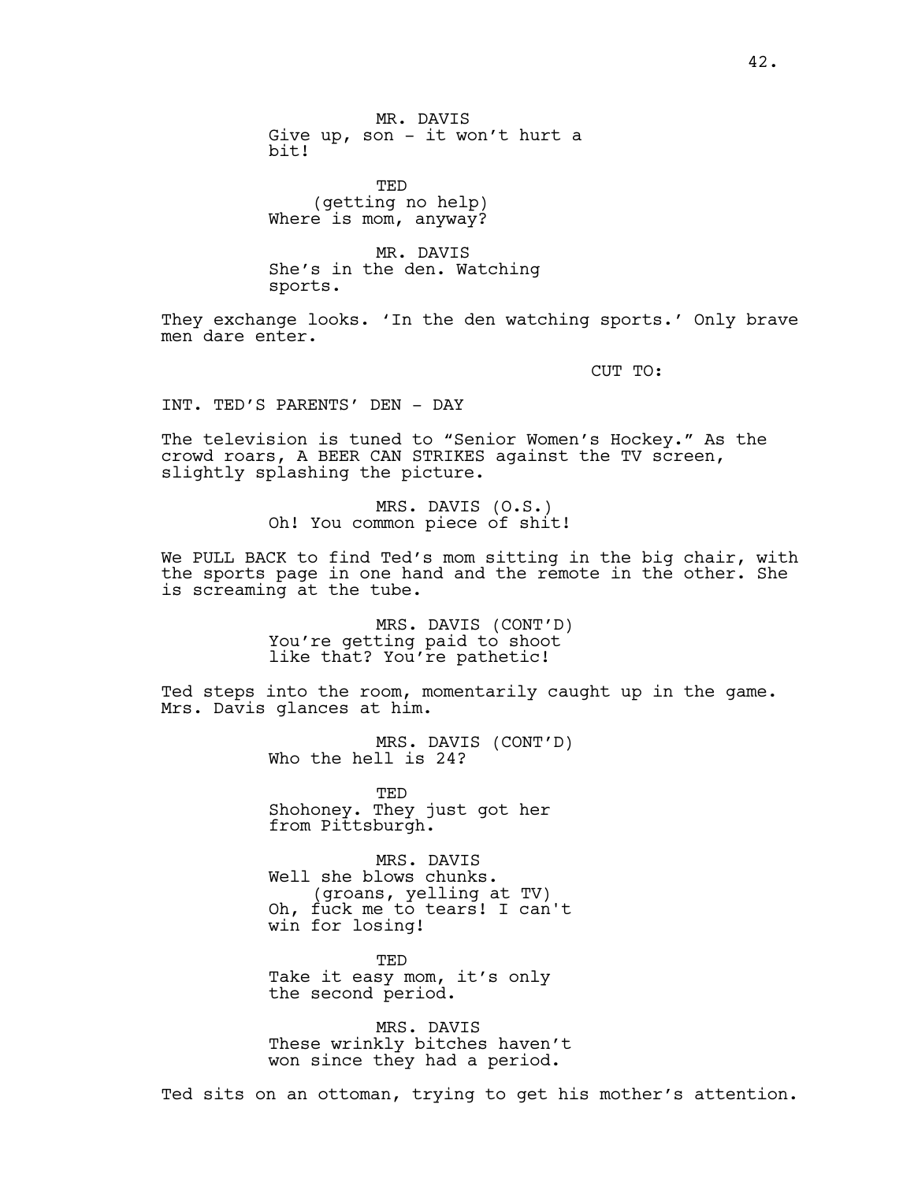MR. DAVIS
Give up, son - it won't hurt a bit!

TED
(getting no help)
Where is mom, anyway?

MR. DAVIS
She's in the den. Watching sports.

They exchange looks. 'In the den watching sports.' Only brave men dare enter.

CUT TO:

INT. TED'S PARENTS' DEN - DAY

The television is tuned to "Senior Women's Hockey." As the crowd roars, A BEER CAN STRIKES against the TV screen, slightly splashing the picture.

MRS. DAVIS (O.S.)
Oh! You common piece of shit!

We PULL BACK to find Ted's mom sitting in the big chair, with the sports page in one hand and the remote in the other. She is screaming at the tube.

MRS. DAVIS (CONT'D)
You're getting paid to shoot like that? You're pathetic!

Ted steps into the room, momentarily caught up in the game. Mrs. Davis glances at him.

MRS. DAVIS (CONT'D)
Who the hell is 24?

TED
Shohoney. They just got her from Pittsburgh.

MRS. DAVIS
Well she blows chunks.
(groans, yelling at TV)
Oh, fuck me to tears! I can't win for losing!

TED
Take it easy mom, it's only the second period.

MRS. DAVIS
These wrinkly bitches haven't won since they had a period.

Ted sits on an ottoman, trying to get his mother's attention.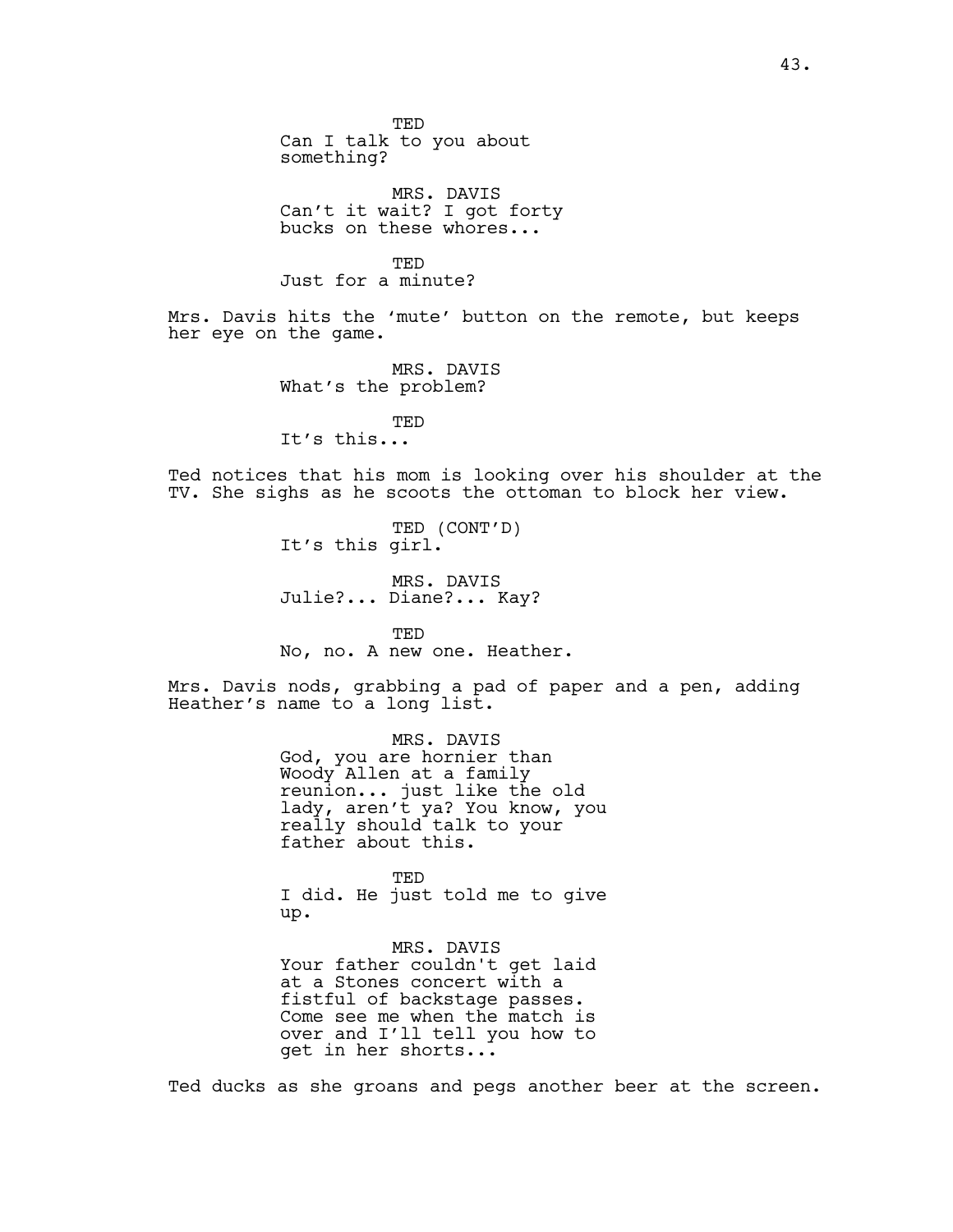TED
Can I talk to you about something?

MRS. DAVIS
Can't it wait? I got forty bucks on these whores...

TED
Just for a minute?

Mrs. Davis hits the 'mute' button on the remote, but keeps her eye on the game.

MRS. DAVIS
What's the problem?

TED
It's this...

Ted notices that his mom is looking over his shoulder at the TV. She sighs as he scoots the ottoman to block her view.

TED (CONT'D)
It's this girl.

MRS. DAVIS
Julie?... Diane?... Kay?

TED
No, no. A new one. Heather.

Mrs. Davis nods, grabbing a pad of paper and a pen, adding Heather's name to a long list.

MRS. DAVIS
God, you are hornier than Woody Allen at a family reunion... just like the old lady, aren't ya? You know, you really should talk to your father about this.

TED
I did. He just told me to give up.

MRS. DAVIS
Your father couldn't get laid at a Stones concert with a fistful of backstage passes. Come see me when the match is over and I'll tell you how to get in her shorts...

Ted ducks as she groans and pegs another beer at the screen.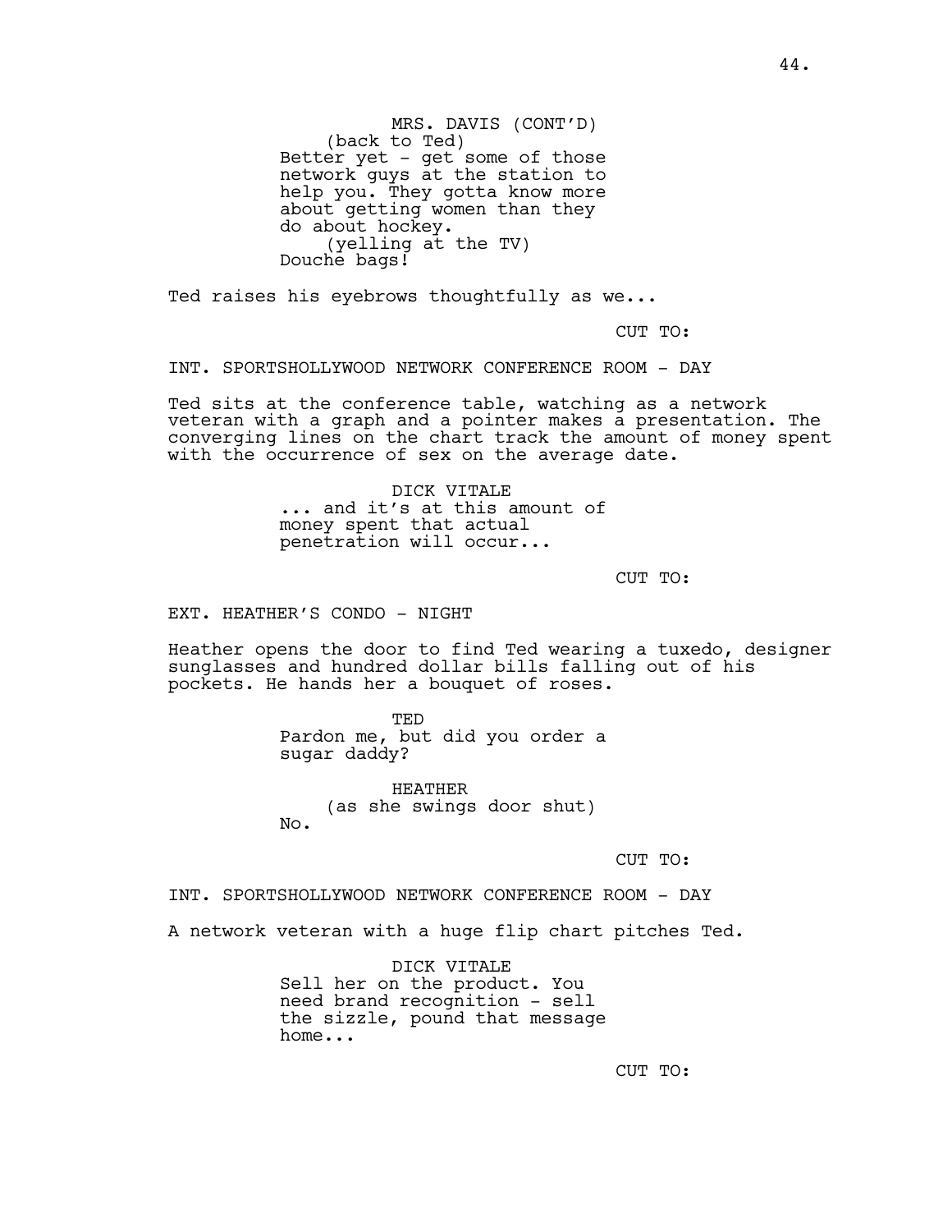MRS. DAVIS (CONT'D)
(back to Ted)
Better yet - get some of those network guys at the station to help you. They gotta know more about getting women than they do about hockey.
(yelling at the TV)
Douche bags!

Ted raises his eyebrows thoughtfully as we...

CUT TO:

INT. SPORTSHOLLYWOOD NETWORK CONFERENCE ROOM - DAY

Ted sits at the conference table, watching as a network veteran with a graph and a pointer makes a presentation. The converging lines on the chart track the amount of money spent with the occurrence of sex on the average date.

DICK VITALE
... and it's at this amount of money spent that actual penetration will occur...

CUT TO:

EXT. HEATHER'S CONDO - NIGHT

Heather opens the door to find Ted wearing a tuxedo, designer sunglasses and hundred dollar bills falling out of his pockets. He hands her a bouquet of roses.

TED
Pardon me, but did you order a sugar daddy?

HEATHER
(as she swings door shut)
No.

CUT TO:

INT. SPORTSHOLLYWOOD NETWORK CONFERENCE ROOM - DAY

A network veteran with a huge flip chart pitches Ted.

DICK VITALE
Sell her on the product. You need brand recognition - sell the sizzle, pound that message home...

CUT TO: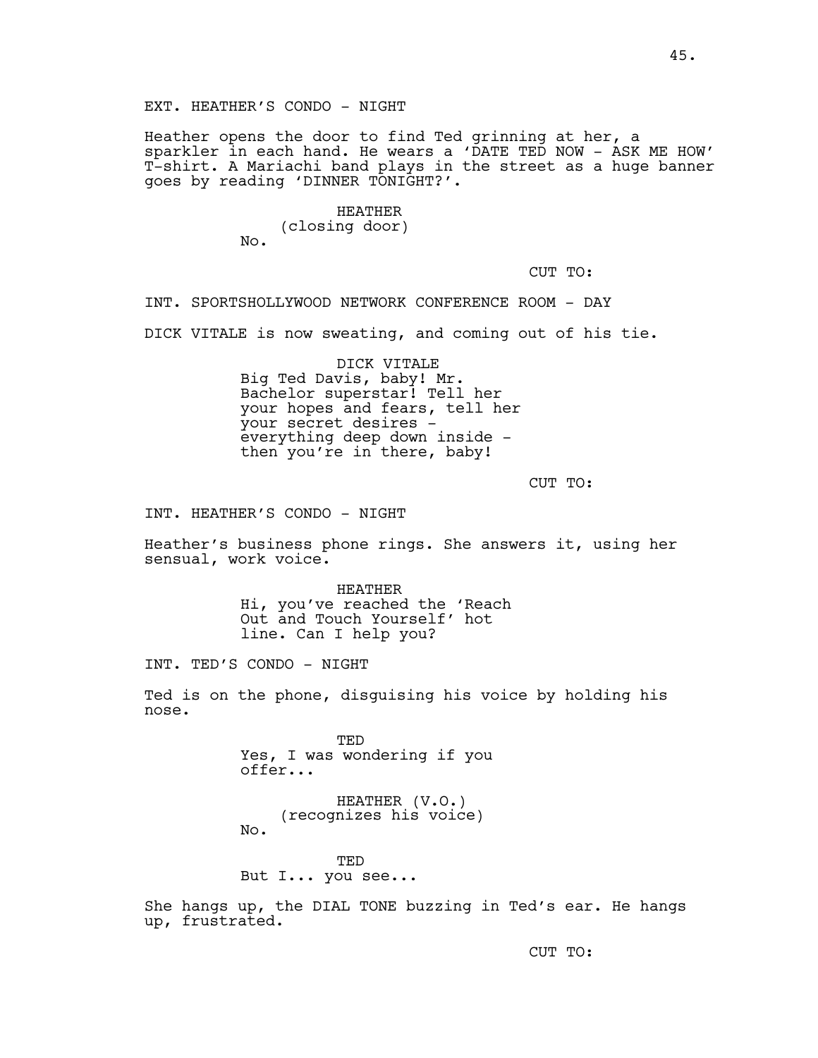EXT. HEATHER'S CONDO - NIGHT

Heather opens the door to find Ted grinning at her, a sparkler in each hand. He wears a 'DATE TED NOW - ASK ME HOW' T-shirt. A Mariachi band plays in the street as a huge banner goes by reading 'DINNER TONIGHT?'.

HEATHER
(closing door)
No.

CUT TO:

INT. SPORTSHOLLYWOOD NETWORK CONFERENCE ROOM - DAY

DICK VITALE is now sweating, and coming out of his tie.

DICK VITALE
Big Ted Davis, baby! Mr. Bachelor superstar! Tell her your hopes and fears, tell her your secret desires - everything deep down inside - then you're in there, baby!

CUT TO:

INT. HEATHER'S CONDO - NIGHT

Heather's business phone rings. She answers it, using her sensual, work voice.

HEATHER
Hi, you've reached the 'Reach Out and Touch Yourself' hot line. Can I help you?

INT. TED'S CONDO - NIGHT

Ted is on the phone, disguising his voice by holding his nose.

TED
Yes, I was wondering if you offer...

HEATHER (V.O.)
(recognizes his voice)
No.

TED
But I... you see...

She hangs up, the DIAL TONE buzzing in Ted's ear. He hangs up, frustrated.

CUT TO: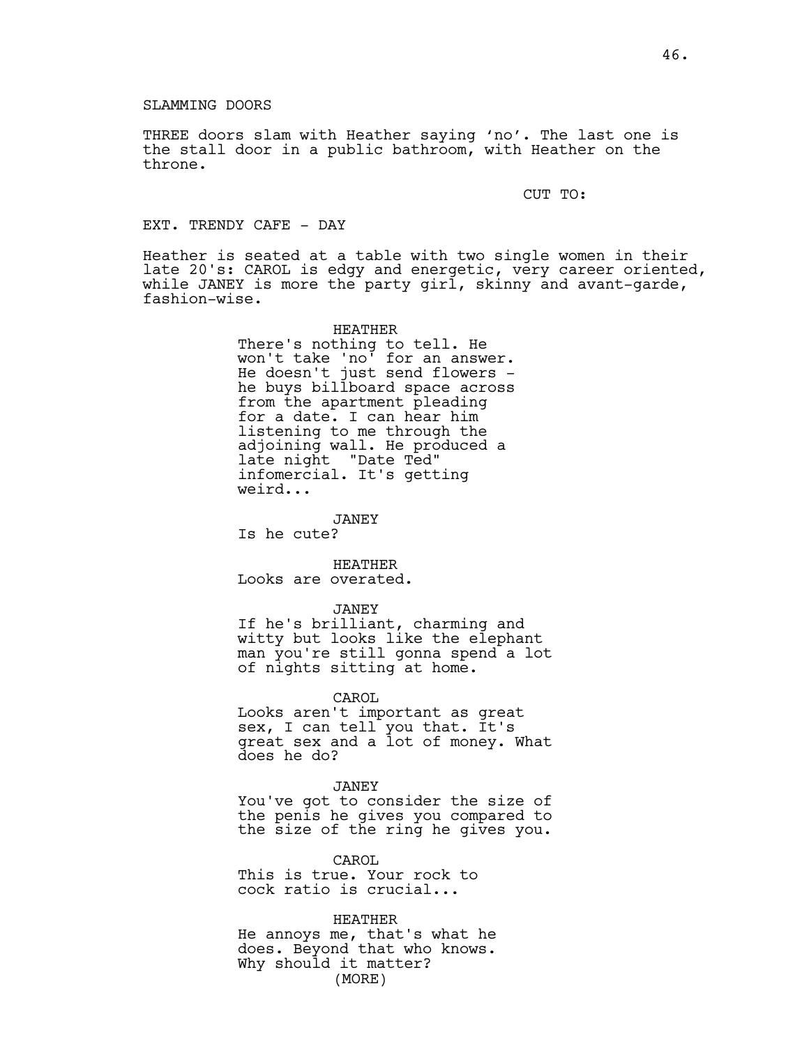SLAMMING DOORS

THREE doors slam with Heather saying 'no'. The last one is the stall door in a public bathroom, with Heather on the throne.

CUT TO:

EXT. TRENDY CAFE - DAY

Heather is seated at a table with two single women in their late 20's: CAROL is edgy and energetic, very career oriented, while JANEY is more the party girl, skinny and avant-garde, fashion-wise.

HEATHER
There's nothing to tell. He won't take 'no' for an answer. He doesn't just send flowers - he buys billboard space across from the apartment pleading for a date. I can hear him listening to me through the adjoining wall. He produced a late night "Date Ted" infomercial. It's getting weird...

JANEY
Is he cute?

HEATHER
Looks are overated.

JANEY
If he's brilliant, charming and witty but looks like the elephant man you're still gonna spend a lot of nights sitting at home.

CAROL
Looks aren't important as great sex, I can tell you that. It's great sex and a lot of money. What does he do?

JANEY
You've got to consider the size of the penis he gives you compared to the size of the ring he gives you.

CAROL
This is true. Your rock to cock ratio is crucial...

HEATHER
He annoys me, that's what he does. Beyond that who knows. Why should it matter?
(MORE)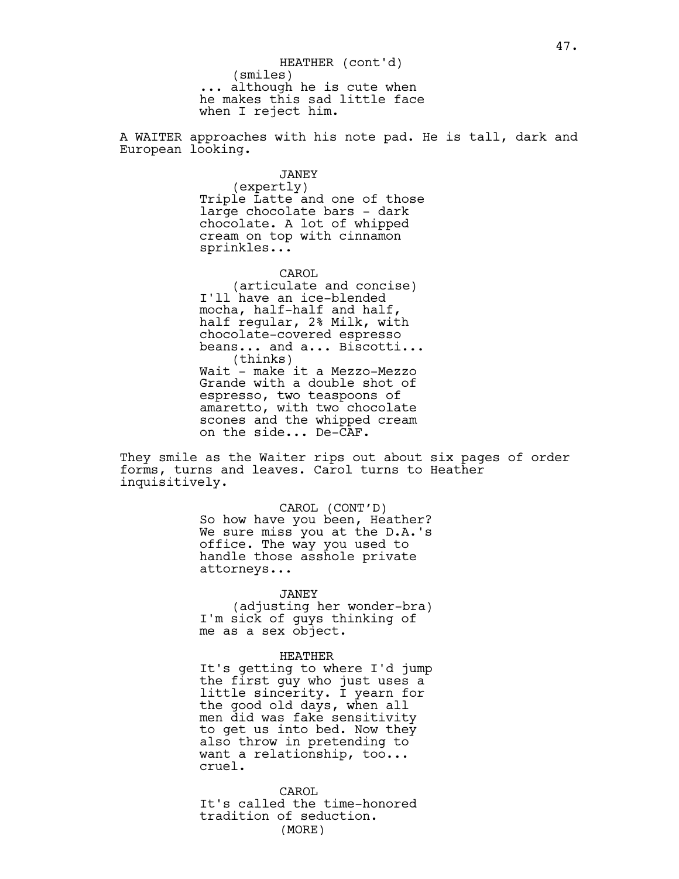HEATHER (cont'd)
(smiles)
... although he is cute when he makes this sad little face when I reject him.

A WAITER approaches with his note pad. He is tall, dark and European looking.

JANEY
(expertly)
Triple Latte and one of those large chocolate bars - dark chocolate. A lot of whipped cream on top with cinnamon sprinkles...

CAROL
(articulate and concise)
I'll have an ice-blended mocha, half-half and half, half regular, 2% Milk, with chocolate-covered espresso beans... and a... Biscotti...
(thinks)
Wait - make it a Mezzo-Mezzo Grande with a double shot of espresso, two teaspoons of amaretto, with two chocolate scones and the whipped cream on the side... De-CAF.

They smile as the Waiter rips out about six pages of order forms, turns and leaves. Carol turns to Heather inquisitively.

CAROL (CONT'D)
So how have you been, Heather? We sure miss you at the D.A.'s office. The way you used to handle those asshole private attorneys...

JANEY
(adjusting her wonder-bra)
I'm sick of guys thinking of me as a sex object.

HEATHER
It's getting to where I'd jump the first guy who just uses a little sincerity. I yearn for the good old days, when all men did was fake sensitivity to get us into bed. Now they also throw in pretending to want a relationship, too... cruel.

CAROL
It's called the time-honored tradition of seduction.
(MORE)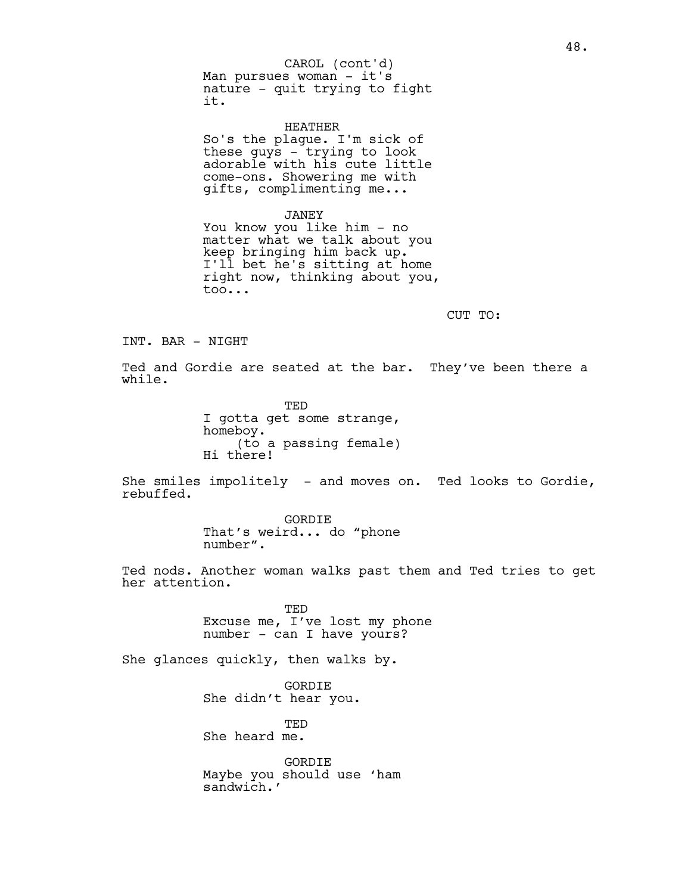CAROL (cont'd)
Man pursues woman - it's nature - quit trying to fight it.

HEATHER
So's the plague. I'm sick of these guys - trying to look adorable with his cute little come-ons. Showering me with gifts, complimenting me...

JANEY
You know you like him - no matter what we talk about you keep bringing him back up. I'll bet he's sitting at home right now, thinking about you, too...

CUT TO:

INT. BAR - NIGHT

Ted and Gordie are seated at the bar. They've been there a while.

TED
I gotta get some strange, homeboy.
(to a passing female)
Hi there!

She smiles impolitely - and moves on. Ted looks to Gordie, rebuffed.

GORDIE
That's weird... do "phone number".

Ted nods. Another woman walks past them and Ted tries to get her attention.

TED
Excuse me, I've lost my phone number - can I have yours?

She glances quickly, then walks by.

GORDIE
She didn't hear you.

TED
She heard me.

GORDIE
Maybe you should use 'ham sandwich.'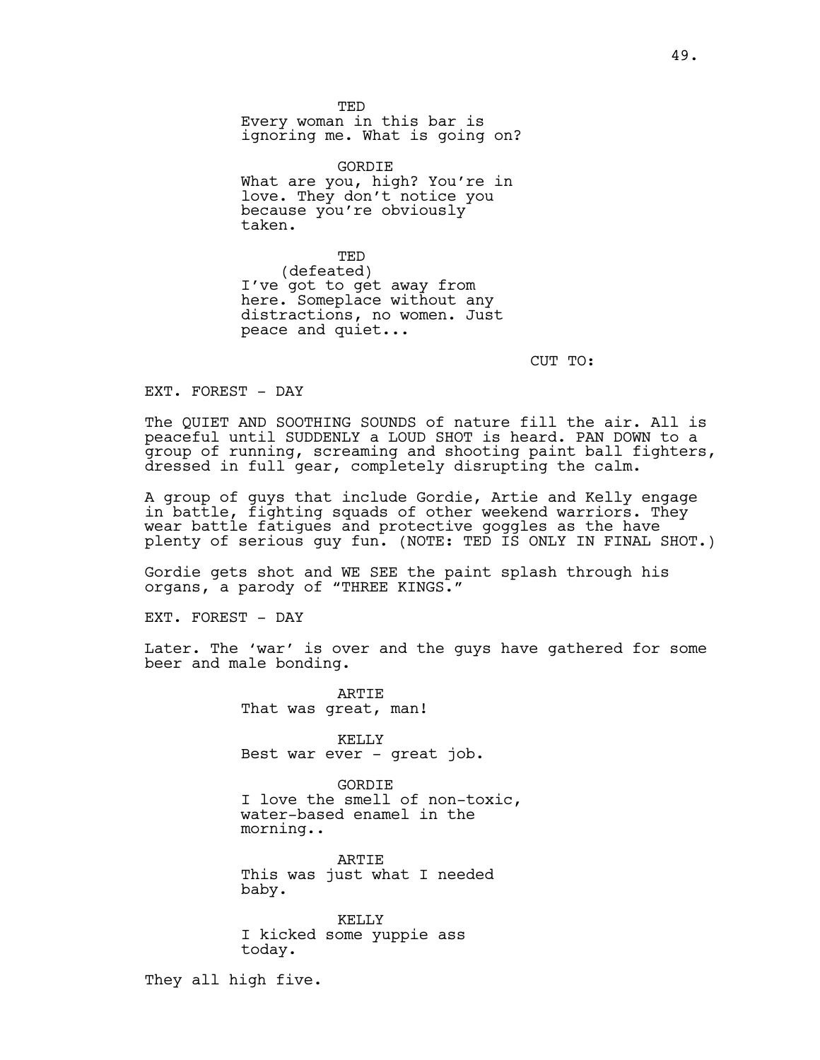TED
Every woman in this bar is ignoring me. What is going on?

GORDIE
What are you, high? You're in love. They don't notice you because you're obviously taken.

TED
(defeated)
I've got to get away from here. Someplace without any distractions, no women. Just peace and quiet...

CUT TO:

EXT. FOREST - DAY

The QUIET AND SOOTHING SOUNDS of nature fill the air. All is peaceful until SUDDENLY a LOUD SHOT is heard. PAN DOWN to a group of running, screaming and shooting paint ball fighters, dressed in full gear, completely disrupting the calm.

A group of guys that include Gordie, Artie and Kelly engage in battle, fighting squads of other weekend warriors. They wear battle fatigues and protective goggles as the have plenty of serious guy fun. (NOTE: TED IS ONLY IN FINAL SHOT.)

Gordie gets shot and WE SEE the paint splash through his organs, a parody of "THREE KINGS."

EXT. FOREST - DAY

Later. The 'war' is over and the guys have gathered for some beer and male bonding.

ARTIE
That was great, man!

KELLY
Best war ever - great job.

GORDIE
I love the smell of non-toxic, water-based enamel in the morning..

ARTIE
This was just what I needed baby.

KELLY
I kicked some yuppie ass today.

They all high five.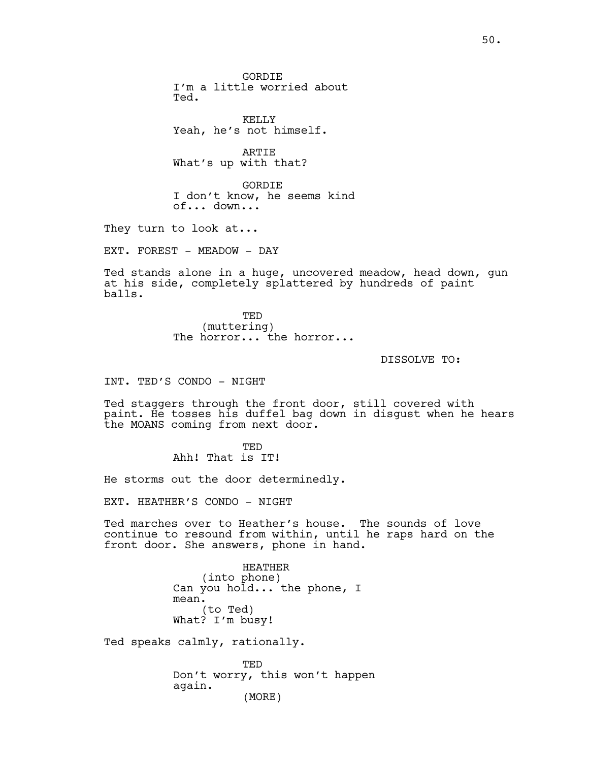GORDIE
I'm a little worried about Ted.

KELLY
Yeah, he's not himself.

ARTIE
What's up with that?

GORDIE
I don't know, he seems kind of... down...

They turn to look at...

EXT. FOREST - MEADOW - DAY

Ted stands alone in a huge, uncovered meadow, head down, gun at his side, completely splattered by hundreds of paint balls.

TED
(muttering)
The horror... the horror...

DISSOLVE TO:

INT. TED'S CONDO - NIGHT

Ted staggers through the front door, still covered with paint. He tosses his duffel bag down in disgust when he hears the MOANS coming from next door.

TED
Ahh! That is IT!

He storms out the door determinedly.

EXT. HEATHER'S CONDO - NIGHT

Ted marches over to Heather's house. The sounds of love continue to resound from within, until he raps hard on the front door. She answers, phone in hand.

HEATHER
(into phone)
Can you hold... the phone, I mean.
(to Ted)
What? I'm busy!

Ted speaks calmly, rationally.

TED
Don't worry, this won't happen again.
(MORE)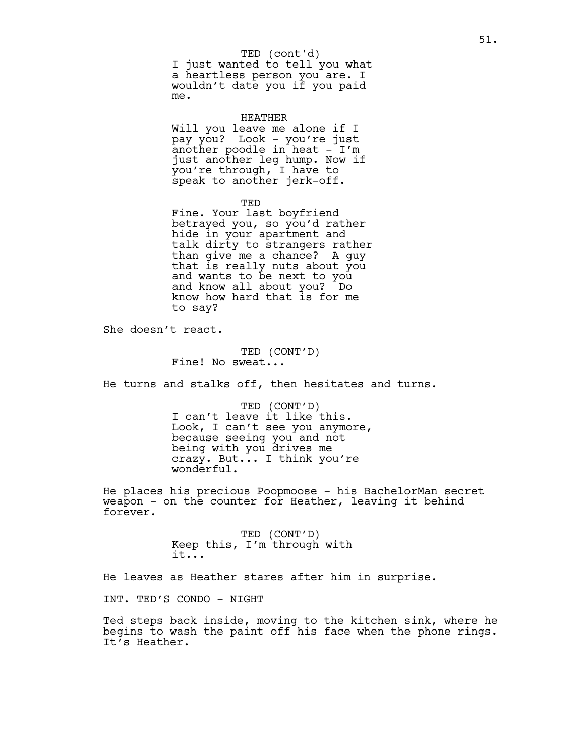TED (cont'd)
I just wanted to tell you what a heartless person you are. I wouldn't date you if you paid me.

HEATHER
Will you leave me alone if I pay you? Look - you're just another poodle in heat - I'm just another leg hump. Now if you're through, I have to speak to another jerk-off.

TED
Fine. Your last boyfriend betrayed you, so you'd rather hide in your apartment and talk dirty to strangers rather than give me a chance? A guy that is really nuts about you and wants to be next to you and know all about you? Do know how hard that is for me to say?

She doesn't react.

TED (CONT'D)
Fine! No sweat...

He turns and stalks off, then hesitates and turns.

TED (CONT'D)
I can't leave it like this. Look, I can't see you anymore, because seeing you and not being with you drives me crazy. But... I think you're wonderful.

He places his precious Poopmoose - his BachelorMan secret weapon - on the counter for Heather, leaving it behind forever.

TED (CONT'D)
Keep this, I'm through with it...

He leaves as Heather stares after him in surprise.

INT. TED'S CONDO - NIGHT

Ted steps back inside, moving to the kitchen sink, where he begins to wash the paint off his face when the phone rings. It's Heather.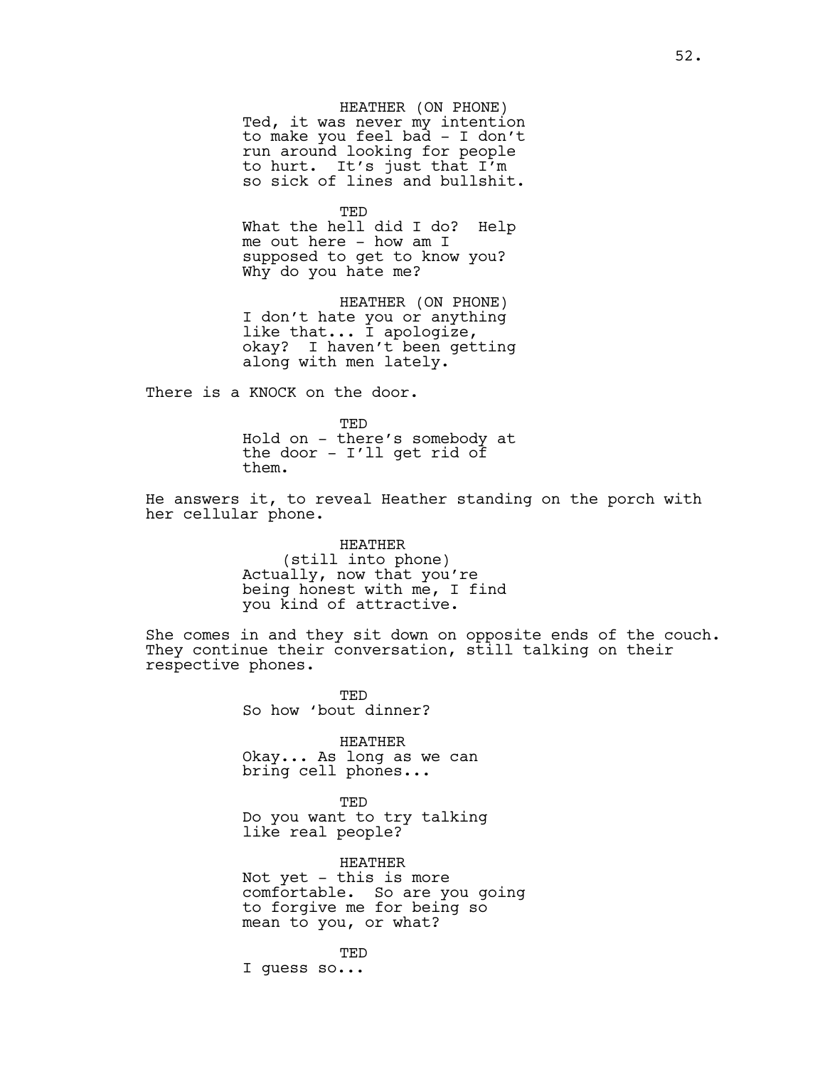HEATHER (ON PHONE)
Ted, it was never my intention to make you feel bad - I don't run around looking for people to hurt. It's just that I'm so sick of lines and bullshit.

TED
What the hell did I do? Help me out here - how am I supposed to get to know you? Why do you hate me?

HEATHER (ON PHONE)
I don't hate you or anything like that... I apologize, okay? I haven't been getting along with men lately.

There is a KNOCK on the door.

TED
Hold on - there's somebody at the door - I'll get rid of them.

He answers it, to reveal Heather standing on the porch with her cellular phone.

HEATHER
(still into phone)
Actually, now that you're being honest with me, I find you kind of attractive.

She comes in and they sit down on opposite ends of the couch. They continue their conversation, still talking on their respective phones.

TED
So how 'bout dinner?

HEATHER
Okay... As long as we can bring cell phones...

TED
Do you want to try talking like real people?

HEATHER
Not yet - this is more comfortable. So are you going to forgive me for being so mean to you, or what?

TED
I guess so...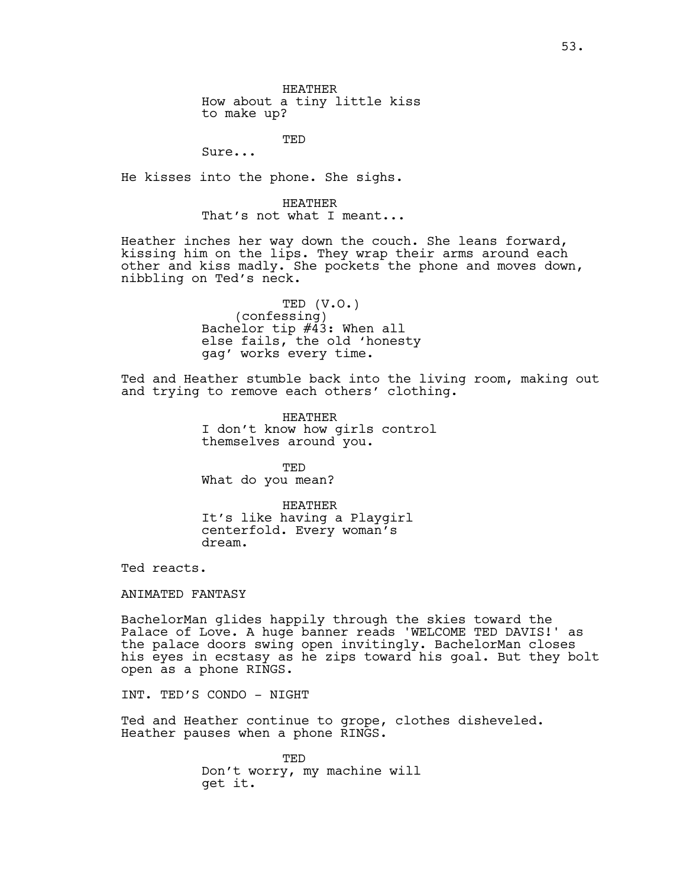HEATHER
How about a tiny little kiss
to make up?

TED
Sure...

He kisses into the phone. She sighs.

HEATHER
That's not what I meant...

Heather inches her way down the couch. She leans forward, kissing him on the lips. They wrap their arms around each other and kiss madly. She pockets the phone and moves down, nibbling on Ted's neck.

TED (V.O.)
(confessing)
Bachelor tip #43: When all
else fails, the old 'honesty
gag' works every time.

Ted and Heather stumble back into the living room, making out and trying to remove each others' clothing.

HEATHER
I don't know how girls control
themselves around you.

TED
What do you mean?

HEATHER
It's like having a Playgirl
centerfold. Every woman's
dream.

Ted reacts.

ANIMATED FANTASY

BachelorMan glides happily through the skies toward the Palace of Love. A huge banner reads 'WELCOME TED DAVIS!' as the palace doors swing open invitingly. BachelorMan closes his eyes in ecstasy as he zips toward his goal. But they bolt open as a phone RINGS.

INT. TED'S CONDO - NIGHT

Ted and Heather continue to grope, clothes disheveled. Heather pauses when a phone RINGS.

TED
Don't worry, my machine will
get it.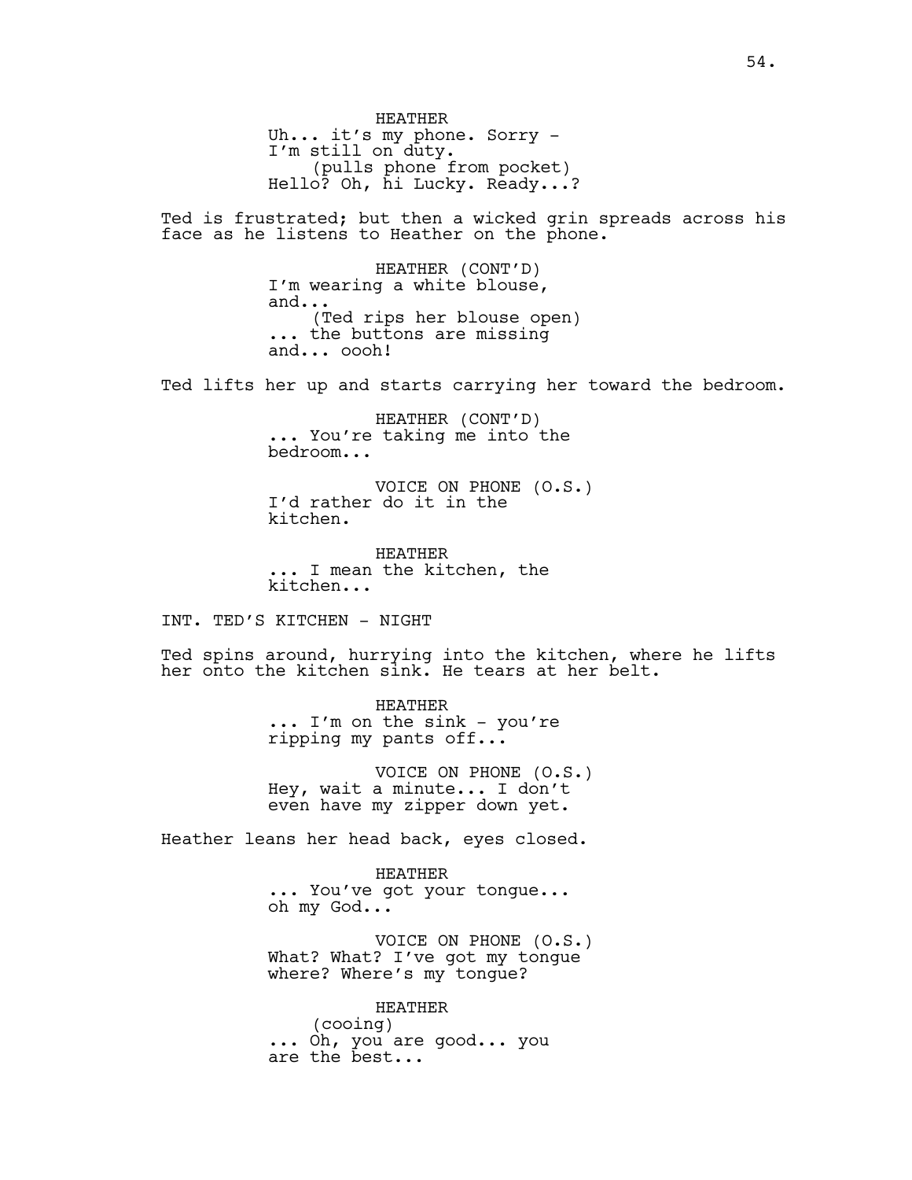HEATHER
Uh... it's my phone. Sorry - I'm still on duty.
(pulls phone from pocket)
Hello? Oh, hi Lucky. Ready...?

Ted is frustrated; but then a wicked grin spreads across his face as he listens to Heather on the phone.

HEATHER (CONT'D)
I'm wearing a white blouse, and...
(Ted rips her blouse open)
... the buttons are missing and... oooh!

Ted lifts her up and starts carrying her toward the bedroom.

HEATHER (CONT'D)
... You're taking me into the bedroom...

VOICE ON PHONE (O.S.)
I'd rather do it in the kitchen.

HEATHER
... I mean the kitchen, the kitchen...

INT. TED'S KITCHEN - NIGHT

Ted spins around, hurrying into the kitchen, where he lifts her onto the kitchen sink. He tears at her belt.

HEATHER
... I'm on the sink - you're ripping my pants off...

VOICE ON PHONE (O.S.)
Hey, wait a minute... I don't even have my zipper down yet.

Heather leans her head back, eyes closed.

HEATHER
... You've got your tongue... oh my God...

VOICE ON PHONE (O.S.)
What? What? I've got my tongue where? Where's my tongue?

HEATHER
(cooing)
... Oh, you are good... you are the best...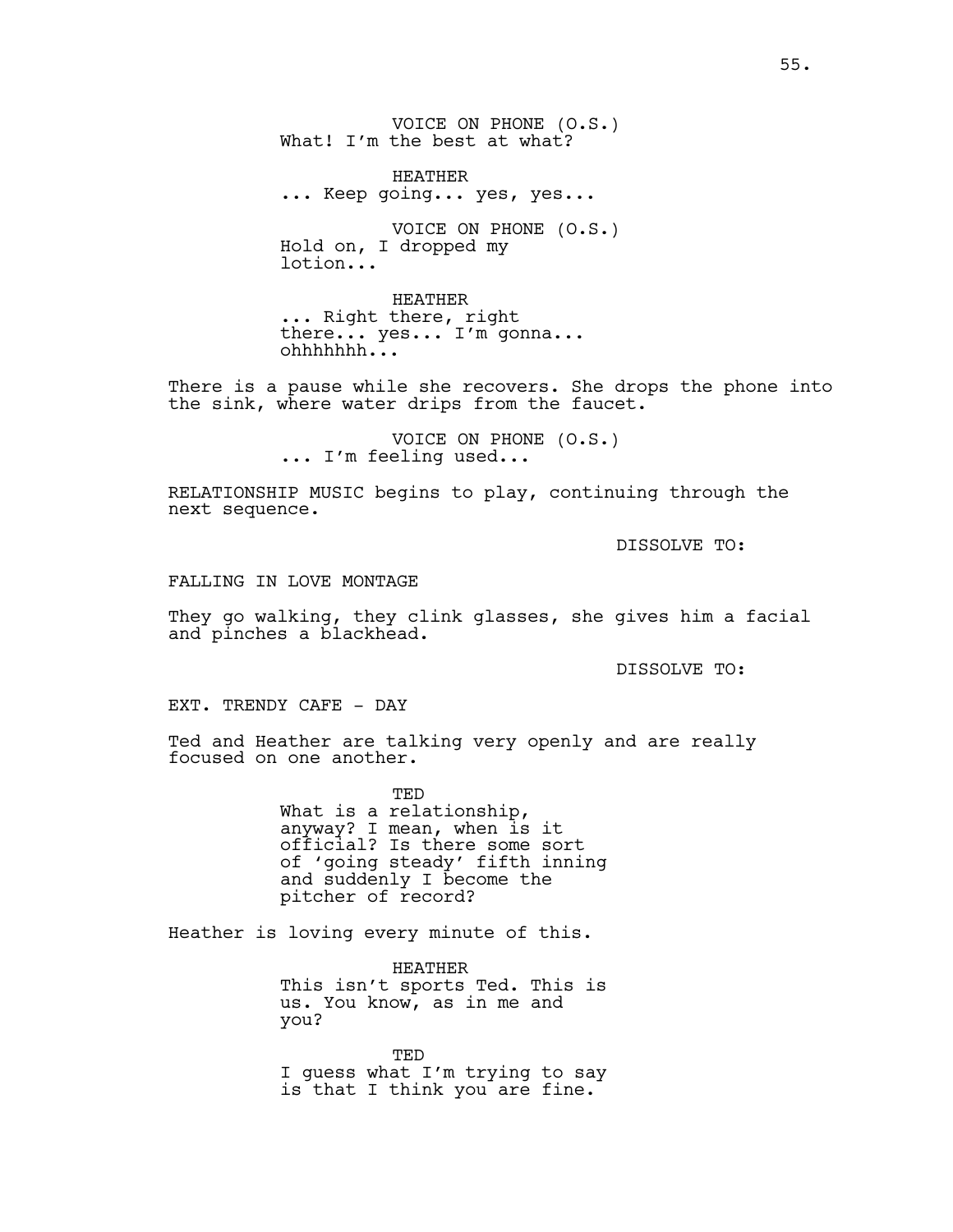VOICE ON PHONE (O.S.)
What! I'm the best at what?

HEATHER
... Keep going... yes, yes...

VOICE ON PHONE (O.S.)
Hold on, I dropped my lotion...

HEATHER
... Right there, right there... yes... I'm gonna... ohhhhhhh...

There is a pause while she recovers. She drops the phone into the sink, where water drips from the faucet.

VOICE ON PHONE (O.S.)
... I'm feeling used...

RELATIONSHIP MUSIC begins to play, continuing through the next sequence.

DISSOLVE TO:

FALLING IN LOVE MONTAGE

They go walking, they clink glasses, she gives him a facial and pinches a blackhead.

DISSOLVE TO:

EXT. TRENDY CAFE - DAY

Ted and Heather are talking very openly and are really focused on one another.

TED
What is a relationship, anyway? I mean, when is it official? Is there some sort of 'going steady' fifth inning and suddenly I become the pitcher of record?

Heather is loving every minute of this.

HEATHER
This isn't sports Ted. This is us. You know, as in me and you?

TED
I guess what I'm trying to say is that I think you are fine.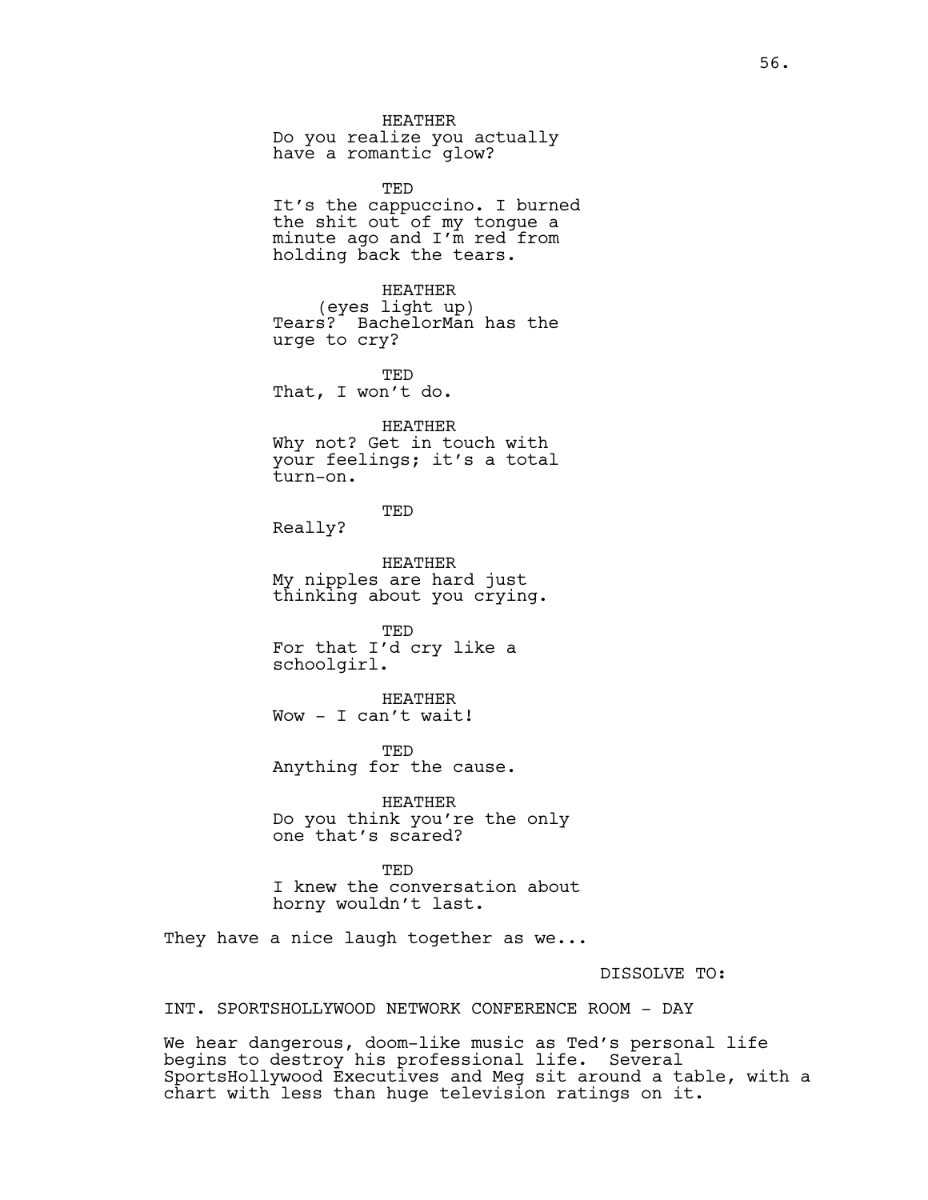HEATHER
Do you realize you actually have a romantic glow?

TED
It's the cappuccino. I burned the shit out of my tongue a minute ago and I'm red from holding back the tears.

HEATHER
(eyes light up)
Tears? BachelorMan has the urge to cry?

TED
That, I won't do.

HEATHER
Why not? Get in touch with your feelings; it's a total turn-on.

TED
Really?

HEATHER
My nipples are hard just thinking about you crying.

TED
For that I'd cry like a schoolgirl.

HEATHER
Wow - I can't wait!

TED
Anything for the cause.

HEATHER
Do you think you're the only one that's scared?

TED
I knew the conversation about horny wouldn't last.

They have a nice laugh together as we...

DISSOLVE TO:

INT. SPORTSHOLLYWOOD NETWORK CONFERENCE ROOM - DAY

We hear dangerous, doom-like music as Ted's personal life begins to destroy his professional life. Several SportsHollywood Executives and Meg sit around a table, with a chart with less than huge television ratings on it.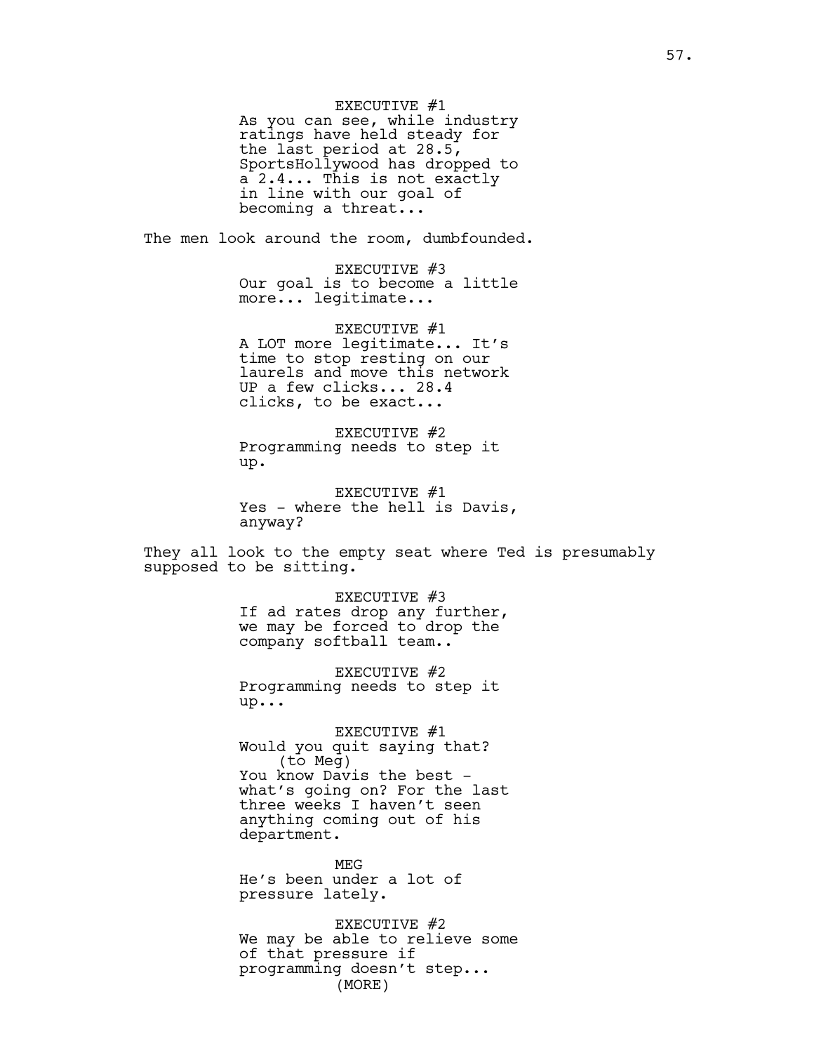EXECUTIVE #1
As you can see, while industry ratings have held steady for the last period at 28.5, SportsHollywood has dropped to a 2.4... This is not exactly in line with our goal of becoming a threat...

The men look around the room, dumbfounded.

EXECUTIVE #3
Our goal is to become a little more... legitimate...

EXECUTIVE #1
A LOT more legitimate... It's time to stop resting on our laurels and move this network UP a few clicks... 28.4 clicks, to be exact...

EXECUTIVE #2
Programming needs to step it up.

EXECUTIVE #1
Yes - where the hell is Davis, anyway?

They all look to the empty seat where Ted is presumably supposed to be sitting.

EXECUTIVE #3
If ad rates drop any further, we may be forced to drop the company softball team..

EXECUTIVE #2
Programming needs to step it up...

EXECUTIVE #1
Would you quit saying that?
(to Meg)
You know Davis the best - what's going on? For the last three weeks I haven't seen anything coming out of his department.

MEG
He's been under a lot of pressure lately.

EXECUTIVE #2
We may be able to relieve some of that pressure if programming doesn't step...
(MORE)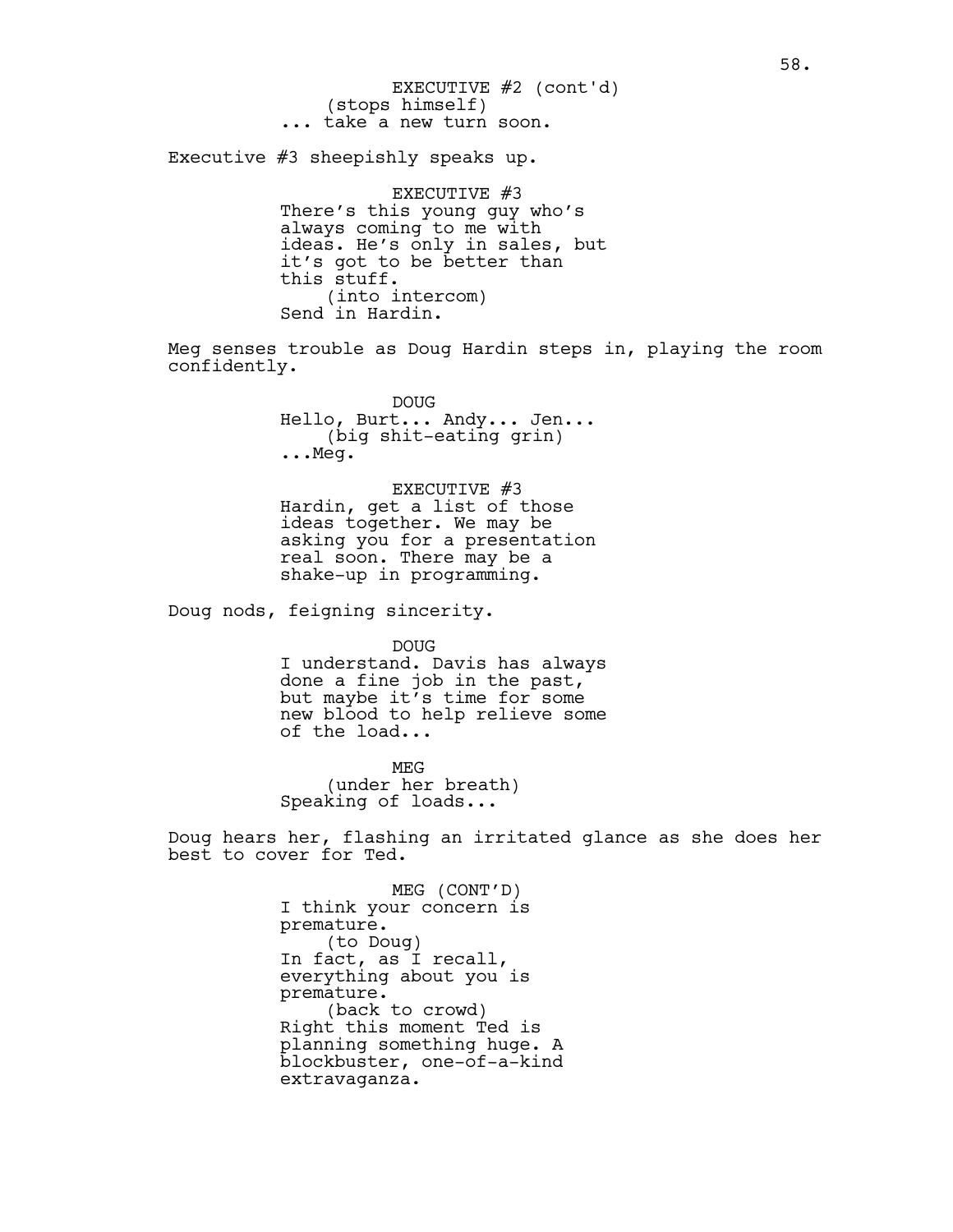EXECUTIVE #2 (cont'd)
(stops himself)
... take a new turn soon.

Executive #3 sheepishly speaks up.

EXECUTIVE #3
There's this young guy who's always coming to me with ideas. He's only in sales, but it's got to be better than this stuff.
(into intercom)
Send in Hardin.

Meg senses trouble as Doug Hardin steps in, playing the room confidently.

DOUG
Hello, Burt... Andy... Jen...
(big shit-eating grin)
...Meg.

EXECUTIVE #3
Hardin, get a list of those ideas together. We may be asking you for a presentation real soon. There may be a shake-up in programming.

Doug nods, feigning sincerity.

DOUG
I understand. Davis has always done a fine job in the past, but maybe it's time for some new blood to help relieve some of the load...

MEG
(under her breath)
Speaking of loads...

Doug hears her, flashing an irritated glance as she does her best to cover for Ted.

MEG (CONT'D)
I think your concern is premature.
(to Doug)
In fact, as I recall, everything about you is premature.
(back to crowd)
Right this moment Ted is planning something huge. A blockbuster, one-of-a-kind extravaganza.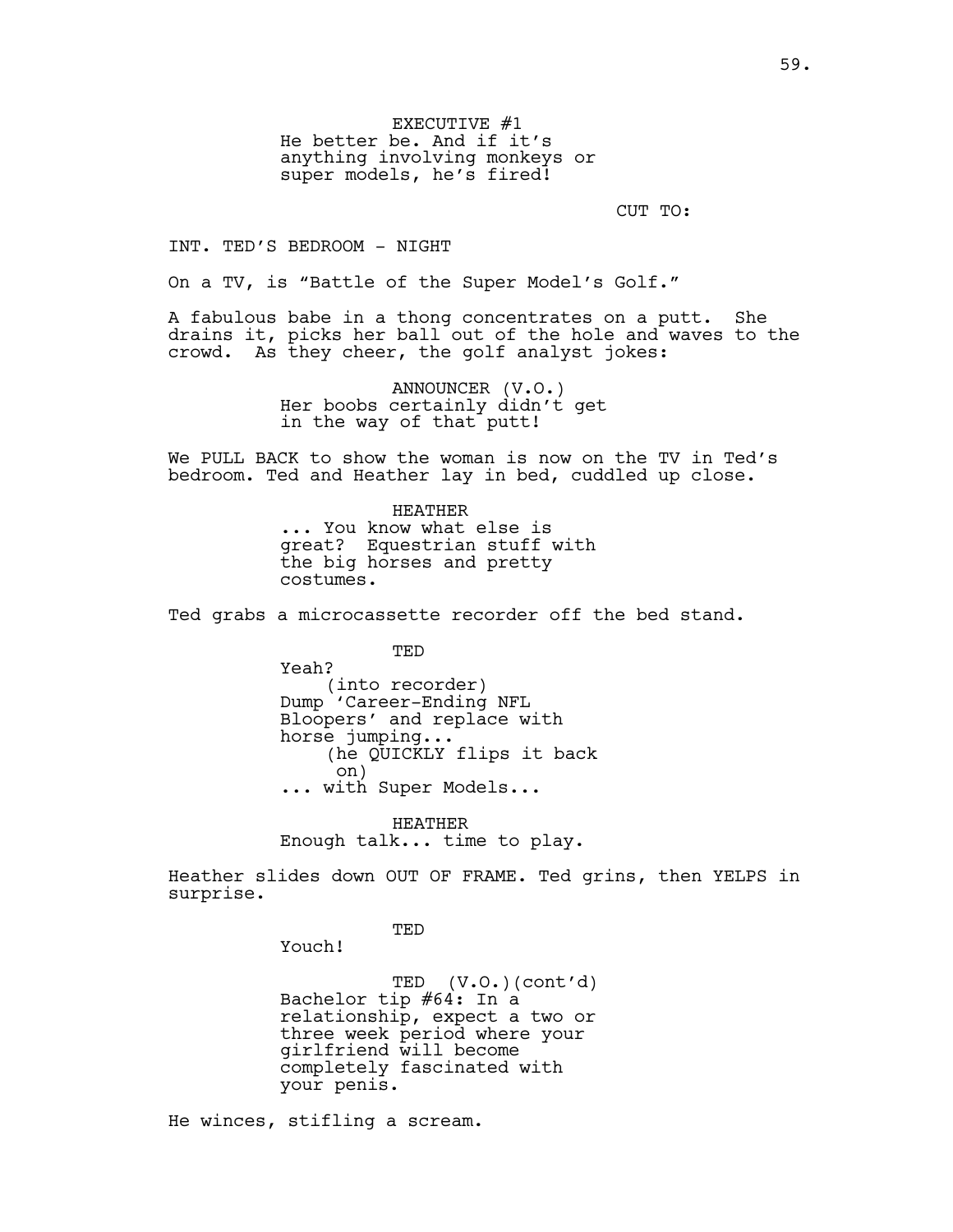EXECUTIVE #1
He better be. And if it's anything involving monkeys or super models, he's fired!

CUT TO:

INT. TED'S BEDROOM - NIGHT

On a TV, is "Battle of the Super Model's Golf."

A fabulous babe in a thong concentrates on a putt. She drains it, picks her ball out of the hole and waves to the crowd. As they cheer, the golf analyst jokes:

ANNOUNCER (V.O.)
Her boobs certainly didn't get in the way of that putt!

We PULL BACK to show the woman is now on the TV in Ted's bedroom. Ted and Heather lay in bed, cuddled up close.

HEATHER
... You know what else is great? Equestrian stuff with the big horses and pretty costumes.

Ted grabs a microcassette recorder off the bed stand.

TED
Yeah?
(into recorder)
Dump 'Career-Ending NFL Bloopers' and replace with horse jumping...
(he QUICKLY flips it back on)
... with Super Models...

HEATHER
Enough talk... time to play.

Heather slides down OUT OF FRAME. Ted grins, then YELPS in surprise.

TED
Youch!

TED (V.O.)(cont'd)
Bachelor tip #64: In a relationship, expect a two or three week period where your girlfriend will become completely fascinated with your penis.

He winces, stifling a scream.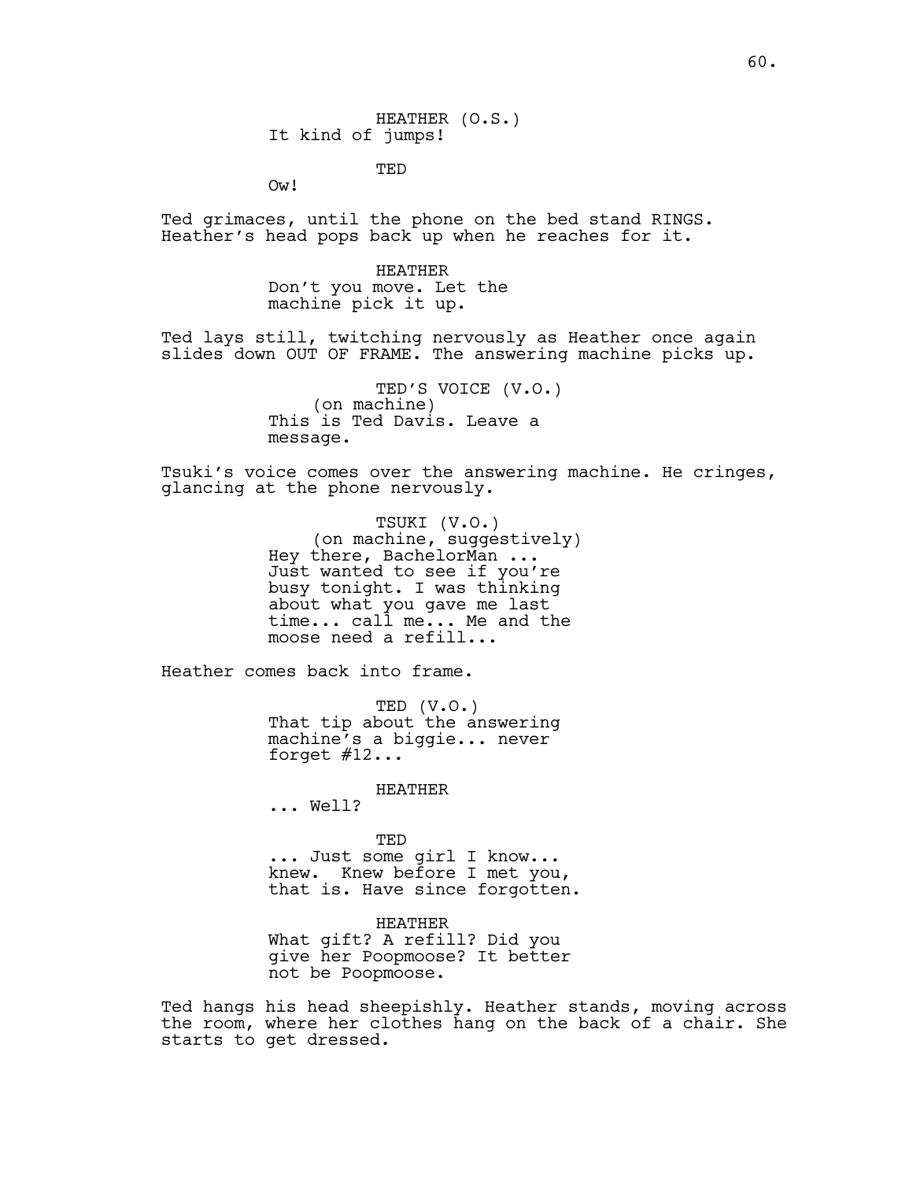HEATHER (O.S.)
It kind of jumps!

TED
Ow!

Ted grimaces, until the phone on the bed stand RINGS. Heather's head pops back up when he reaches for it.

HEATHER
Don't you move. Let the machine pick it up.

Ted lays still, twitching nervously as Heather once again slides down OUT OF FRAME. The answering machine picks up.

TED'S VOICE (V.O.)
(on machine)
This is Ted Davis. Leave a message.

Tsuki's voice comes over the answering machine. He cringes, glancing at the phone nervously.

TSUKI (V.O.)
(on machine, suggestively)
Hey there, BachelorMan ... Just wanted to see if you're busy tonight. I was thinking about what you gave me last time... call me... Me and the moose need a refill...

Heather comes back into frame.

TED (V.O.)
That tip about the answering machine's a biggie... never forget #12...

HEATHER
... Well?

TED
... Just some girl I know... knew. Knew before I met you, that is. Have since forgotten.

HEATHER
What gift? A refill? Did you give her Poopmoose? It better not be Poopmoose.

Ted hangs his head sheepishly. Heather stands, moving across the room, where her clothes hang on the back of a chair. She starts to get dressed.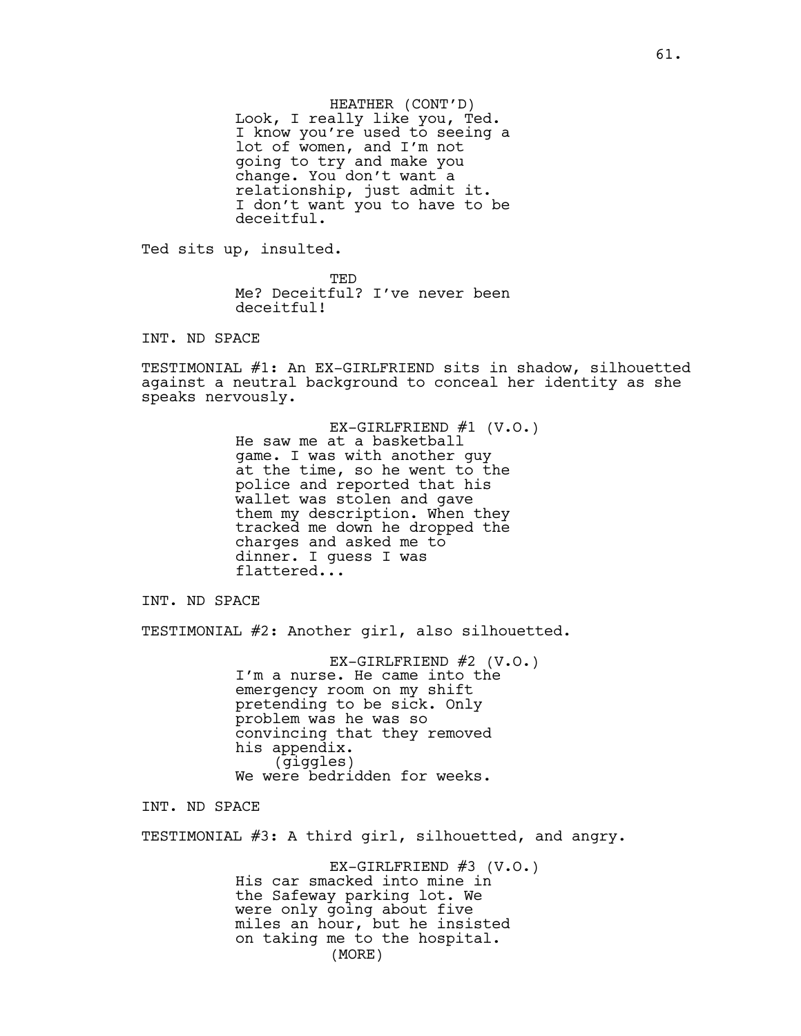HEATHER (CONT'D)
Look, I really like you, Ted. I know you're used to seeing a lot of women, and I'm not going to try and make you change. You don't want a relationship, just admit it. I don't want you to have to be deceitful.

Ted sits up, insulted.

TED
Me? Deceitful? I've never been deceitful!

INT. ND SPACE

TESTIMONIAL #1: An EX-GIRLFRIEND sits in shadow, silhouetted against a neutral background to conceal her identity as she speaks nervously.

EX-GIRLFRIEND #1 (V.O.)
He saw me at a basketball game. I was with another guy at the time, so he went to the police and reported that his wallet was stolen and gave them my description. When they tracked me down he dropped the charges and asked me to dinner. I guess I was flattered...

INT. ND SPACE

TESTIMONIAL #2: Another girl, also silhouetted.

EX-GIRLFRIEND #2 (V.O.)
I'm a nurse. He came into the emergency room on my shift pretending to be sick. Only problem was he was so convincing that they removed his appendix.
(giggles)
We were bedridden for weeks.

INT. ND SPACE

TESTIMONIAL #3: A third girl, silhouetted, and angry.

EX-GIRLFRIEND #3 (V.O.)
His car smacked into mine in the Safeway parking lot. We were only going about five miles an hour, but he insisted on taking me to the hospital.
(MORE)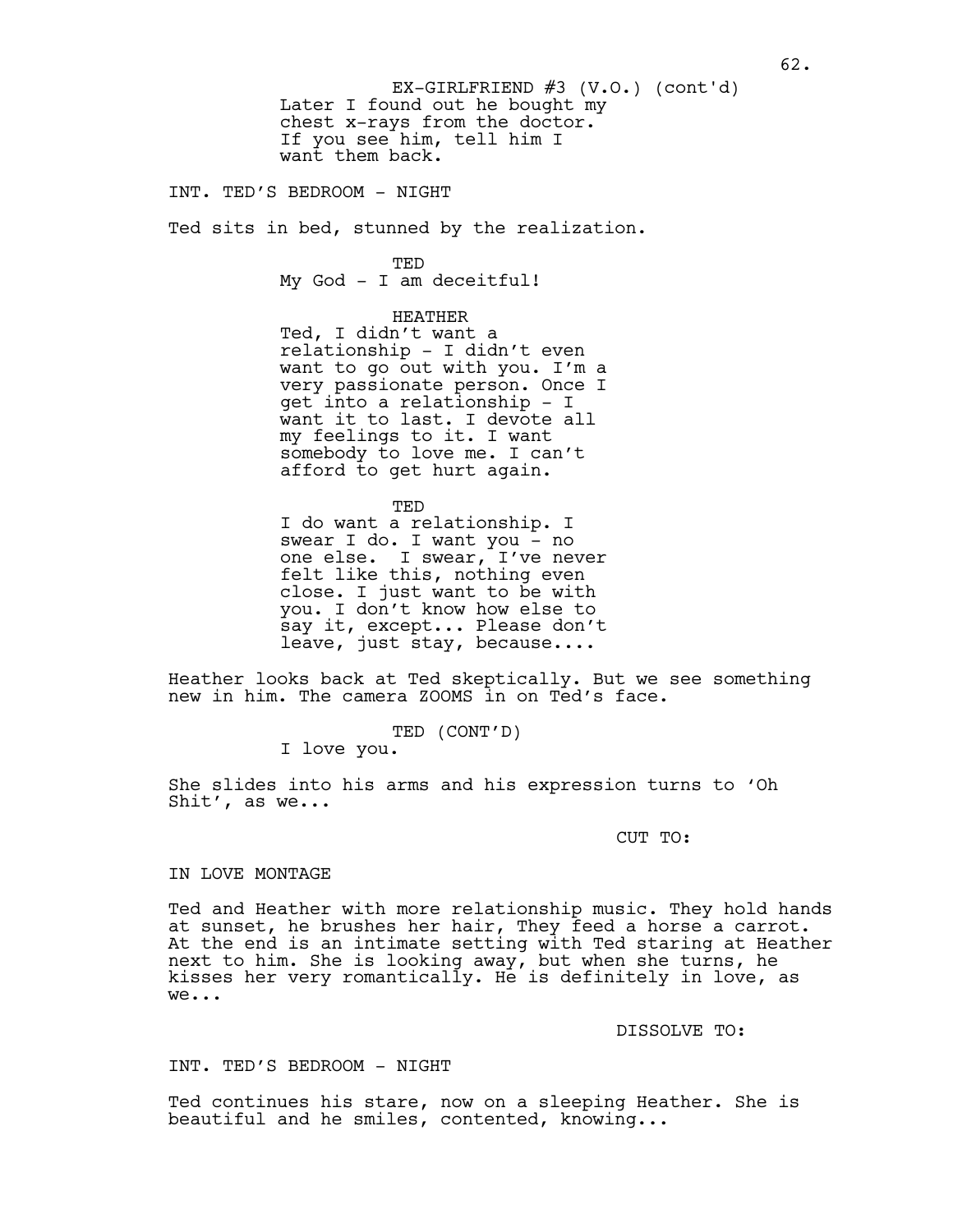EX-GIRLFRIEND #3 (V.O.) (cont'd)
Later I found out he bought my chest x-rays from the doctor. If you see him, tell him I want them back.

INT. TED'S BEDROOM - NIGHT

Ted sits in bed, stunned by the realization.

TED
My God - I am deceitful!

HEATHER
Ted, I didn't want a relationship - I didn't even want to go out with you. I'm a very passionate person. Once I get into a relationship - I want it to last. I devote all my feelings to it. I want somebody to love me. I can't afford to get hurt again.

TED
I do want a relationship. I swear I do. I want you - no one else. I swear, I've never felt like this, nothing even close. I just want to be with you. I don't know how else to say it, except... Please don't leave, just stay, because....

Heather looks back at Ted skeptically. But we see something new in him. The camera ZOOMS in on Ted's face.

TED (CONT'D)
I love you.

She slides into his arms and his expression turns to 'Oh Shit', as we...

CUT TO:

IN LOVE MONTAGE

Ted and Heather with more relationship music. They hold hands at sunset, he brushes her hair, They feed a horse a carrot. At the end is an intimate setting with Ted staring at Heather next to him. She is looking away, but when she turns, he kisses her very romantically. He is definitely in love, as we...

DISSOLVE TO:

INT. TED'S BEDROOM - NIGHT

Ted continues his stare, now on a sleeping Heather. She is beautiful and he smiles, contented, knowing...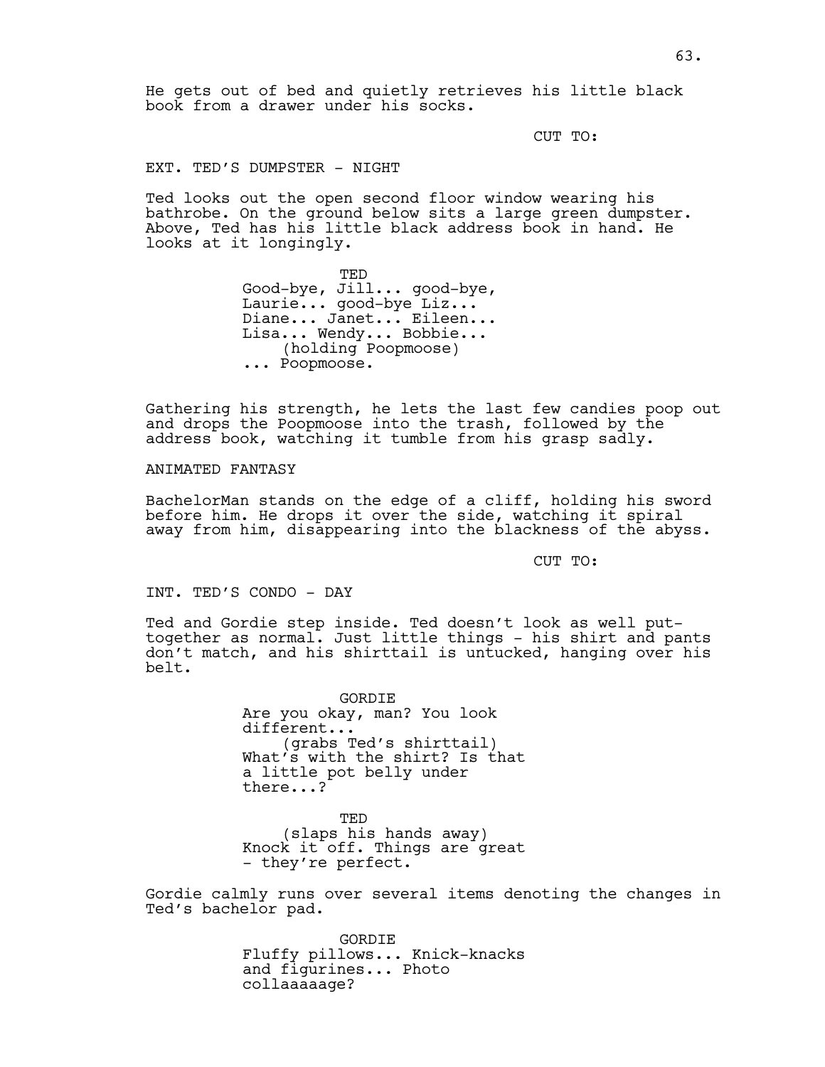He gets out of bed and quietly retrieves his little black book from a drawer under his socks.

CUT TO:

EXT. TED'S DUMPSTER - NIGHT

Ted looks out the open second floor window wearing his bathrobe. On the ground below sits a large green dumpster. Above, Ted has his little black address book in hand. He looks at it longingly.

TED
Good-bye, Jill... good-bye, Laurie... good-bye Liz... Diane... Janet... Eileen... Lisa... Wendy... Bobbie...
(holding Poopmoose)
... Poopmoose.

Gathering his strength, he lets the last few candies poop out and drops the Poopmoose into the trash, followed by the address book, watching it tumble from his grasp sadly.

ANIMATED FANTASY

BachelorMan stands on the edge of a cliff, holding his sword before him. He drops it over the side, watching it spiral away from him, disappearing into the blackness of the abyss.

CUT TO:

INT. TED'S CONDO - DAY

Ted and Gordie step inside. Ted doesn't look as well put-together as normal. Just little things - his shirt and pants don't match, and his shirttail is untucked, hanging over his belt.

GORDIE
Are you okay, man? You look different...
(grabs Ted's shirttail)
What's with the shirt? Is that a little pot belly under there...?

TED
(slaps his hands away)
Knock it off. Things are great - they're perfect.

Gordie calmly runs over several items denoting the changes in Ted's bachelor pad.

GORDIE
Fluffy pillows... Knick-knacks and figurines... Photo collaaaaage?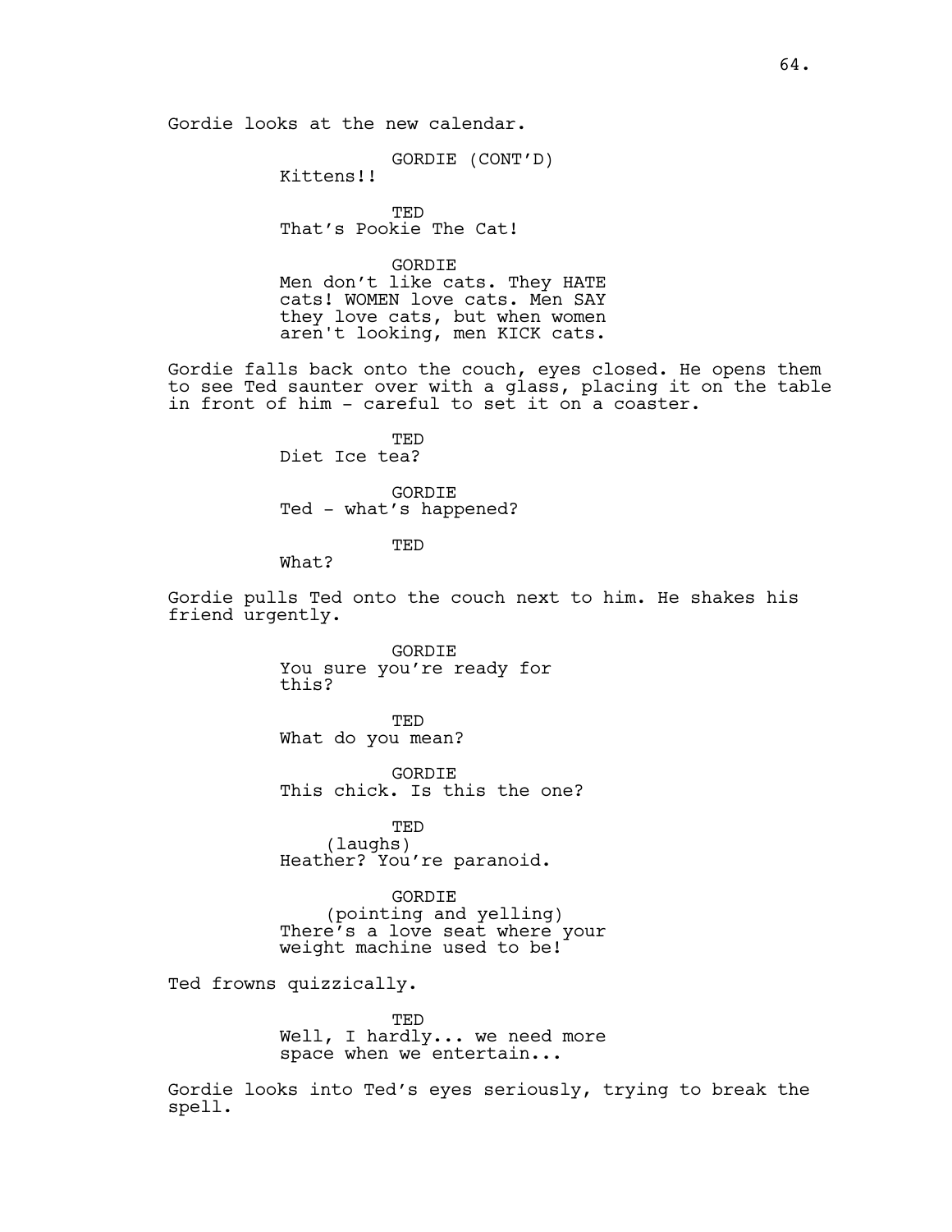Gordie looks at the new calendar.

GORDIE (CONT'D)
Kittens!!

TED
That's Pookie The Cat!

GORDIE
Men don't like cats. They HATE cats! WOMEN love cats. Men SAY they love cats, but when women aren't looking, men KICK cats.

Gordie falls back onto the couch, eyes closed. He opens them to see Ted saunter over with a glass, placing it on the table in front of him - careful to set it on a coaster.

TED
Diet Ice tea?

GORDIE
Ted - what's happened?

TED
What?

Gordie pulls Ted onto the couch next to him. He shakes his friend urgently.

GORDIE
You sure you're ready for this?

TED
What do you mean?

GORDIE
This chick. Is this the one?

TED
(laughs)
Heather? You're paranoid.

GORDIE
(pointing and yelling)
There's a love seat where your weight machine used to be!

Ted frowns quizzically.

TED
Well, I hardly... we need more space when we entertain...

Gordie looks into Ted's eyes seriously, trying to break the spell.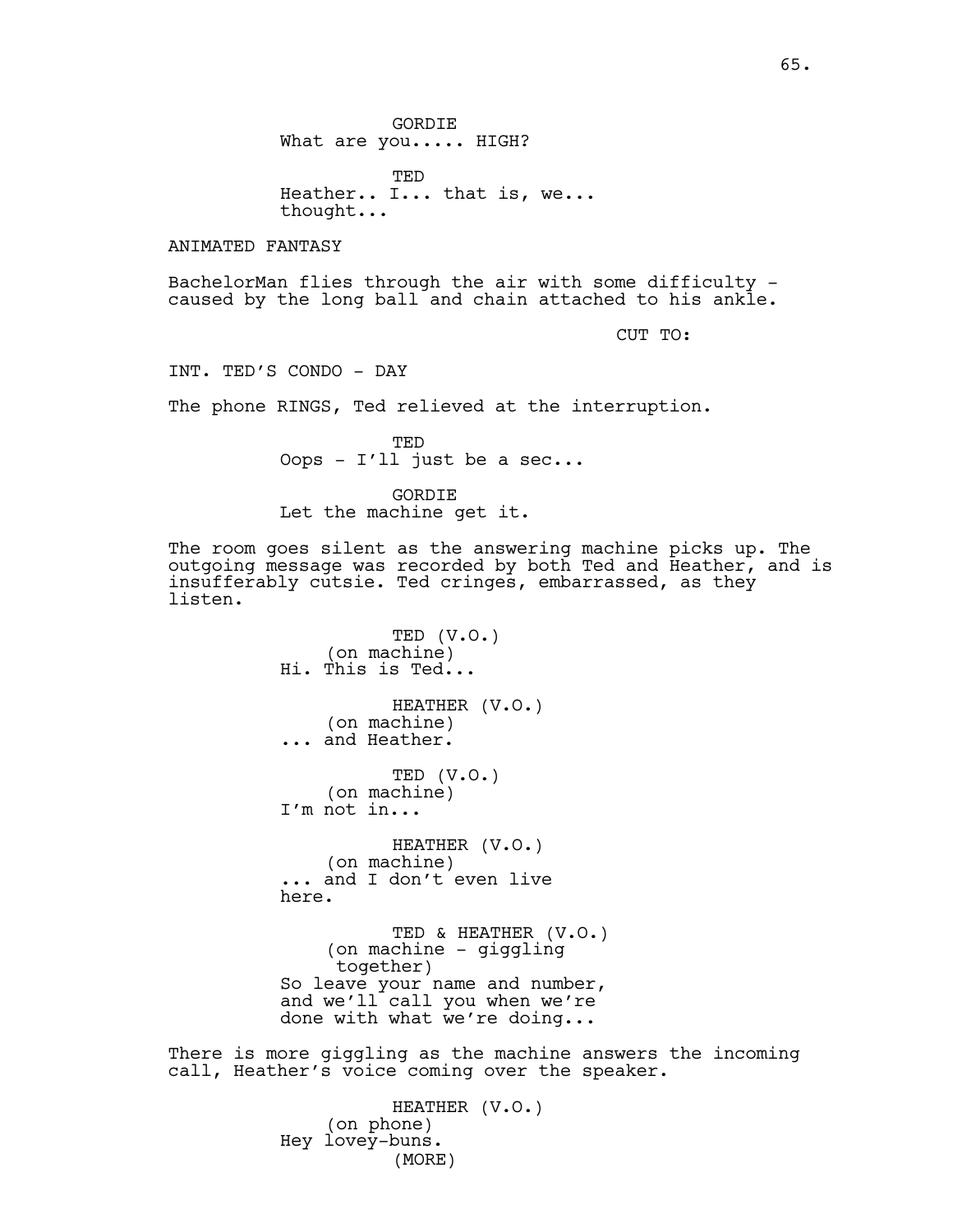GORDIE
What are you..... HIGH?

TED
Heather.. I... that is, we... thought...

ANIMATED FANTASY

BachelorMan flies through the air with some difficulty - caused by the long ball and chain attached to his ankle.

CUT TO:

INT. TED'S CONDO - DAY

The phone RINGS, Ted relieved at the interruption.

TED
Oops - I'll just be a sec...

GORDIE
Let the machine get it.

The room goes silent as the answering machine picks up. The outgoing message was recorded by both Ted and Heather, and is insufferably cutsie. Ted cringes, embarrassed, as they listen.

TED (V.O.)
(on machine)
Hi. This is Ted...

HEATHER (V.O.)
(on machine)
... and Heather.

TED (V.O.)
(on machine)
I'm not in...

HEATHER (V.O.)
(on machine)
... and I don't even live here.

TED & HEATHER (V.O.)
(on machine - giggling together)
So leave your name and number, and we'll call you when we're done with what we're doing...

There is more giggling as the machine answers the incoming call, Heather's voice coming over the speaker.

HEATHER (V.O.)
(on phone)
Hey lovey-buns.
(MORE)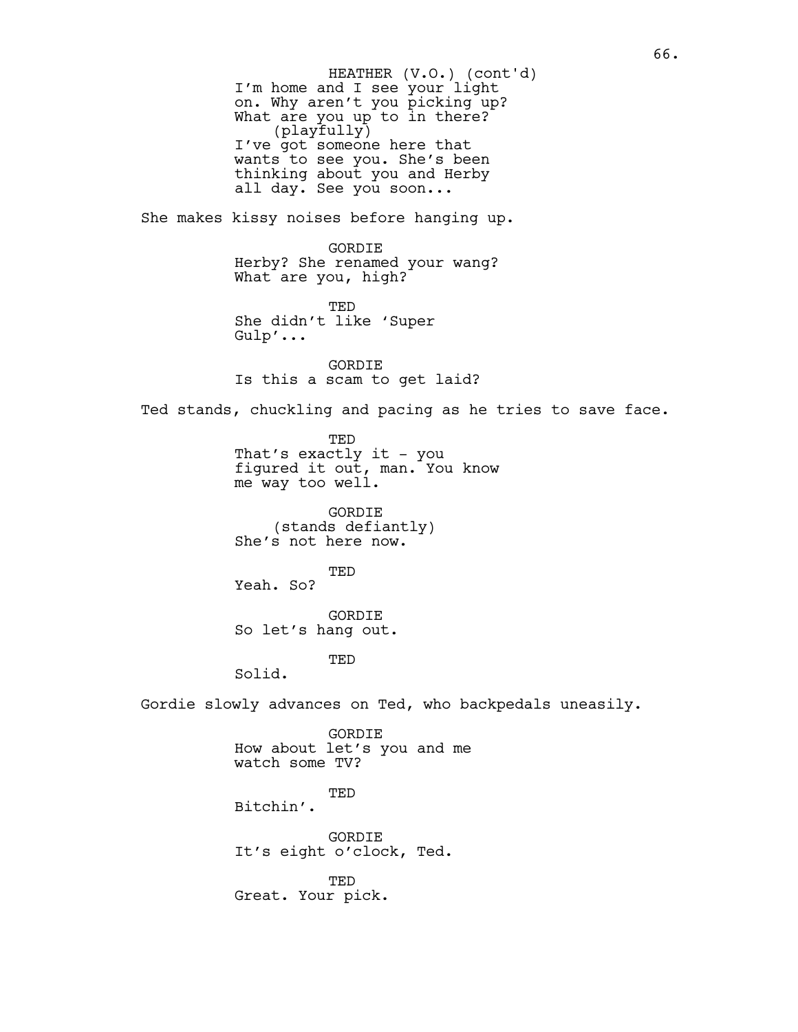HEATHER (V.O.) (cont'd)
I'm home and I see your light on. Why aren't you picking up? What are you up to in there?
(playfully)
I've got someone here that wants to see you. She's been thinking about you and Herby all day. See you soon...

She makes kissy noises before hanging up.

GORDIE
Herby? She renamed your wang? What are you, high?

TED
She didn't like 'Super Gulp'...

GORDIE
Is this a scam to get laid?

Ted stands, chuckling and pacing as he tries to save face.

TED
That's exactly it - you figured it out, man. You know me way too well.

GORDIE
(stands defiantly)
She's not here now.

TED
Yeah. So?

GORDIE
So let's hang out.

TED
Solid.

Gordie slowly advances on Ted, who backpedals uneasily.

GORDIE
How about let's you and me watch some TV?

TED
Bitchin'.

GORDIE
It's eight o'clock, Ted.

TED
Great. Your pick.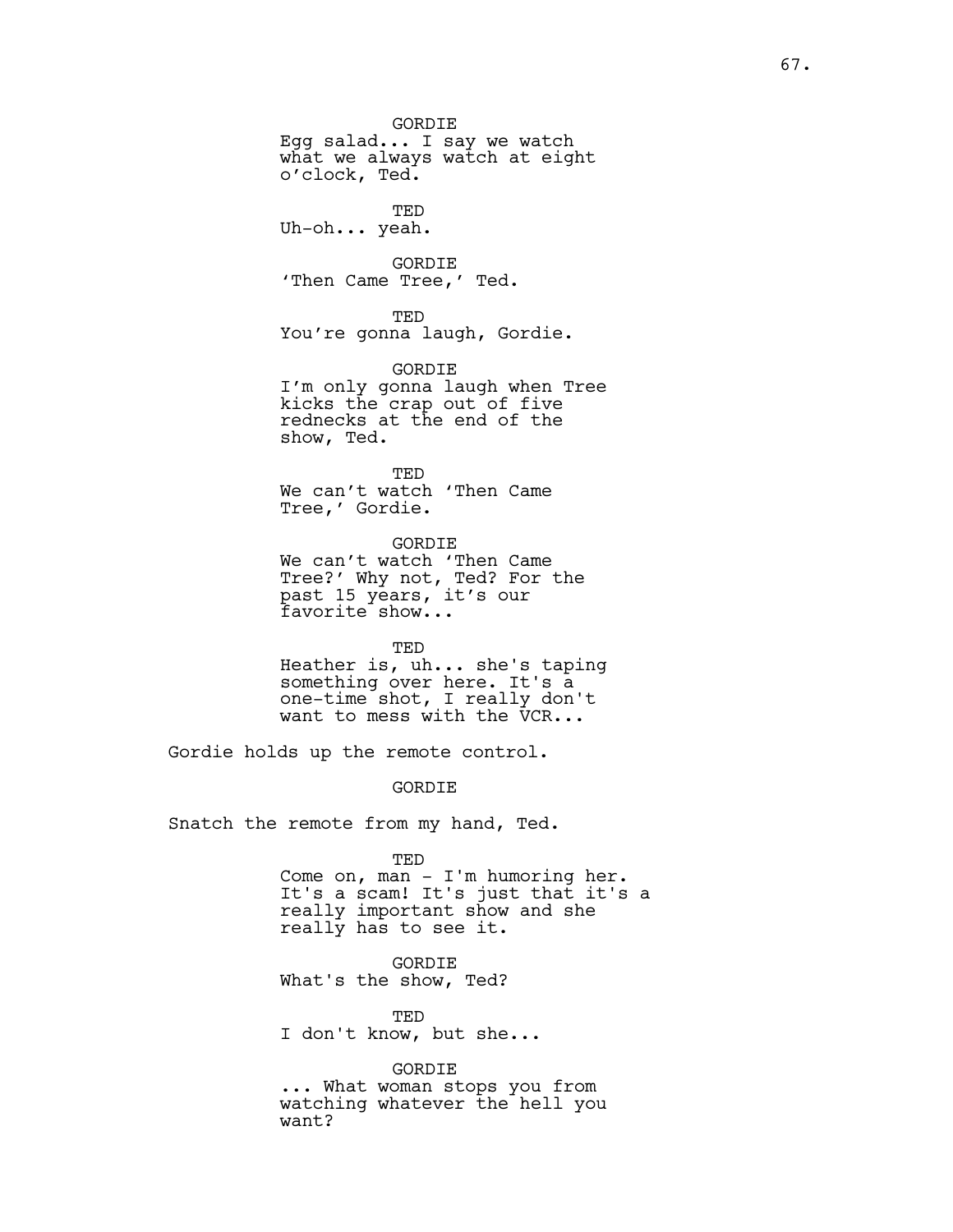GORDIE
Egg salad... I say we watch what we always watch at eight o'clock, Ted.

TED
Uh-oh... yeah.

GORDIE
'Then Came Tree,' Ted.

TED
You're gonna laugh, Gordie.

GORDIE
I'm only gonna laugh when Tree kicks the crap out of five rednecks at the end of the show, Ted.

TED
We can't watch 'Then Came Tree,' Gordie.

GORDIE
We can't watch 'Then Came Tree?' Why not, Ted? For the past 15 years, it's our favorite show...

TED
Heather is, uh... she's taping something over here. It's a one-time shot, I really don't want to mess with the VCR...

Gordie holds up the remote control.

GORDIE

Snatch the remote from my hand, Ted.

TED
Come on, man - I'm humoring her. It's a scam! It's just that it's a really important show and she really has to see it.

GORDIE
What's the show, Ted?

TED
I don't know, but she...

GORDIE
... What woman stops you from watching whatever the hell you want?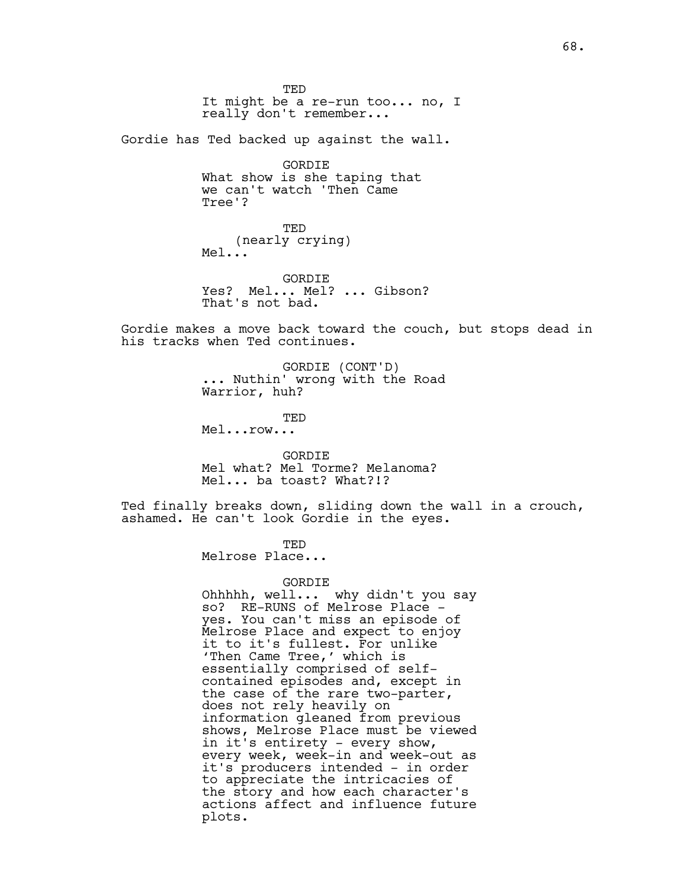TED
It might be a re-run too... no, I really don't remember...

Gordie has Ted backed up against the wall.

GORDIE
What show is she taping that we can't watch 'Then Came Tree'?

TED
(nearly crying)
Mel...

GORDIE
Yes? Mel... Mel? ... Gibson? That's not bad.

Gordie makes a move back toward the couch, but stops dead in his tracks when Ted continues.

GORDIE (CONT'D)
... Nuthin' wrong with the Road Warrior, huh?

TED
Mel...row...

GORDIE
Mel what? Mel Torme? Melanoma? Mel... ba toast? What?!?

Ted finally breaks down, sliding down the wall in a crouch, ashamed. He can't look Gordie in the eyes.

TED
Melrose Place...

GORDIE
Ohhhhh, well... why didn't you say so? RE-RUNS of Melrose Place - yes. You can't miss an episode of Melrose Place and expect to enjoy it to it's fullest. For unlike 'Then Came Tree,' which is essentially comprised of self-contained episodes and, except in the case of the rare two-parter, does not rely heavily on information gleaned from previous shows, Melrose Place must be viewed in it's entirety - every show, every week, week-in and week-out as it's producers intended - in order to appreciate the intricacies of the story and how each character's actions affect and influence future plots.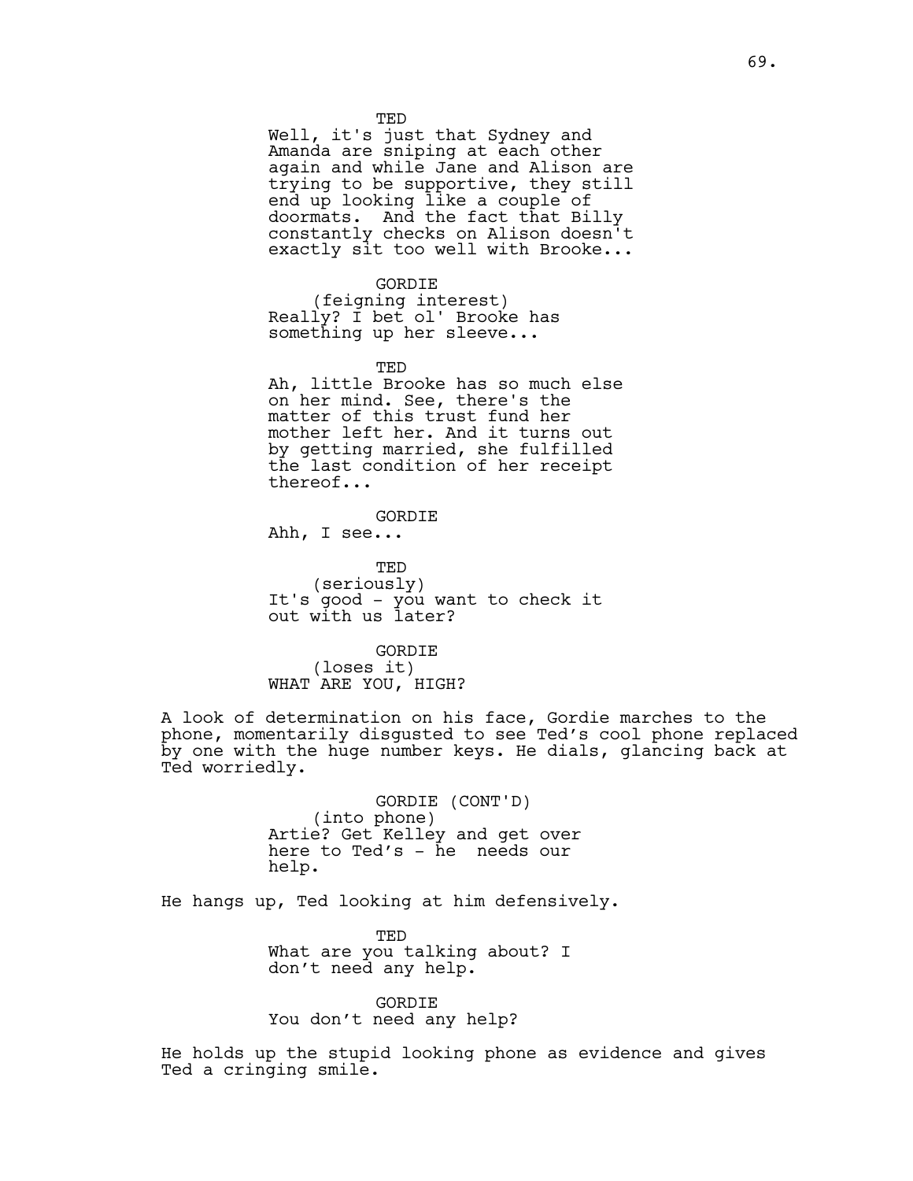TED
Well, it's just that Sydney and Amanda are sniping at each other again and while Jane and Alison are trying to be supportive, they still end up looking like a couple of doormats. And the fact that Billy constantly checks on Alison doesn't exactly sit too well with Brooke...

GORDIE
(feigning interest)
Really? I bet ol' Brooke has something up her sleeve...

TED
Ah, little Brooke has so much else on her mind. See, there's the matter of this trust fund her mother left her. And it turns out by getting married, she fulfilled the last condition of her receipt thereof...

GORDIE
Ahh, I see...

TED
(seriously)
It's good - you want to check it out with us later?

GORDIE
(loses it)
WHAT ARE YOU, HIGH?

A look of determination on his face, Gordie marches to the phone, momentarily disgusted to see Ted's cool phone replaced by one with the huge number keys. He dials, glancing back at Ted worriedly.

GORDIE (CONT'D)
(into phone)
Artie? Get Kelley and get over here to Ted's - he needs our help.

He hangs up, Ted looking at him defensively.

TED
What are you talking about? I don't need any help.

GORDIE
You don't need any help?

He holds up the stupid looking phone as evidence and gives Ted a cringing smile.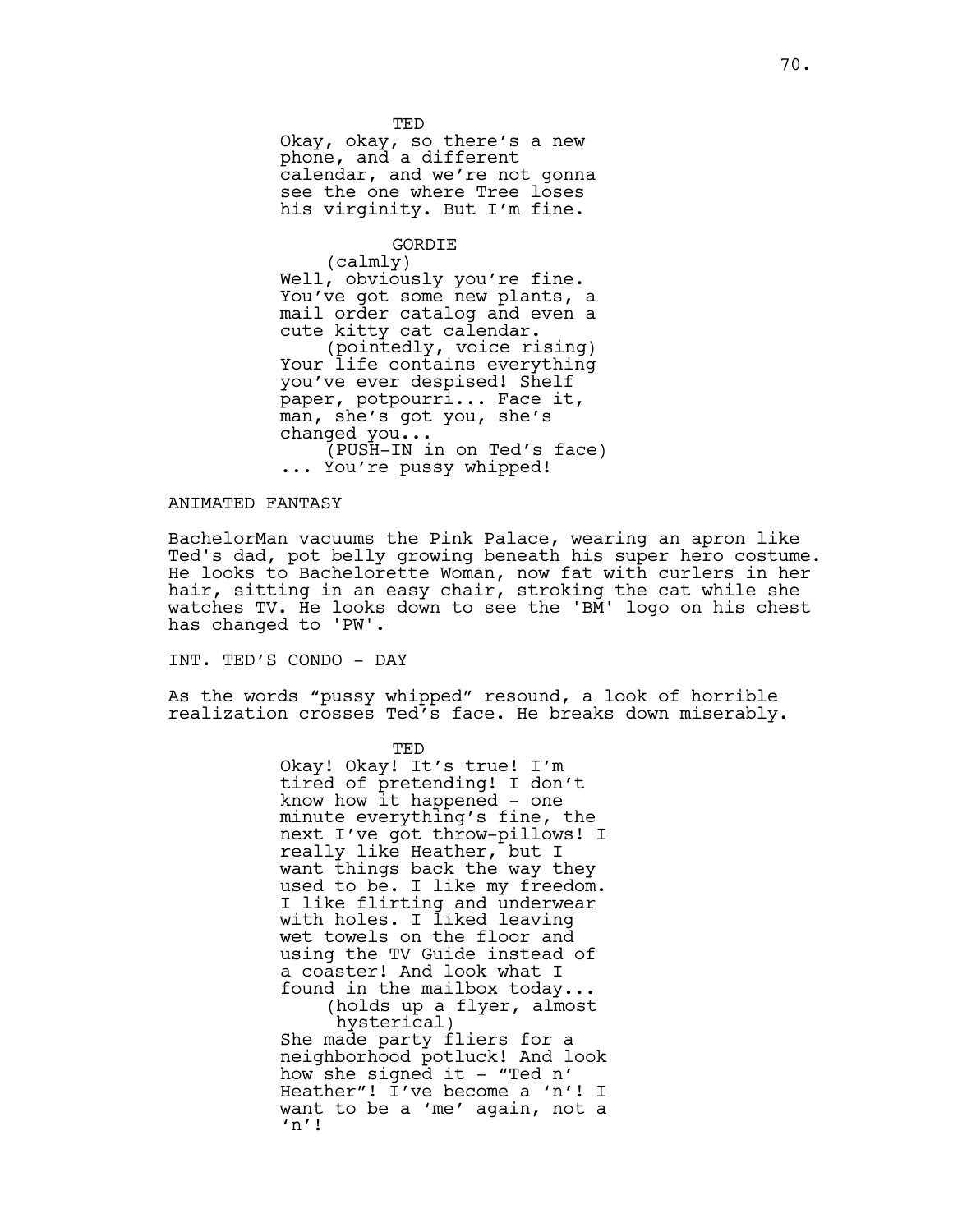TED
Okay, okay, so there's a new phone, and a different calendar, and we're not gonna see the one where Tree loses his virginity. But I'm fine.

GORDIE
(calmly)
Well, obviously you're fine. You've got some new plants, a mail order catalog and even a cute kitty cat calendar.
(pointedly, voice rising)
Your life contains everything you've ever despised! Shelf paper, potpourri... Face it, man, she's got you, she's changed you...
(PUSH-IN in on Ted's face)
... You're pussy whipped!

ANIMATED FANTASY

BachelorMan vacuums the Pink Palace, wearing an apron like Ted's dad, pot belly growing beneath his super hero costume. He looks to Bachelorette Woman, now fat with curlers in her hair, sitting in an easy chair, stroking the cat while she watches TV. He looks down to see the 'BM' logo on his chest has changed to 'PW'.

INT. TED'S CONDO - DAY

As the words "pussy whipped" resound, a look of horrible realization crosses Ted's face. He breaks down miserably.

TED
Okay! Okay! It's true! I'm tired of pretending! I don't know how it happened - one minute everything's fine, the next I've got throw-pillows! I really like Heather, but I want things back the way they used to be. I like my freedom. I like flirting and underwear with holes. I liked leaving wet towels on the floor and using the TV Guide instead of a coaster! And look what I found in the mailbox today...
(holds up a flyer, almost hysterical)
She made party fliers for a neighborhood potluck! And look how she signed it - "Ted n' Heather"! I've become a 'n'! I want to be a 'me' again, not a 'n'!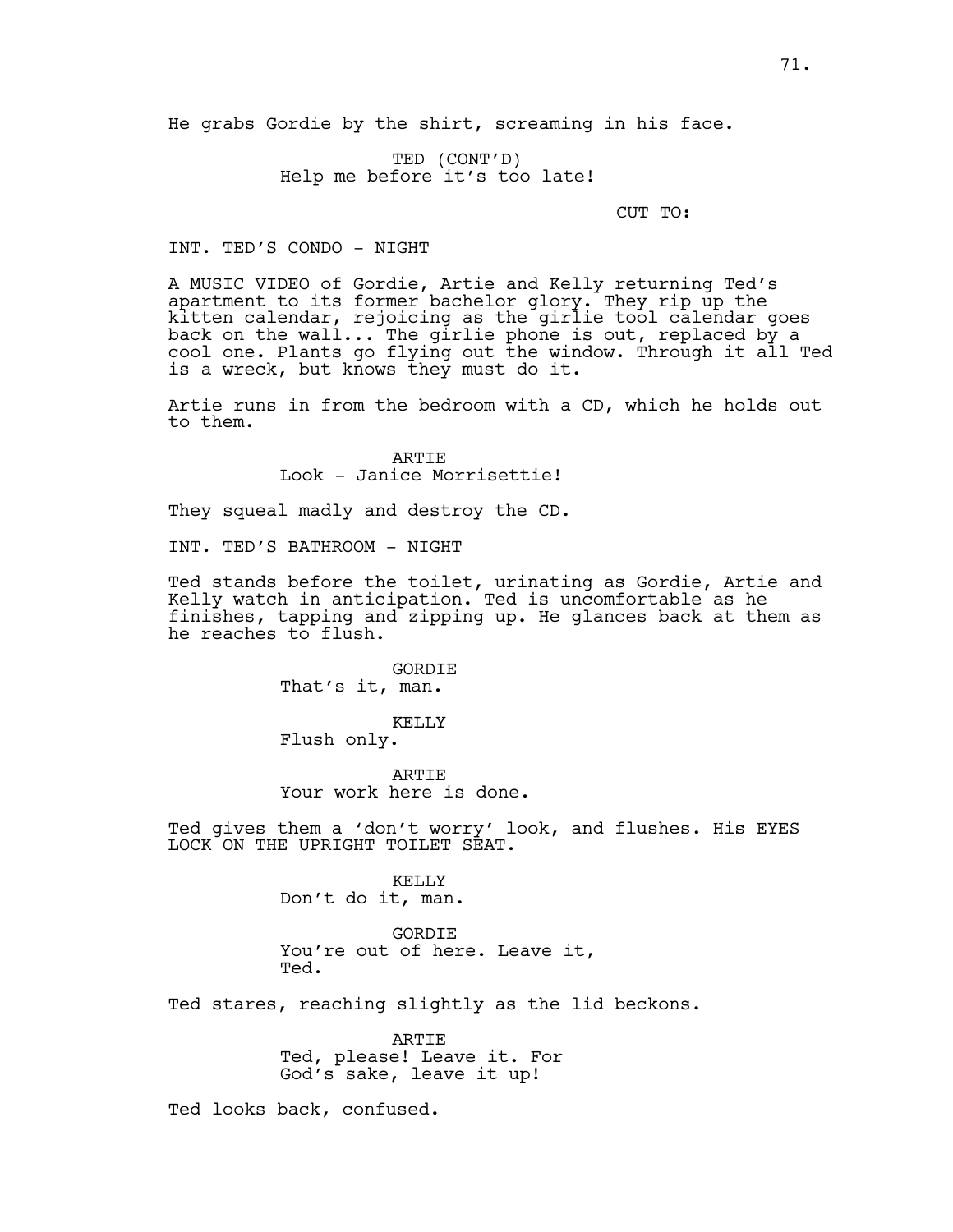He grabs Gordie by the shirt, screaming in his face.

TED (CONT'D)
Help me before it's too late!

CUT TO:

INT. TED'S CONDO - NIGHT

A MUSIC VIDEO of Gordie, Artie and Kelly returning Ted's apartment to its former bachelor glory. They rip up the kitten calendar, rejoicing as the girlie tool calendar goes back on the wall... The girlie phone is out, replaced by a cool one. Plants go flying out the window. Through it all Ted is a wreck, but knows they must do it.

Artie runs in from the bedroom with a CD, which he holds out to them.

ARTIE
Look - Janice Morrisettie!

They squeal madly and destroy the CD.

INT. TED'S BATHROOM - NIGHT

Ted stands before the toilet, urinating as Gordie, Artie and Kelly watch in anticipation. Ted is uncomfortable as he finishes, tapping and zipping up. He glances back at them as he reaches to flush.

GORDIE
That's it, man.

KELLY
Flush only.

ARTIE
Your work here is done.

Ted gives them a 'don't worry' look, and flushes. His EYES LOCK ON THE UPRIGHT TOILET SEAT.

KELLY
Don't do it, man.

GORDIE
You're out of here. Leave it, Ted.

Ted stares, reaching slightly as the lid beckons.

ARTIE
Ted, please! Leave it. For God's sake, leave it up!

Ted looks back, confused.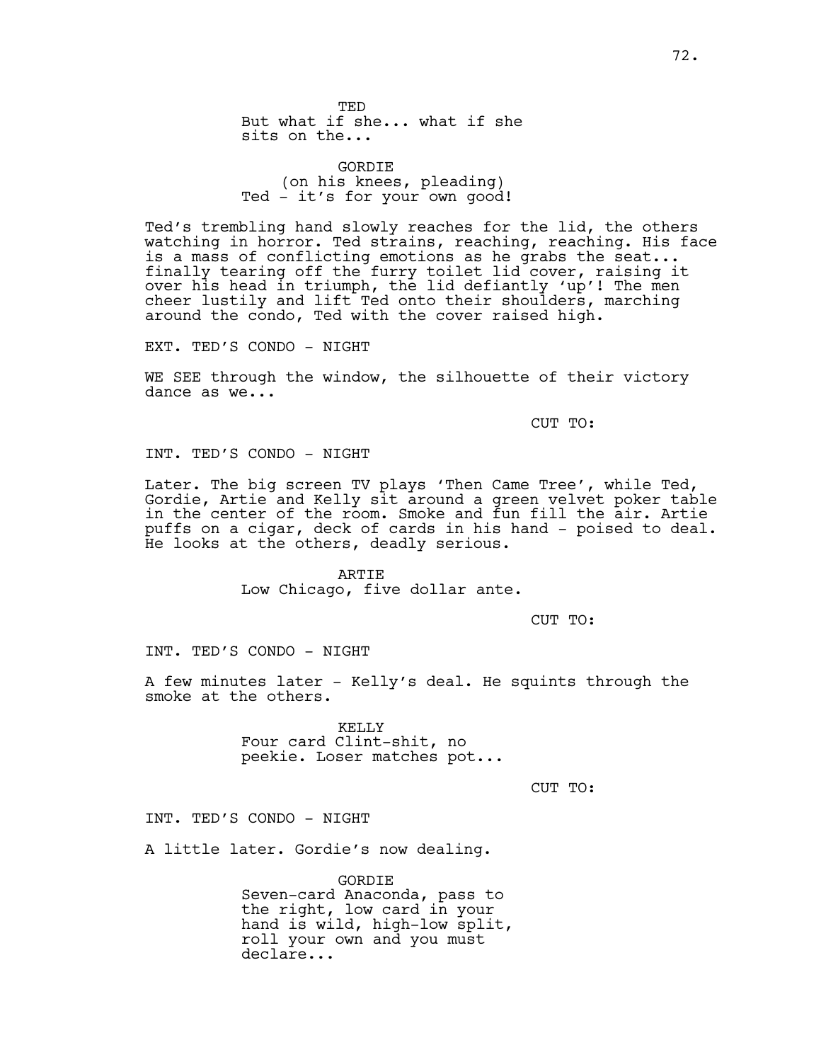TED
But what if she... what if she sits on the...

GORDIE
(on his knees, pleading)
Ted - it's for your own good!

Ted's trembling hand slowly reaches for the lid, the others watching in horror. Ted strains, reaching, reaching. His face is a mass of conflicting emotions as he grabs the seat... finally tearing off the furry toilet lid cover, raising it over his head in triumph, the lid defiantly 'up'! The men cheer lustily and lift Ted onto their shoulders, marching around the condo, Ted with the cover raised high.

EXT. TED'S CONDO - NIGHT

WE SEE through the window, the silhouette of their victory dance as we...

CUT TO:

INT. TED'S CONDO - NIGHT

Later. The big screen TV plays 'Then Came Tree', while Ted, Gordie, Artie and Kelly sit around a green velvet poker table in the center of the room. Smoke and fun fill the air. Artie puffs on a cigar, deck of cards in his hand - poised to deal. He looks at the others, deadly serious.

ARTIE
Low Chicago, five dollar ante.

CUT TO:

INT. TED'S CONDO - NIGHT

A few minutes later - Kelly's deal. He squints through the smoke at the others.

KELLY
Four card Clint-shit, no peekie. Loser matches pot...

CUT TO:

INT. TED'S CONDO - NIGHT

A little later. Gordie's now dealing.

GORDIE
Seven-card Anaconda, pass to the right, low card in your hand is wild, high-low split, roll your own and you must declare...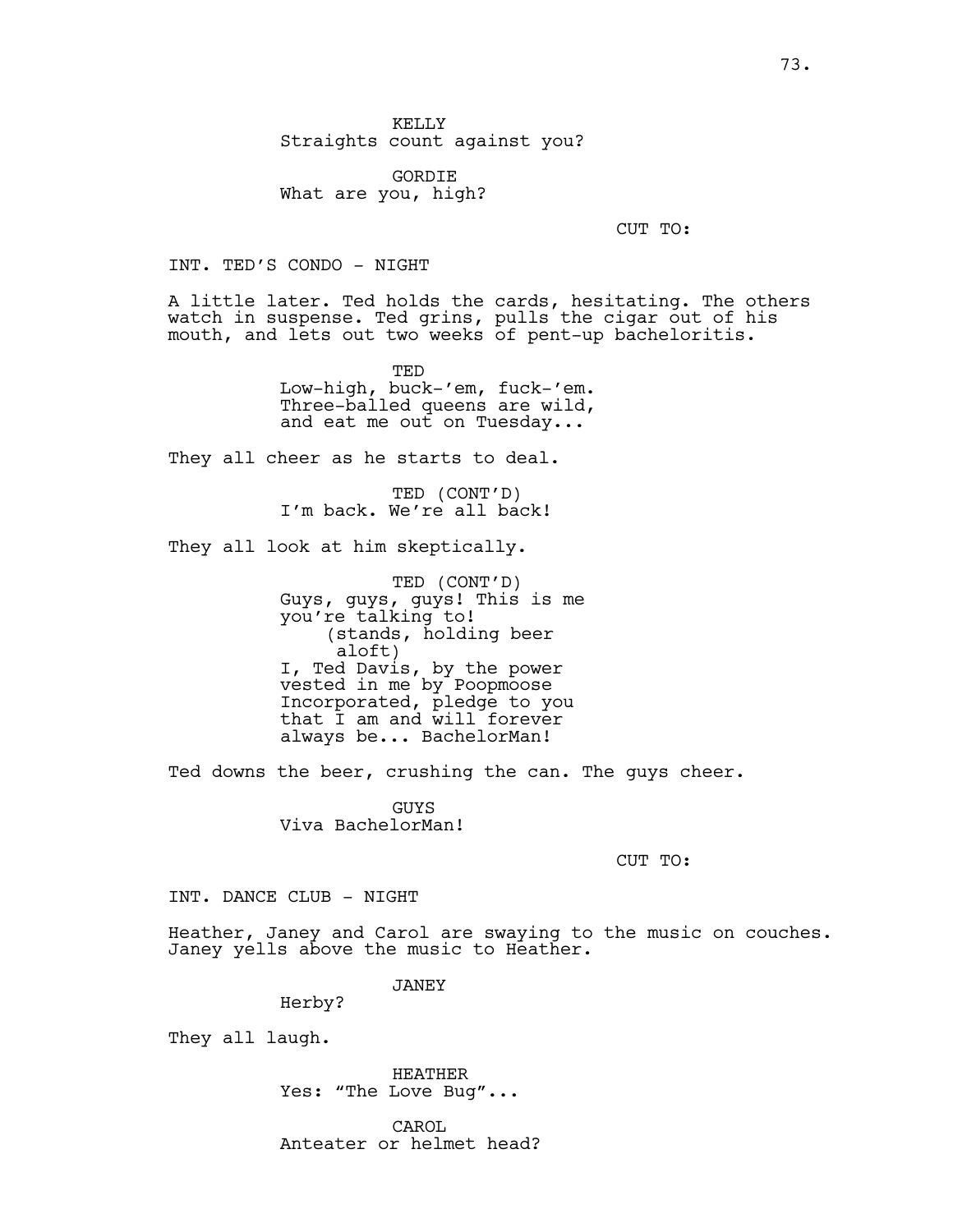KELLY
Straights count against you?

GORDIE
What are you, high?

CUT TO:

INT. TED'S CONDO - NIGHT

A little later. Ted holds the cards, hesitating. The others watch in suspense. Ted grins, pulls the cigar out of his mouth, and lets out two weeks of pent-up bacheloritis.

TED
Low-high, buck-'em, fuck-'em.
Three-balled queens are wild,
and eat me out on Tuesday...

They all cheer as he starts to deal.

TED (CONT'D)
I'm back. We're all back!

They all look at him skeptically.

TED (CONT'D)
Guys, guys, guys! This is me
you're talking to!
(stands, holding beer
aloft)
I, Ted Davis, by the power
vested in me by Poopmoose
Incorporated, pledge to you
that I am and will forever
always be... BachelorMan!

Ted downs the beer, crushing the can. The guys cheer.

GUYS
Viva BachelorMan!

CUT TO:

INT. DANCE CLUB - NIGHT

Heather, Janey and Carol are swaying to the music on couches. Janey yells above the music to Heather.

JANEY
Herby?

They all laugh.

HEATHER
Yes: "The Love Bug"...

CAROL
Anteater or helmet head?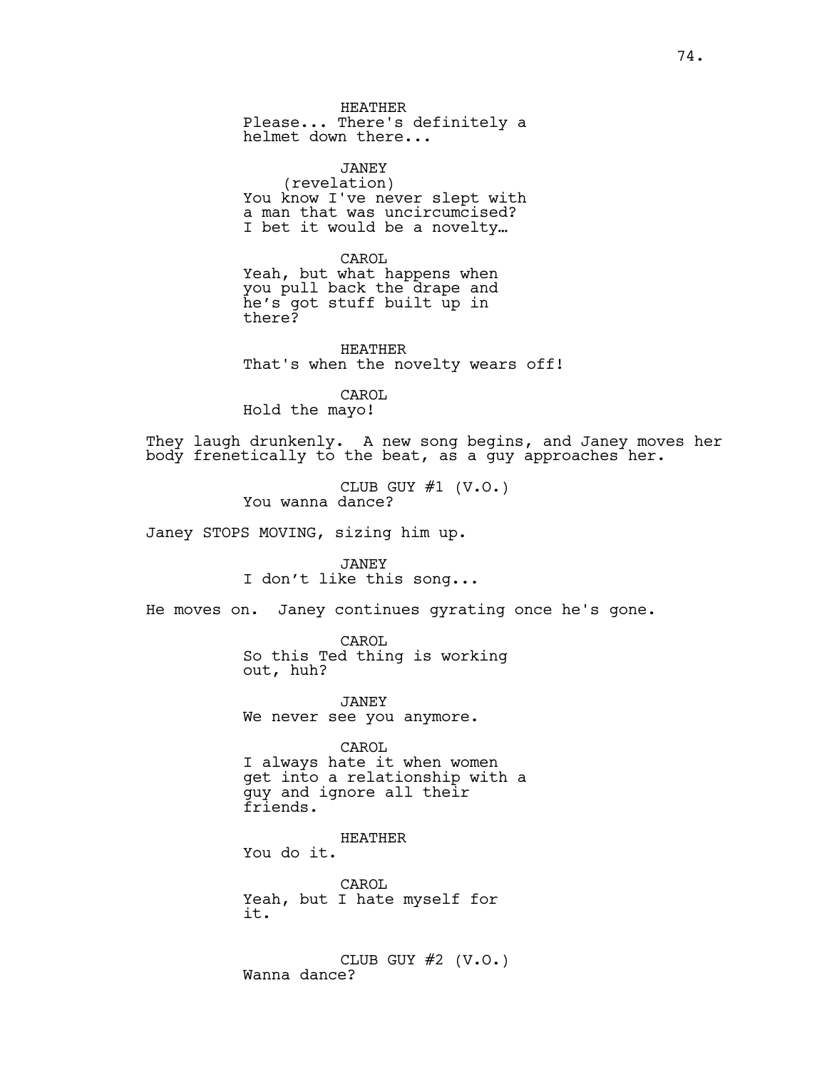HEATHER
Please... There's definitely a helmet down there...

JANEY
(revelation)
You know I've never slept with a man that was uncircumcised? I bet it would be a novelty…

CAROL
Yeah, but what happens when you pull back the drape and he's got stuff built up in there?

HEATHER
That's when the novelty wears off!

CAROL
Hold the mayo!

They laugh drunkenly. A new song begins, and Janey moves her body frenetically to the beat, as a guy approaches her.

CLUB GUY #1 (V.O.)
You wanna dance?

Janey STOPS MOVING, sizing him up.

JANEY
I don't like this song...

He moves on. Janey continues gyrating once he's gone.

CAROL
So this Ted thing is working out, huh?

JANEY
We never see you anymore.

CAROL
I always hate it when women get into a relationship with a guy and ignore all their friends.

HEATHER
You do it.

CAROL
Yeah, but I hate myself for it.

CLUB GUY #2 (V.O.)
Wanna dance?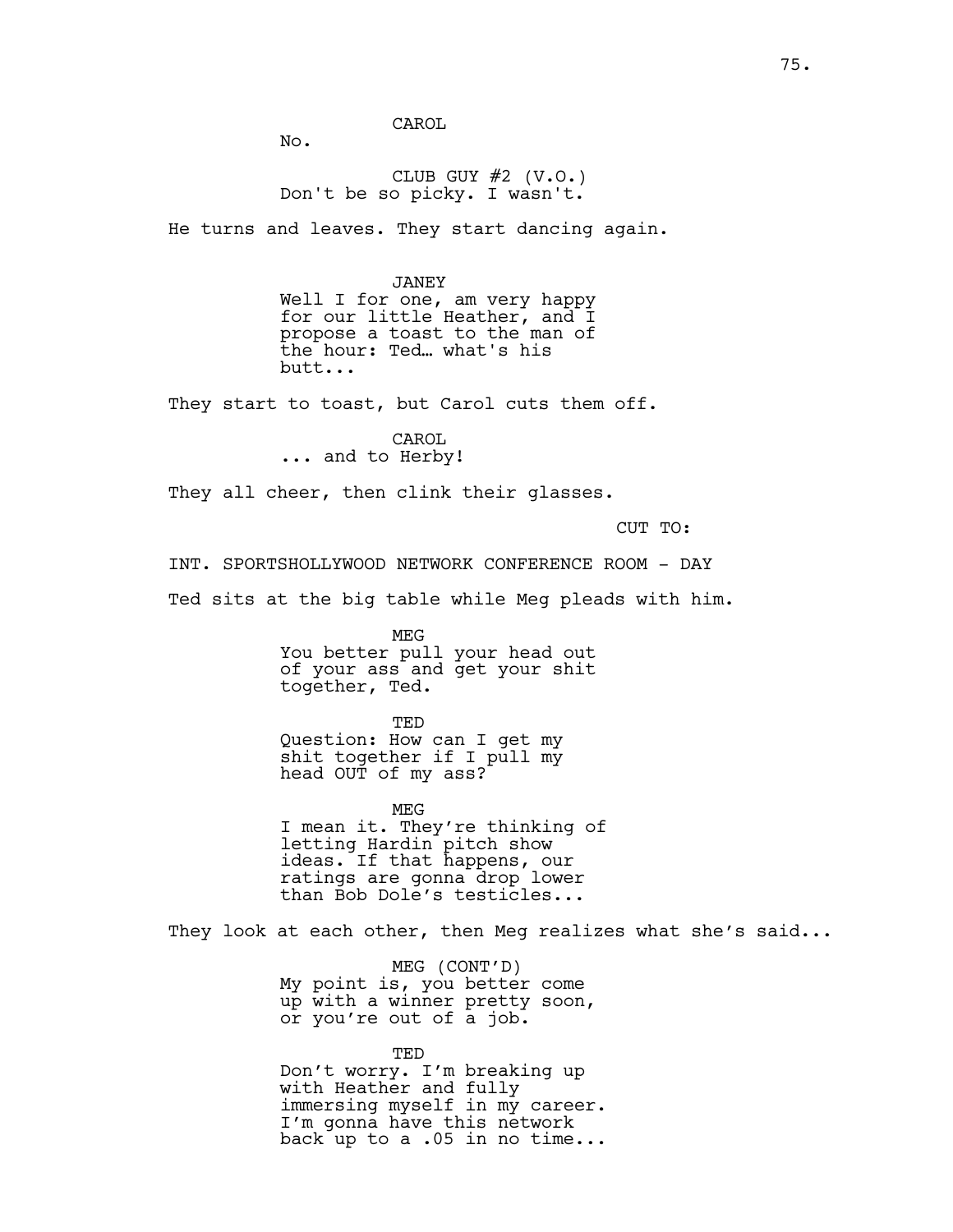CAROL

No.

CLUB GUY #2 (V.O.)

Don't be so picky. I wasn't.

He turns and leaves. They start dancing again.

JANEY

Well I for one, am very happy for our little Heather, and I propose a toast to the man of the hour: Ted… what's his butt...

They start to toast, but Carol cuts them off.

CAROL

... and to Herby!

They all cheer, then clink their glasses.

CUT TO:

INT. SPORTSHOLLYWOOD NETWORK CONFERENCE ROOM - DAY

Ted sits at the big table while Meg pleads with him.

MEG

You better pull your head out of your ass and get your shit together, Ted.

TED

Question: How can I get my shit together if I pull my head OUT of my ass?

MEG

I mean it. They're thinking of letting Hardin pitch show ideas. If that happens, our ratings are gonna drop lower than Bob Dole's testicles...

They look at each other, then Meg realizes what she's said...

MEG (CONT'D)

My point is, you better come up with a winner pretty soon, or you're out of a job.

TED

Don't worry. I'm breaking up with Heather and fully immersing myself in my career. I'm gonna have this network back up to a .05 in no time...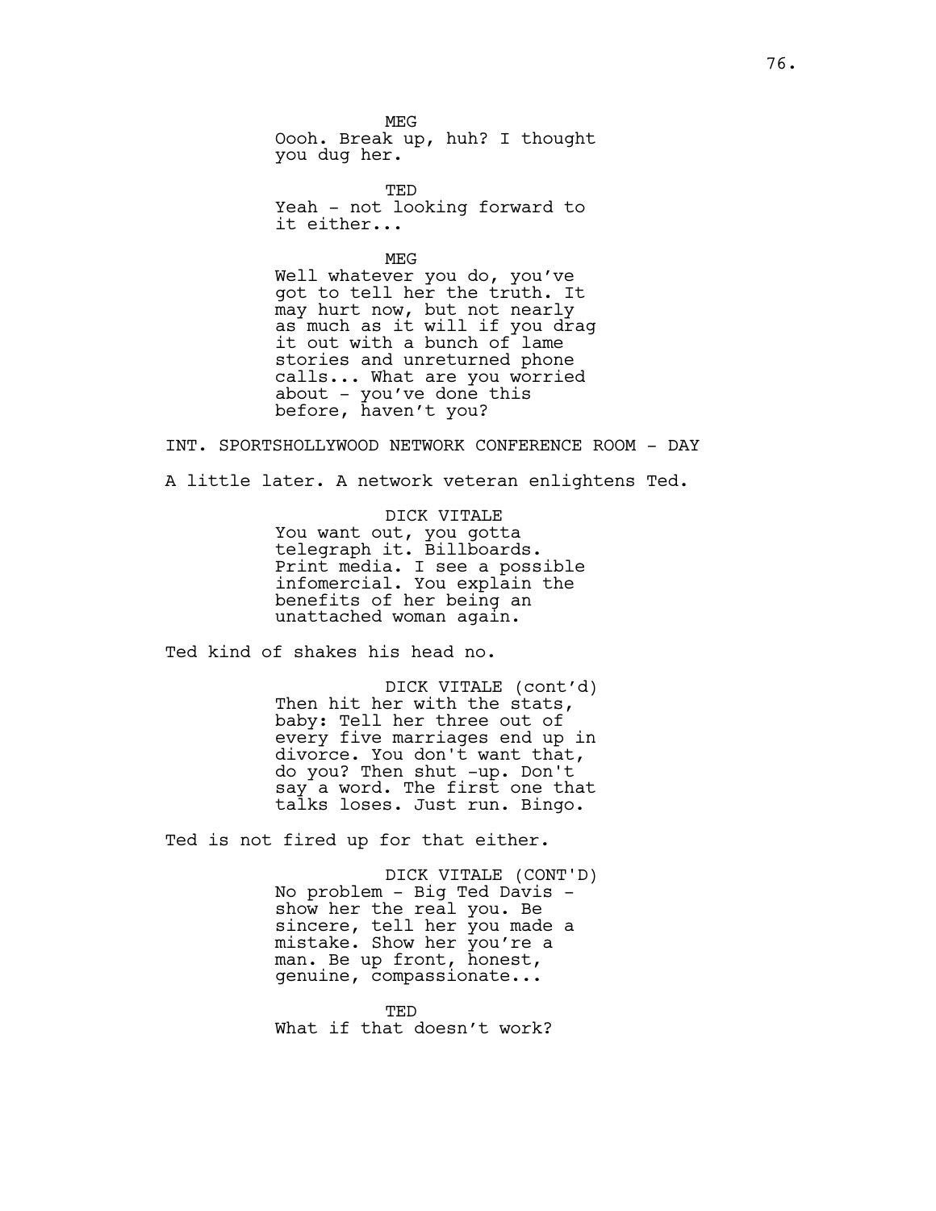MEG
Oooh. Break up, huh? I thought you dug her.

TED
Yeah - not looking forward to it either...

MEG
Well whatever you do, you've got to tell her the truth. It may hurt now, but not nearly as much as it will if you drag it out with a bunch of lame stories and unreturned phone calls... What are you worried about - you've done this before, haven't you?

INT. SPORTSHOLLYWOOD NETWORK CONFERENCE ROOM - DAY

A little later. A network veteran enlightens Ted.

DICK VITALE
You want out, you gotta telegraph it. Billboards. Print media. I see a possible infomercial. You explain the benefits of her being an unattached woman again.

Ted kind of shakes his head no.

DICK VITALE (cont'd)
Then hit her with the stats, baby: Tell her three out of every five marriages end up in divorce. You don't want that, do you? Then shut -up. Don't say a word. The first one that talks loses. Just run. Bingo.

Ted is not fired up for that either.

DICK VITALE (CONT'D)
No problem - Big Ted Davis - show her the real you. Be sincere, tell her you made a mistake. Show her you're a man. Be up front, honest, genuine, compassionate...

TED
What if that doesn't work?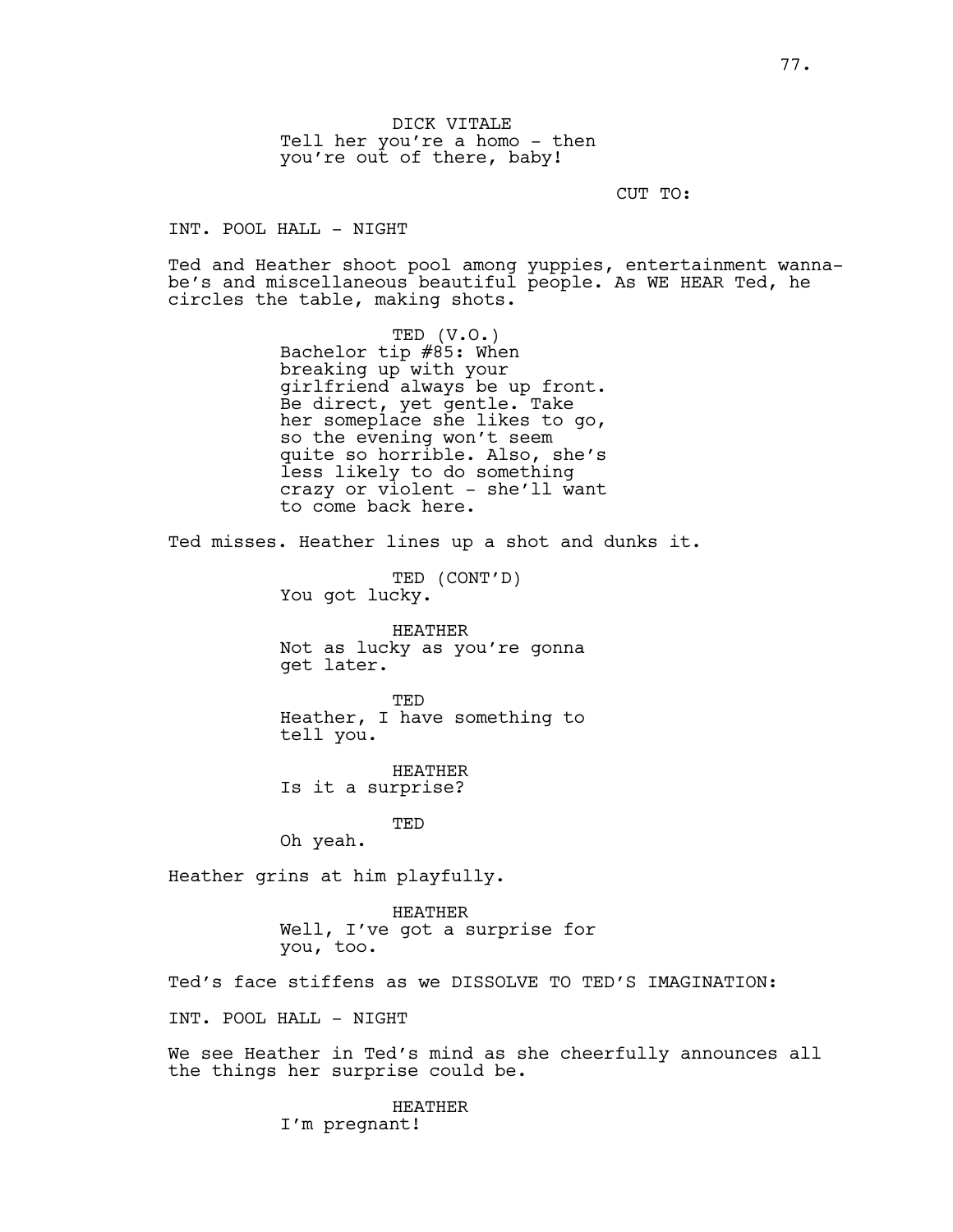DICK VITALE
Tell her you're a homo - then you're out of there, baby!

CUT TO:

INT. POOL HALL - NIGHT

Ted and Heather shoot pool among yuppies, entertainment wanna-be's and miscellaneous beautiful people. As WE HEAR Ted, he circles the table, making shots.

TED (V.O.)
Bachelor tip #85: When breaking up with your girlfriend always be up front. Be direct, yet gentle. Take her someplace she likes to go, so the evening won't seem quite so horrible. Also, she's less likely to do something crazy or violent - she'll want to come back here.

Ted misses. Heather lines up a shot and dunks it.

TED (CONT'D)
You got lucky.

HEATHER
Not as lucky as you're gonna get later.

TED
Heather, I have something to tell you.

HEATHER
Is it a surprise?

TED
Oh yeah.

Heather grins at him playfully.

HEATHER
Well, I've got a surprise for you, too.

Ted's face stiffens as we DISSOLVE TO TED'S IMAGINATION:

INT. POOL HALL - NIGHT

We see Heather in Ted's mind as she cheerfully announces all the things her surprise could be.

HEATHER
I'm pregnant!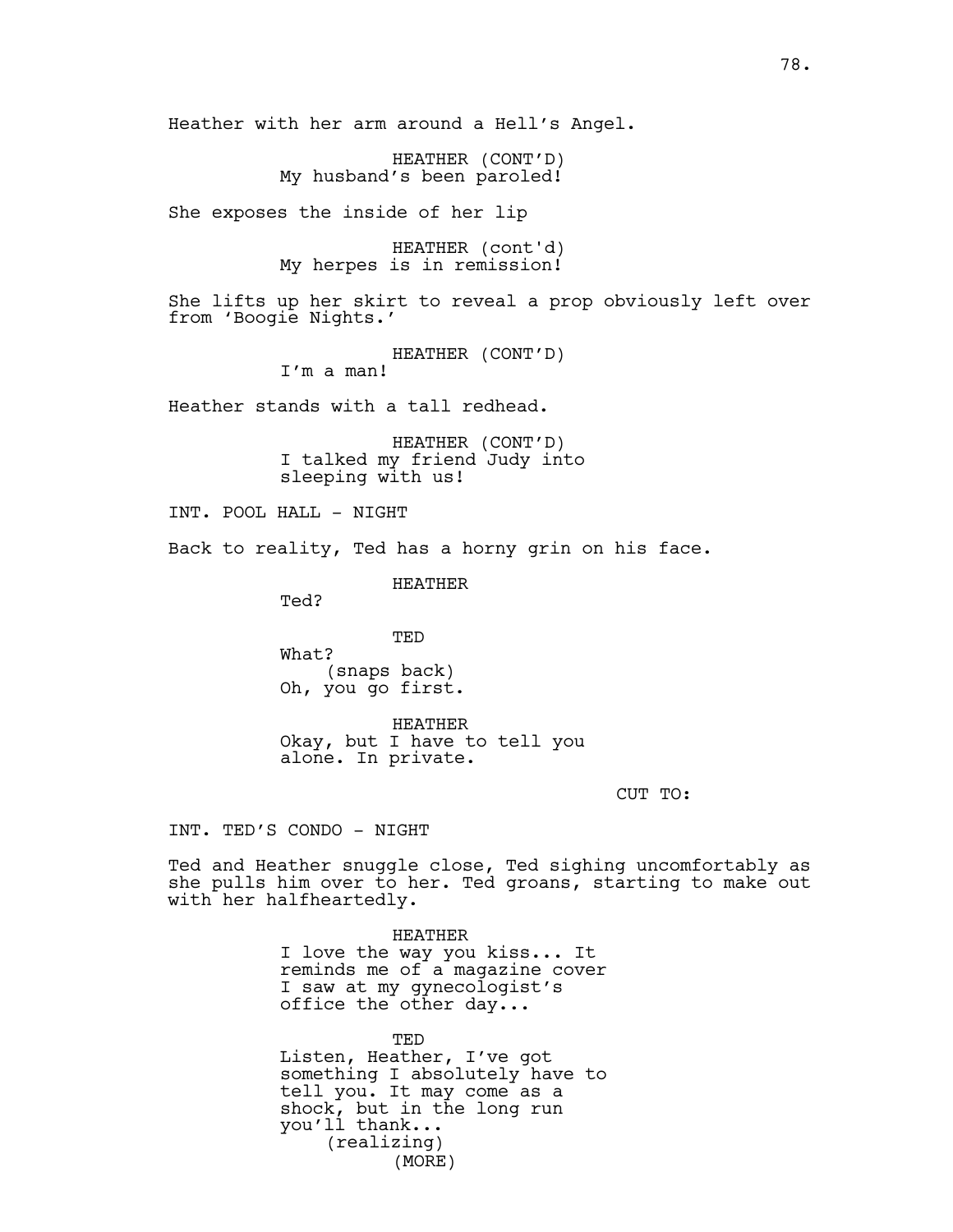Heather with her arm around a Hell's Angel.

HEATHER (CONT'D)
My husband's been paroled!

She exposes the inside of her lip

HEATHER (cont'd)
My herpes is in remission!

She lifts up her skirt to reveal a prop obviously left over from 'Boogie Nights.'

HEATHER (CONT'D)
I'm a man!

Heather stands with a tall redhead.

HEATHER (CONT'D)
I talked my friend Judy into sleeping with us!

INT. POOL HALL - NIGHT

Back to reality, Ted has a horny grin on his face.

HEATHER
Ted?

TED
What?
(snaps back)
Oh, you go first.

HEATHER
Okay, but I have to tell you alone. In private.

CUT TO:

INT. TED'S CONDO - NIGHT

Ted and Heather snuggle close, Ted sighing uncomfortably as she pulls him over to her. Ted groans, starting to make out with her halfheartedly.

HEATHER
I love the way you kiss... It reminds me of a magazine cover I saw at my gynecologist's office the other day...

TED
Listen, Heather, I've got something I absolutely have to tell you. It may come as a shock, but in the long run you'll thank...
(realizing)
(MORE)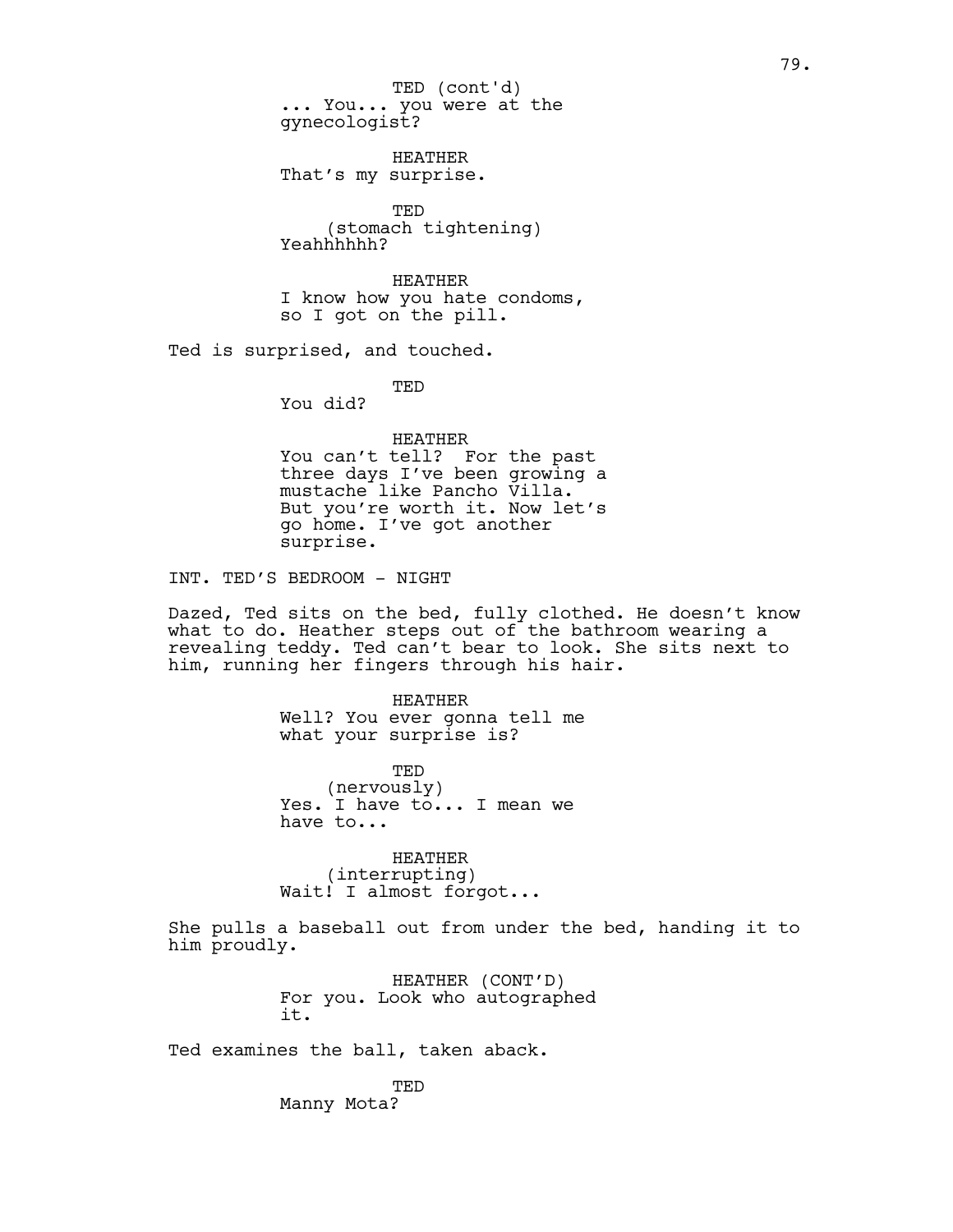TED (cont'd)
... You... you were at the gynecologist?

HEATHER
That's my surprise.

TED
(stomach tightening)
Yeahhhhhh?

HEATHER
I know how you hate condoms, so I got on the pill.

Ted is surprised, and touched.

TED
You did?

HEATHER
You can't tell? For the past three days I've been growing a mustache like Pancho Villa. But you're worth it. Now let's go home. I've got another surprise.

INT. TED'S BEDROOM - NIGHT

Dazed, Ted sits on the bed, fully clothed. He doesn't know what to do. Heather steps out of the bathroom wearing a revealing teddy. Ted can't bear to look. She sits next to him, running her fingers through his hair.

HEATHER
Well? You ever gonna tell me what your surprise is?

TED
(nervously)
Yes. I have to... I mean we have to...

HEATHER
(interrupting)
Wait! I almost forgot...

She pulls a baseball out from under the bed, handing it to him proudly.

HEATHER (CONT'D)
For you. Look who autographed it.

Ted examines the ball, taken aback.

TED
Manny Mota?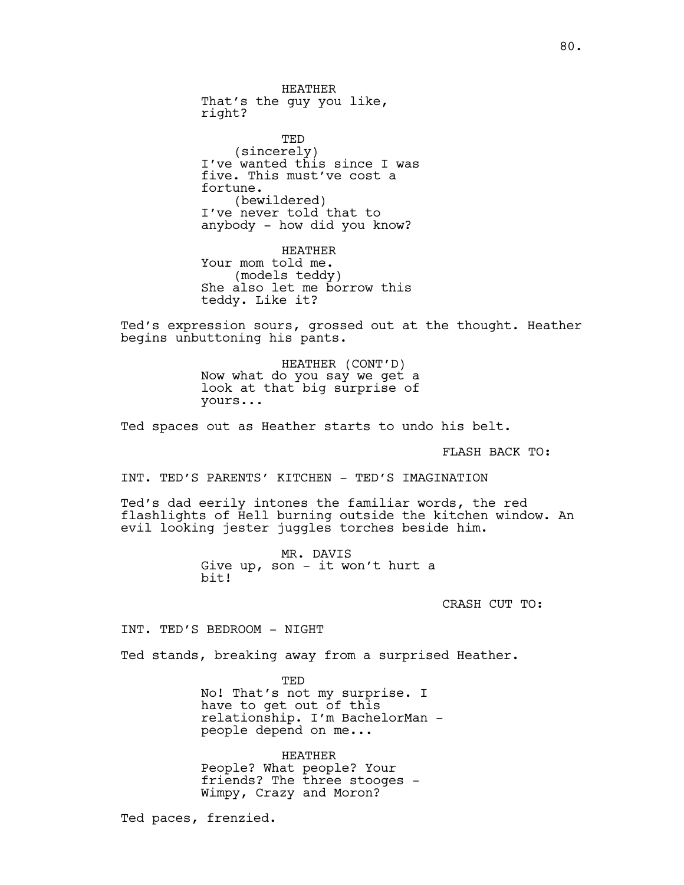HEATHER
That's the guy you like, right?

TED
(sincerely)
I've wanted this since I was five. This must've cost a fortune.
(bewildered)
I've never told that to anybody - how did you know?

HEATHER
Your mom told me.
(models teddy)
She also let me borrow this teddy. Like it?

Ted's expression sours, grossed out at the thought. Heather begins unbuttoning his pants.

HEATHER (CONT'D)
Now what do you say we get a look at that big surprise of yours...

Ted spaces out as Heather starts to undo his belt.

FLASH BACK TO:

INT. TED'S PARENTS' KITCHEN - TED'S IMAGINATION

Ted's dad eerily intones the familiar words, the red flashlights of Hell burning outside the kitchen window. An evil looking jester juggles torches beside him.

MR. DAVIS
Give up, son - it won't hurt a bit!

CRASH CUT TO:

INT. TED'S BEDROOM - NIGHT

Ted stands, breaking away from a surprised Heather.

TED
No! That's not my surprise. I have to get out of this relationship. I'm BachelorMan - people depend on me...

HEATHER
People? What people? Your friends? The three stooges - Wimpy, Crazy and Moron?

Ted paces, frenzied.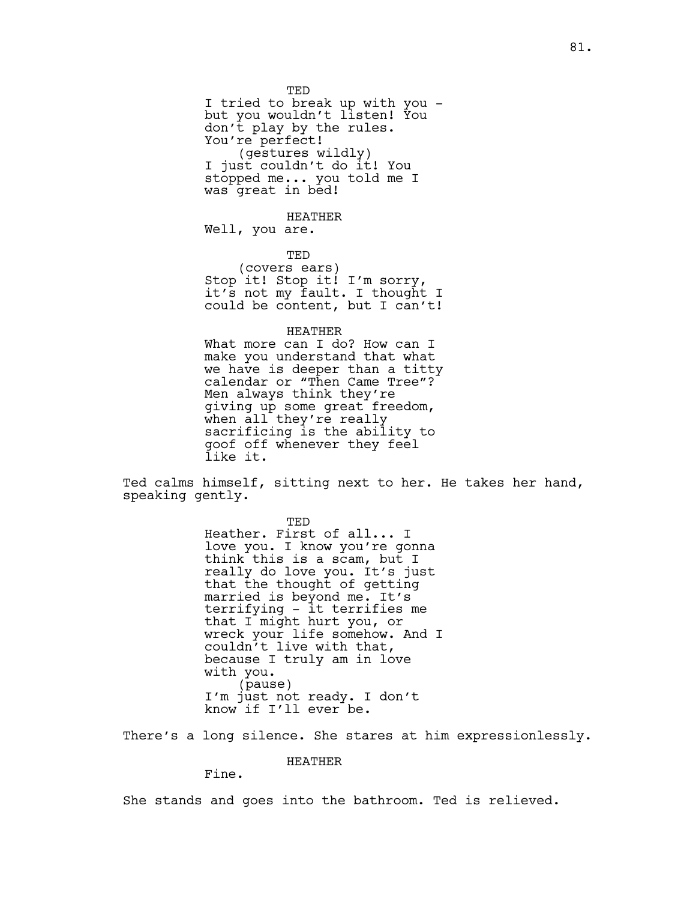TED

I tried to break up with you - but you wouldn't listen! You don't play by the rules. You're perfect!

(gestures wildly)

I just couldn't do it! You stopped me... you told me I was great in bed!

HEATHER

Well, you are.

TED

(covers ears)

Stop it! Stop it! I'm sorry, it's not my fault. I thought I could be content, but I can't!

HEATHER

What more can I do? How can I make you understand that what we have is deeper than a titty calendar or "Then Came Tree"? Men always think they're giving up some great freedom, when all they're really sacrificing is the ability to goof off whenever they feel like it.

Ted calms himself, sitting next to her. He takes her hand, speaking gently.

TED

Heather. First of all... I love you. I know you're gonna think this is a scam, but I really do love you. It's just that the thought of getting married is beyond me. It's terrifying - it terrifies me that I might hurt you, or wreck your life somehow. And I couldn't live with that, because I truly am in love with you.

(pause)

I'm just not ready. I don't know if I'll ever be.

There's a long silence. She stares at him expressionlessly.

HEATHER

Fine.

She stands and goes into the bathroom. Ted is relieved.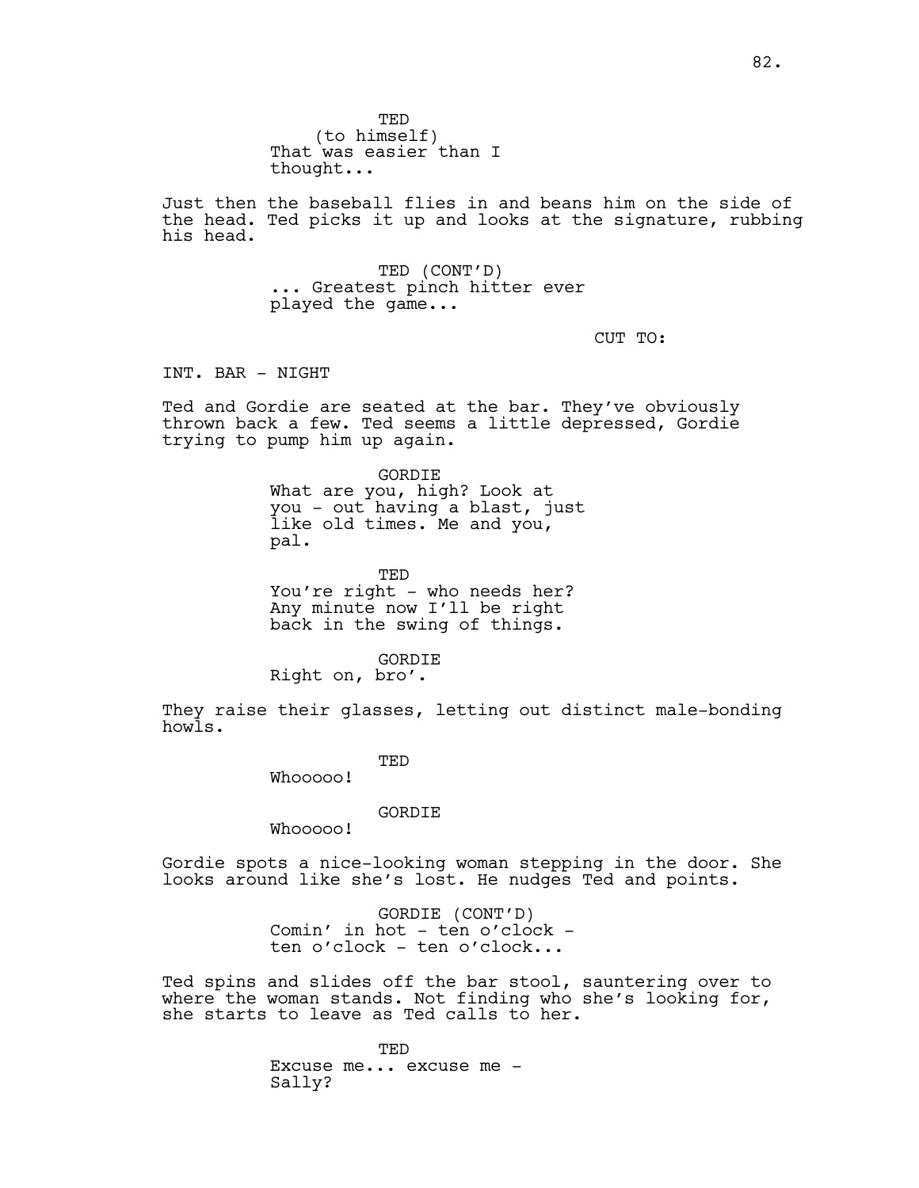TED
(to himself)
That was easier than I thought...

Just then the baseball flies in and beans him on the side of the head. Ted picks it up and looks at the signature, rubbing his head.

TED (CONT'D)
... Greatest pinch hitter ever played the game...

CUT TO:

INT. BAR - NIGHT

Ted and Gordie are seated at the bar. They've obviously thrown back a few. Ted seems a little depressed, Gordie trying to pump him up again.

GORDIE
What are you, high? Look at you - out having a blast, just like old times. Me and you, pal.

TED
You're right - who needs her? Any minute now I'll be right back in the swing of things.

GORDIE
Right on, bro'.

They raise their glasses, letting out distinct male-bonding howls.

TED
Whooooo!

GORDIE
Whooooo!

Gordie spots a nice-looking woman stepping in the door. She looks around like she's lost. He nudges Ted and points.

GORDIE (CONT'D)
Comin' in hot - ten o'clock - ten o'clock - ten o'clock...

Ted spins and slides off the bar stool, sauntering over to where the woman stands. Not finding who she's looking for, she starts to leave as Ted calls to her.

TED
Excuse me... excuse me - Sally?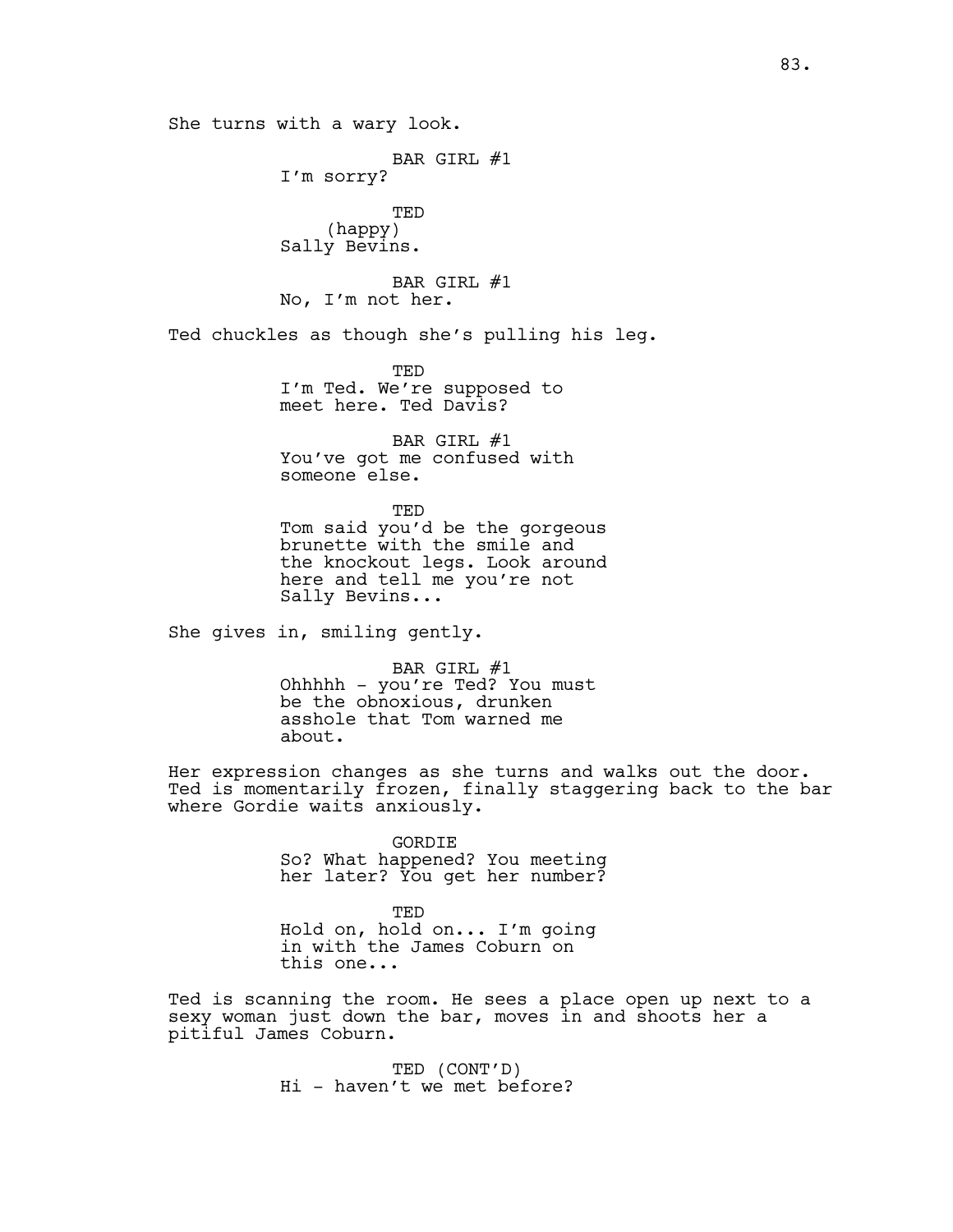She turns with a wary look.

BAR GIRL #1
I'm sorry?

TED
(happy)
Sally Bevins.

BAR GIRL #1
No, I'm not her.

Ted chuckles as though she's pulling his leg.

TED
I'm Ted. We're supposed to meet here. Ted Davis?

BAR GIRL #1
You've got me confused with someone else.

TED
Tom said you'd be the gorgeous brunette with the smile and the knockout legs. Look around here and tell me you're not Sally Bevins...

She gives in, smiling gently.

BAR GIRL #1
Ohhhhh - you're Ted? You must be the obnoxious, drunken asshole that Tom warned me about.

Her expression changes as she turns and walks out the door. Ted is momentarily frozen, finally staggering back to the bar where Gordie waits anxiously.

GORDIE
So? What happened? You meeting her later? You get her number?

TED
Hold on, hold on... I'm going in with the James Coburn on this one...

Ted is scanning the room. He sees a place open up next to a sexy woman just down the bar, moves in and shoots her a pitiful James Coburn.

TED (CONT'D)
Hi - haven't we met before?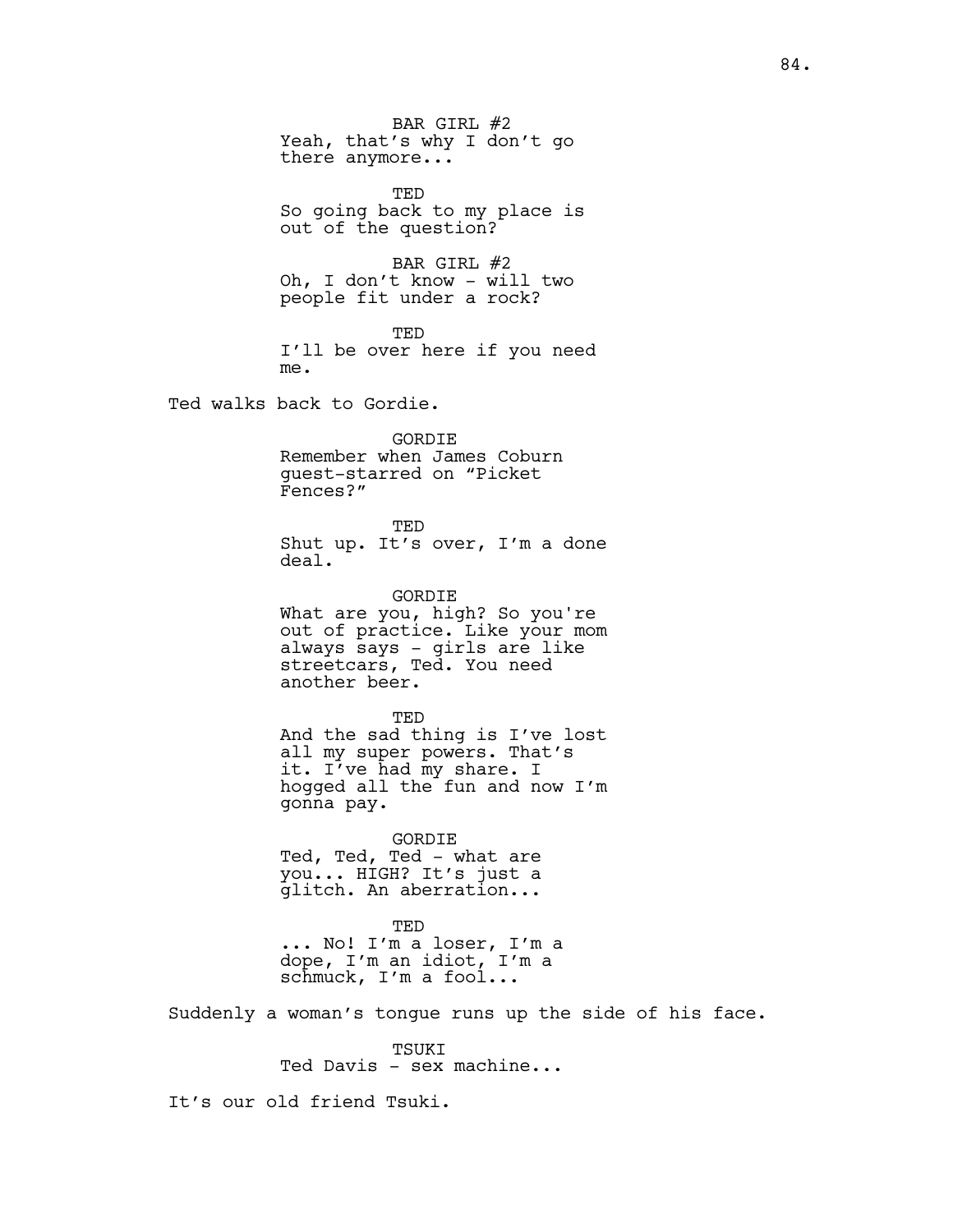BAR GIRL #2
Yeah, that's why I don't go there anymore...

TED
So going back to my place is out of the question?

BAR GIRL #2
Oh, I don't know - will two people fit under a rock?

TED
I'll be over here if you need me.

Ted walks back to Gordie.

GORDIE
Remember when James Coburn guest-starred on "Picket Fences?"

TED
Shut up. It's over, I'm a done deal.

GORDIE
What are you, high? So you're out of practice. Like your mom always says - girls are like streetcars, Ted. You need another beer.

TED
And the sad thing is I've lost all my super powers. That's it. I've had my share. I hogged all the fun and now I'm gonna pay.

GORDIE
Ted, Ted, Ted - what are you... HIGH? It's just a glitch. An aberration...

TED
... No! I'm a loser, I'm a dope, I'm an idiot, I'm a schmuck, I'm a fool...

Suddenly a woman's tongue runs up the side of his face.

TSUKI
Ted Davis - sex machine...

It's our old friend Tsuki.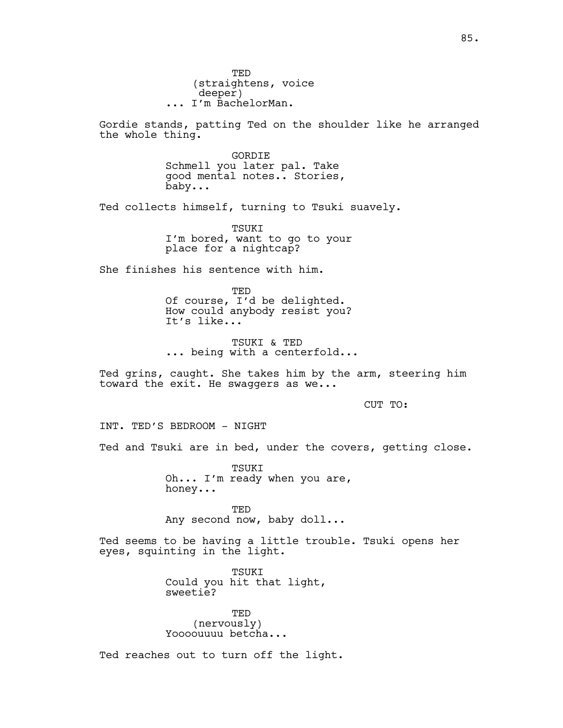TED
(straightens, voice deeper)
... I'm BachelorMan.

Gordie stands, patting Ted on the shoulder like he arranged the whole thing.

GORDIE
Schmell you later pal. Take good mental notes.. Stories, baby...

Ted collects himself, turning to Tsuki suavely.

TSUKI
I'm bored, want to go to your place for a nightcap?

She finishes his sentence with him.

TED
Of course, I'd be delighted. How could anybody resist you? It's like...

TSUKI & TED
... being with a centerfold...

Ted grins, caught. She takes him by the arm, steering him toward the exit. He swaggers as we...

CUT TO:

INT. TED'S BEDROOM - NIGHT

Ted and Tsuki are in bed, under the covers, getting close.

TSUKI
Oh... I'm ready when you are, honey...

TED
Any second now, baby doll...

Ted seems to be having a little trouble. Tsuki opens her eyes, squinting in the light.

TSUKI
Could you hit that light, sweetie?

TED
(nervously)
Yoooouuuu betcha...

Ted reaches out to turn off the light.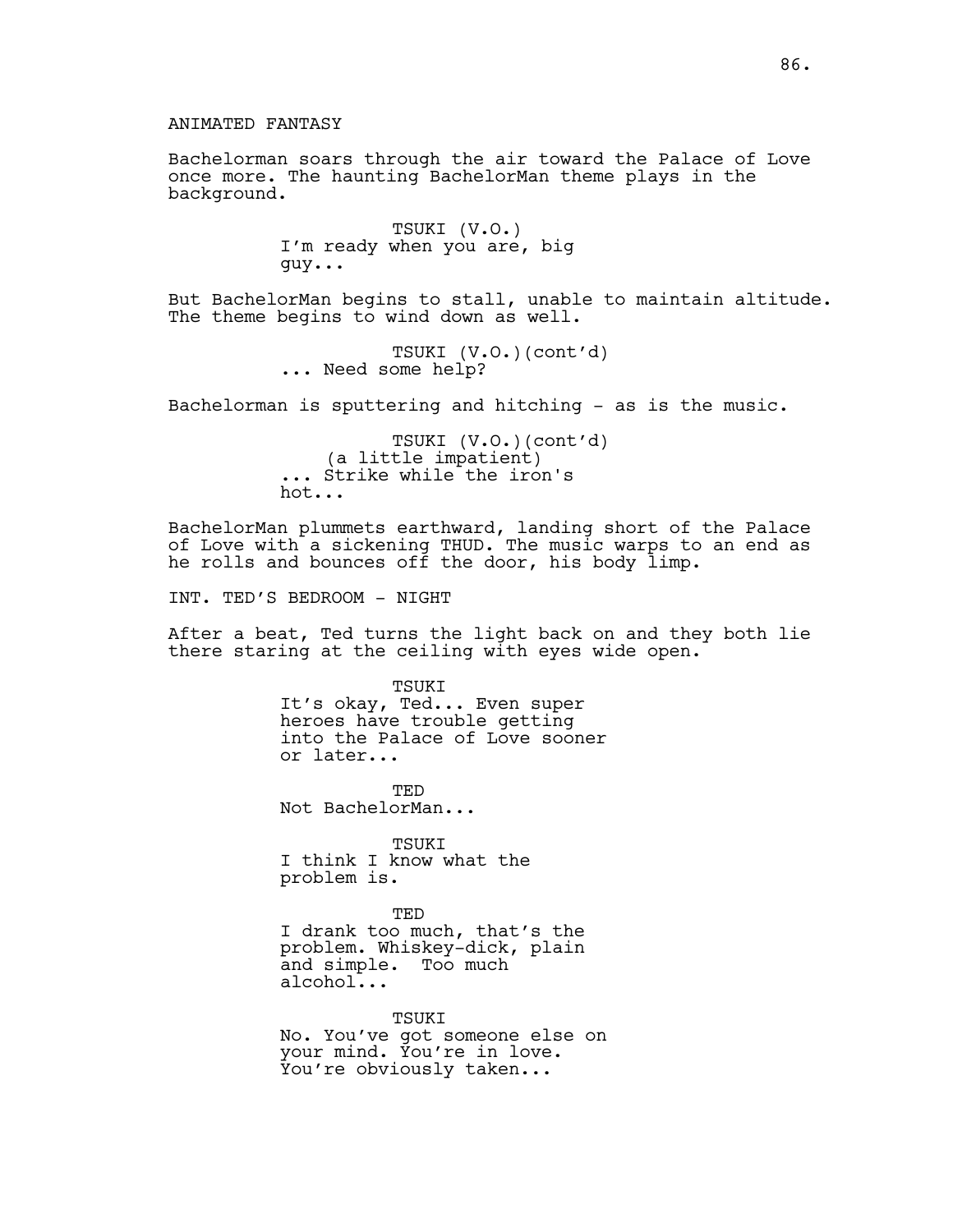ANIMATED FANTASY

Bachelorman soars through the air toward the Palace of Love once more. The haunting BachelorMan theme plays in the background.

TSUKI (V.O.)
I'm ready when you are, big guy...

But BachelorMan begins to stall, unable to maintain altitude. The theme begins to wind down as well.

TSUKI (V.O.)(cont'd)
... Need some help?

Bachelorman is sputtering and hitching - as is the music.

TSUKI (V.O.)(cont'd)
(a little impatient)
... Strike while the iron's hot...

BachelorMan plummets earthward, landing short of the Palace of Love with a sickening THUD. The music warps to an end as he rolls and bounces off the door, his body limp.

INT. TED'S BEDROOM - NIGHT

After a beat, Ted turns the light back on and they both lie there staring at the ceiling with eyes wide open.

TSUKI
It's okay, Ted... Even super heroes have trouble getting into the Palace of Love sooner or later...

TED
Not BachelorMan...

TSUKI
I think I know what the problem is.

TED
I drank too much, that's the problem. Whiskey-dick, plain and simple. Too much alcohol...

TSUKI
No. You've got someone else on your mind. You're in love. You're obviously taken...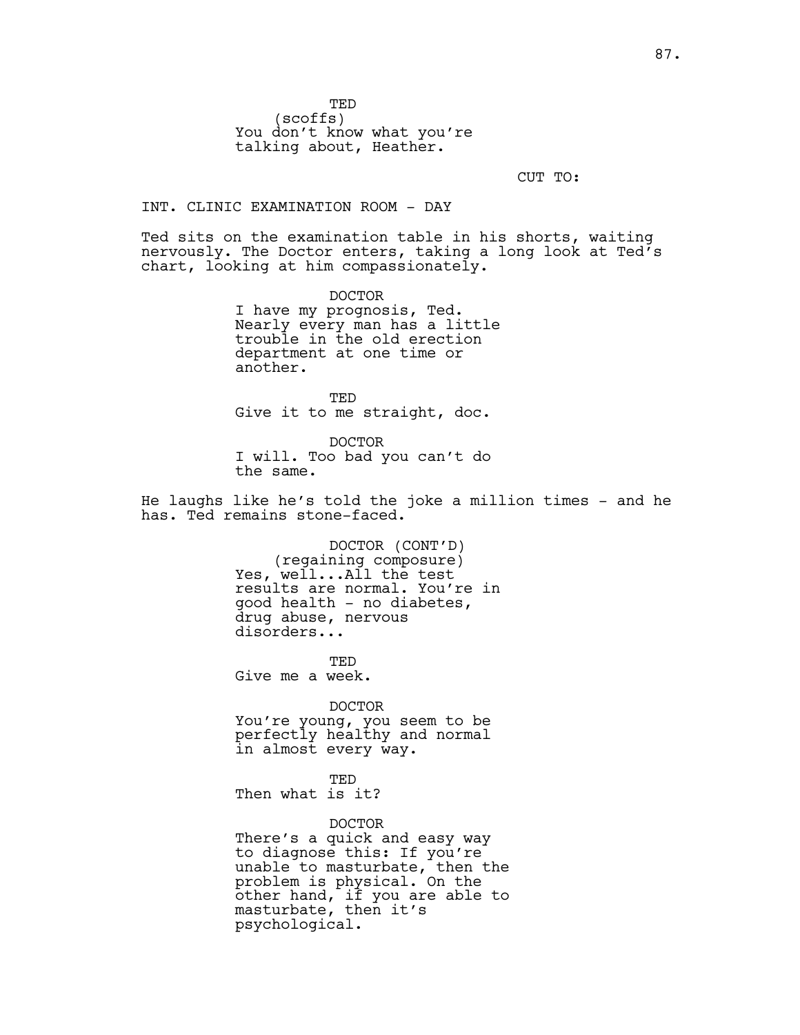TED
(scoffs)
You don't know what you're talking about, Heather.

CUT TO:

INT. CLINIC EXAMINATION ROOM - DAY

Ted sits on the examination table in his shorts, waiting nervously. The Doctor enters, taking a long look at Ted's chart, looking at him compassionately.

DOCTOR
I have my prognosis, Ted. Nearly every man has a little trouble in the old erection department at one time or another.

TED
Give it to me straight, doc.

DOCTOR
I will. Too bad you can't do the same.

He laughs like he's told the joke a million times - and he has. Ted remains stone-faced.

DOCTOR (CONT'D)
(regaining composure)
Yes, well...All the test results are normal. You're in good health - no diabetes, drug abuse, nervous disorders...

TED
Give me a week.

DOCTOR
You're young, you seem to be perfectly healthy and normal in almost every way.

TED
Then what is it?

DOCTOR
There's a quick and easy way to diagnose this: If you're unable to masturbate, then the problem is physical. On the other hand, if you are able to masturbate, then it's psychological.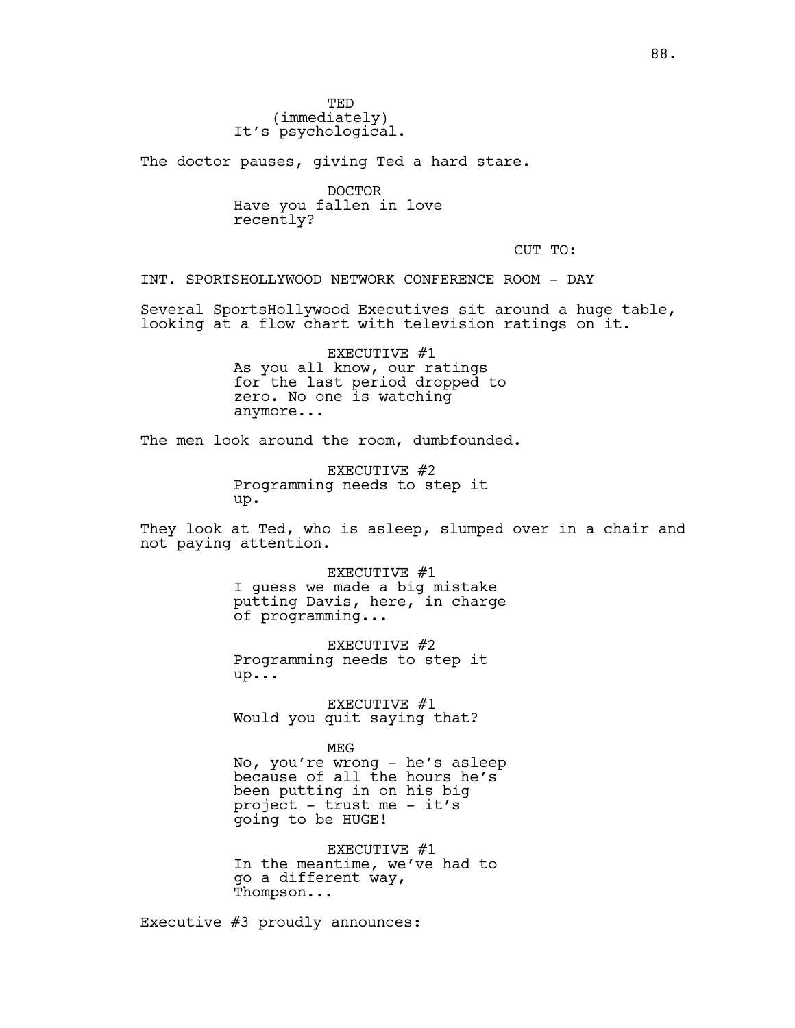TED
(immediately)
It's psychological.

The doctor pauses, giving Ted a hard stare.

DOCTOR
Have you fallen in love recently?

CUT TO:

INT. SPORTSHOLLYWOOD NETWORK CONFERENCE ROOM - DAY

Several SportsHollywood Executives sit around a huge table, looking at a flow chart with television ratings on it.

EXECUTIVE #1
As you all know, our ratings for the last period dropped to zero. No one is watching anymore...

The men look around the room, dumbfounded.

EXECUTIVE #2
Programming needs to step it up.

They look at Ted, who is asleep, slumped over in a chair and not paying attention.

EXECUTIVE #1
I guess we made a big mistake putting Davis, here, in charge of programming...

EXECUTIVE #2
Programming needs to step it up...

EXECUTIVE #1
Would you quit saying that?

MEG
No, you're wrong - he's asleep because of all the hours he's been putting in on his big project - trust me - it's going to be HUGE!

EXECUTIVE #1
In the meantime, we've had to go a different way, Thompson...

Executive #3 proudly announces: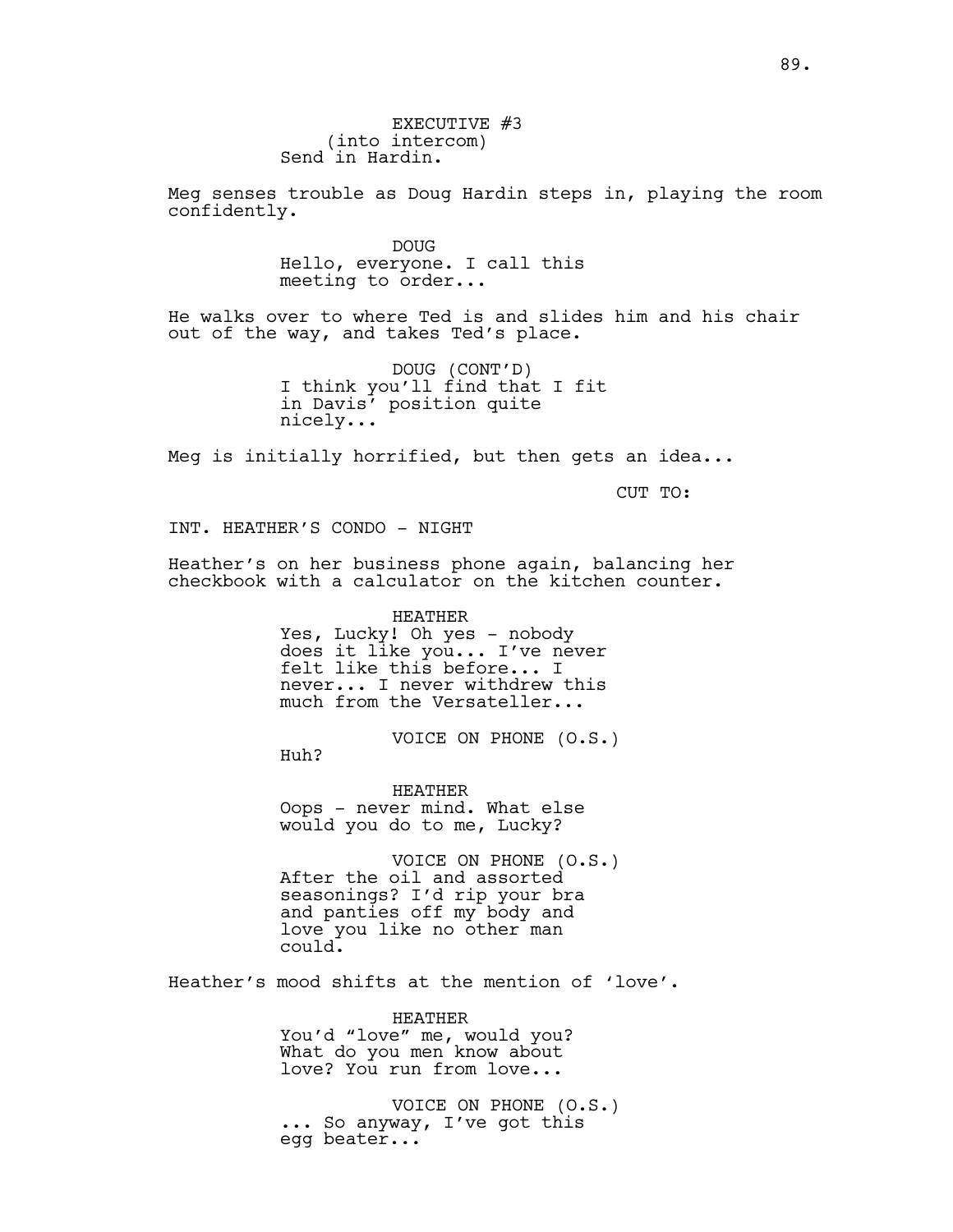EXECUTIVE #3
(into intercom)
Send in Hardin.

Meg senses trouble as Doug Hardin steps in, playing the room confidently.

DOUG
Hello, everyone. I call this meeting to order...

He walks over to where Ted is and slides him and his chair out of the way, and takes Ted's place.

DOUG (CONT'D)
I think you'll find that I fit in Davis' position quite nicely...

Meg is initially horrified, but then gets an idea...

CUT TO:

INT. HEATHER'S CONDO - NIGHT

Heather's on her business phone again, balancing her checkbook with a calculator on the kitchen counter.

HEATHER
Yes, Lucky! Oh yes - nobody does it like you... I've never felt like this before... I never... I never withdrew this much from the Versateller...

VOICE ON PHONE (O.S.)
Huh?

HEATHER
Oops - never mind. What else would you do to me, Lucky?

VOICE ON PHONE (O.S.)
After the oil and assorted seasonings? I'd rip your bra and panties off my body and love you like no other man could.

Heather's mood shifts at the mention of 'love'.

HEATHER
You'd "love" me, would you? What do you men know about love? You run from love...

VOICE ON PHONE (O.S.)
... So anyway, I've got this egg beater...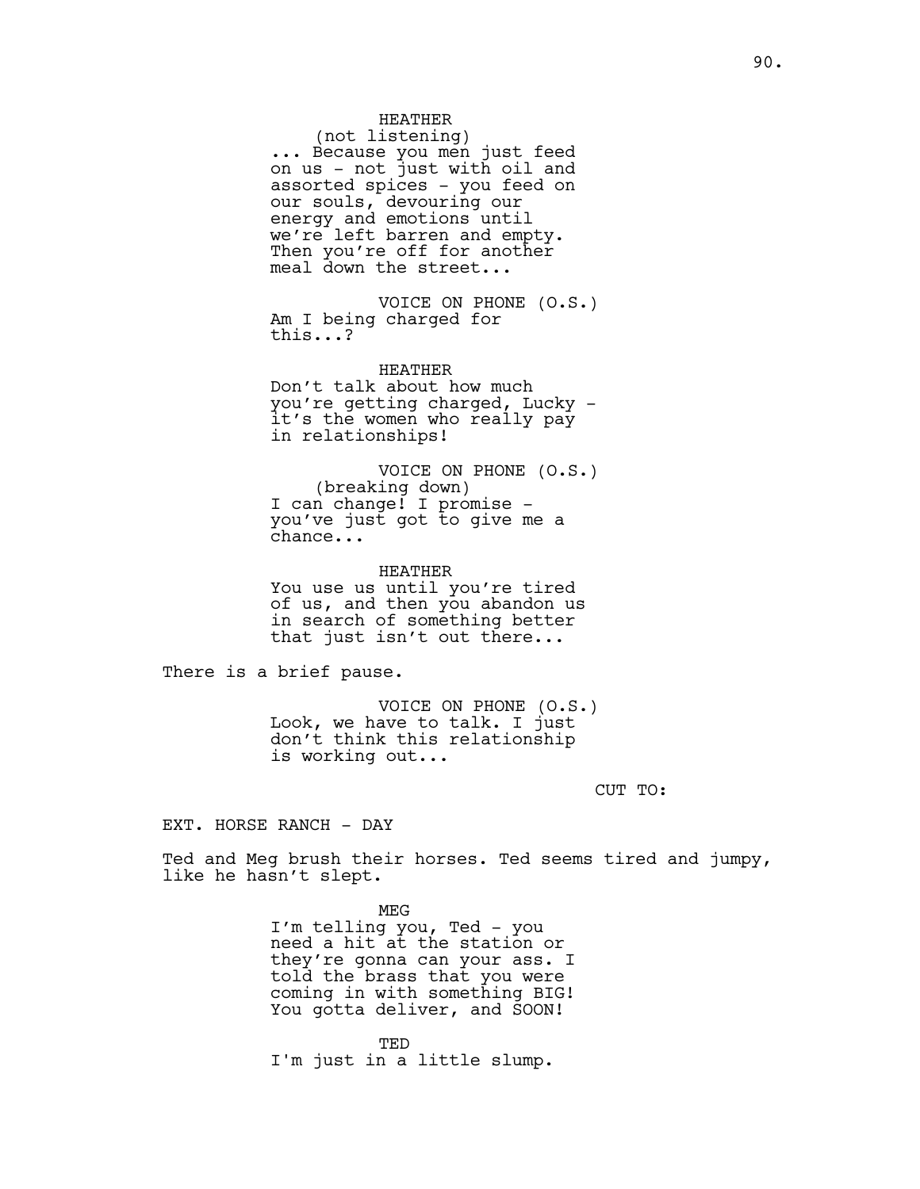HEATHER
(not listening)
... Because you men just feed on us - not just with oil and assorted spices - you feed on our souls, devouring our energy and emotions until we're left barren and empty. Then you're off for another meal down the street...

VOICE ON PHONE (O.S.)
Am I being charged for this...?

HEATHER
Don't talk about how much you're getting charged, Lucky - it's the women who really pay in relationships!

VOICE ON PHONE (O.S.)
(breaking down)
I can change! I promise - you've just got to give me a chance...

HEATHER
You use us until you're tired of us, and then you abandon us in search of something better that just isn't out there...

There is a brief pause.

VOICE ON PHONE (O.S.)
Look, we have to talk. I just don't think this relationship is working out...

CUT TO:

EXT. HORSE RANCH - DAY

Ted and Meg brush their horses. Ted seems tired and jumpy, like he hasn't slept.

MEG
I'm telling you, Ted - you need a hit at the station or they're gonna can your ass. I told the brass that you were coming in with something BIG! You gotta deliver, and SOON!

TED
I'm just in a little slump.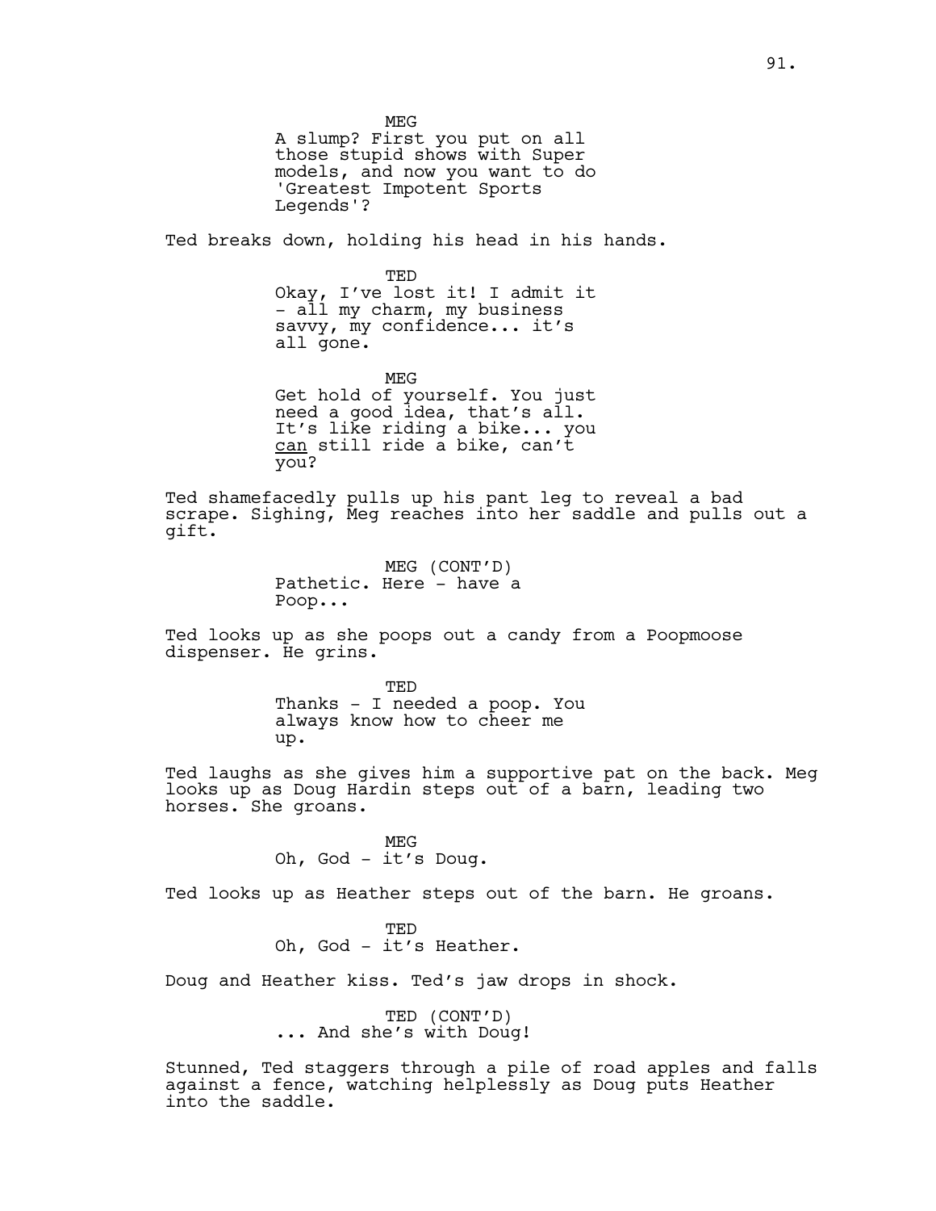MEG
A slump? First you put on all those stupid shows with Super models, and now you want to do 'Greatest Impotent Sports Legends'?

Ted breaks down, holding his head in his hands.

TED
Okay, I've lost it! I admit it - all my charm, my business savvy, my confidence... it's all gone.

MEG
Get hold of yourself. You just need a good idea, that's all. It's like riding a bike... you can still ride a bike, can't you?

Ted shamefacedly pulls up his pant leg to reveal a bad scrape. Sighing, Meg reaches into her saddle and pulls out a gift.

MEG (CONT'D)
Pathetic. Here - have a Poop...

Ted looks up as she poops out a candy from a Poopmoose dispenser. He grins.

TED
Thanks - I needed a poop. You always know how to cheer me up.

Ted laughs as she gives him a supportive pat on the back. Meg looks up as Doug Hardin steps out of a barn, leading two horses. She groans.

MEG
Oh, God - it's Doug.

Ted looks up as Heather steps out of the barn. He groans.

TED
Oh, God - it's Heather.

Doug and Heather kiss. Ted's jaw drops in shock.

TED (CONT'D)
... And she's with Doug!

Stunned, Ted staggers through a pile of road apples and falls against a fence, watching helplessly as Doug puts Heather into the saddle.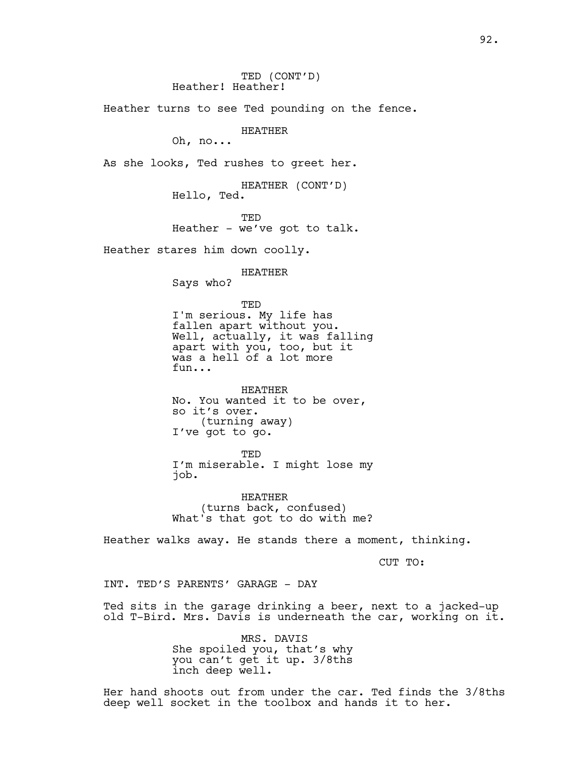TED (CONT'D)
Heather! Heather!

Heather turns to see Ted pounding on the fence.

HEATHER
Oh, no...

As she looks, Ted rushes to greet her.

HEATHER (CONT'D)
Hello, Ted.

TED
Heather - we've got to talk.

Heather stares him down coolly.

HEATHER
Says who?

TED
I'm serious. My life has fallen apart without you. Well, actually, it was falling apart with you, too, but it was a hell of a lot more fun...

HEATHER
No. You wanted it to be over, so it's over.
(turning away)
I've got to go.

TED
I'm miserable. I might lose my job.

HEATHER
(turns back, confused)
What's that got to do with me?

Heather walks away. He stands there a moment, thinking.

CUT TO:

INT. TED'S PARENTS' GARAGE - DAY

Ted sits in the garage drinking a beer, next to a jacked-up old T-Bird. Mrs. Davis is underneath the car, working on it.

MRS. DAVIS
She spoiled you, that's why you can't get it up. 3/8ths inch deep well.

Her hand shoots out from under the car. Ted finds the 3/8ths deep well socket in the toolbox and hands it to her.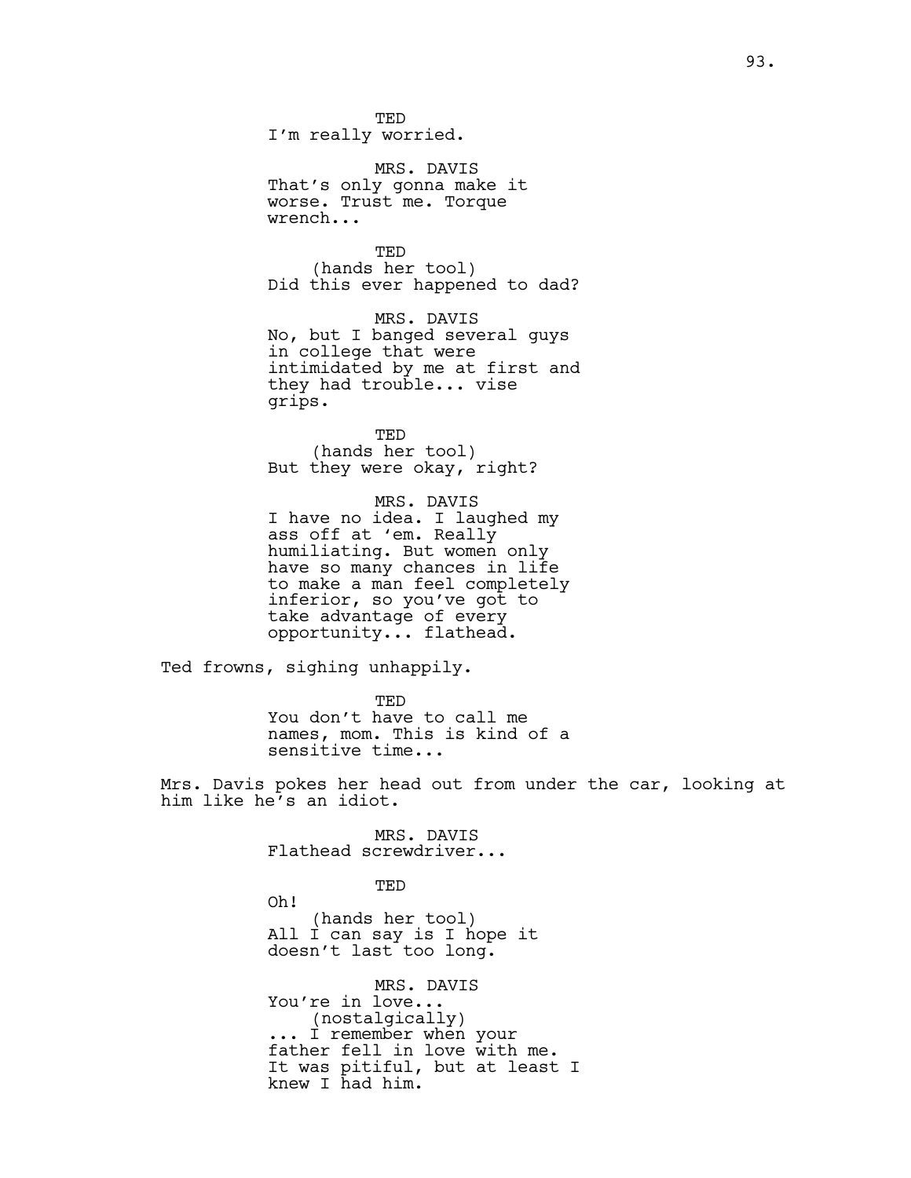TED
I'm really worried.

MRS. DAVIS
That's only gonna make it worse. Trust me. Torque wrench...

TED
(hands her tool)
Did this ever happened to dad?

MRS. DAVIS
No, but I banged several guys in college that were intimidated by me at first and they had trouble... vise grips.

TED
(hands her tool)
But they were okay, right?

MRS. DAVIS
I have no idea. I laughed my ass off at 'em. Really humiliating. But women only have so many chances in life to make a man feel completely inferior, so you've got to take advantage of every opportunity... flathead.

Ted frowns, sighing unhappily.

TED
You don't have to call me names, mom. This is kind of a sensitive time...

Mrs. Davis pokes her head out from under the car, looking at him like he's an idiot.

MRS. DAVIS
Flathead screwdriver...

TED
Oh!
(hands her tool)
All I can say is I hope it doesn't last too long.

MRS. DAVIS
You're in love...
(nostalgically)
... I remember when your father fell in love with me. It was pitiful, but at least I knew I had him.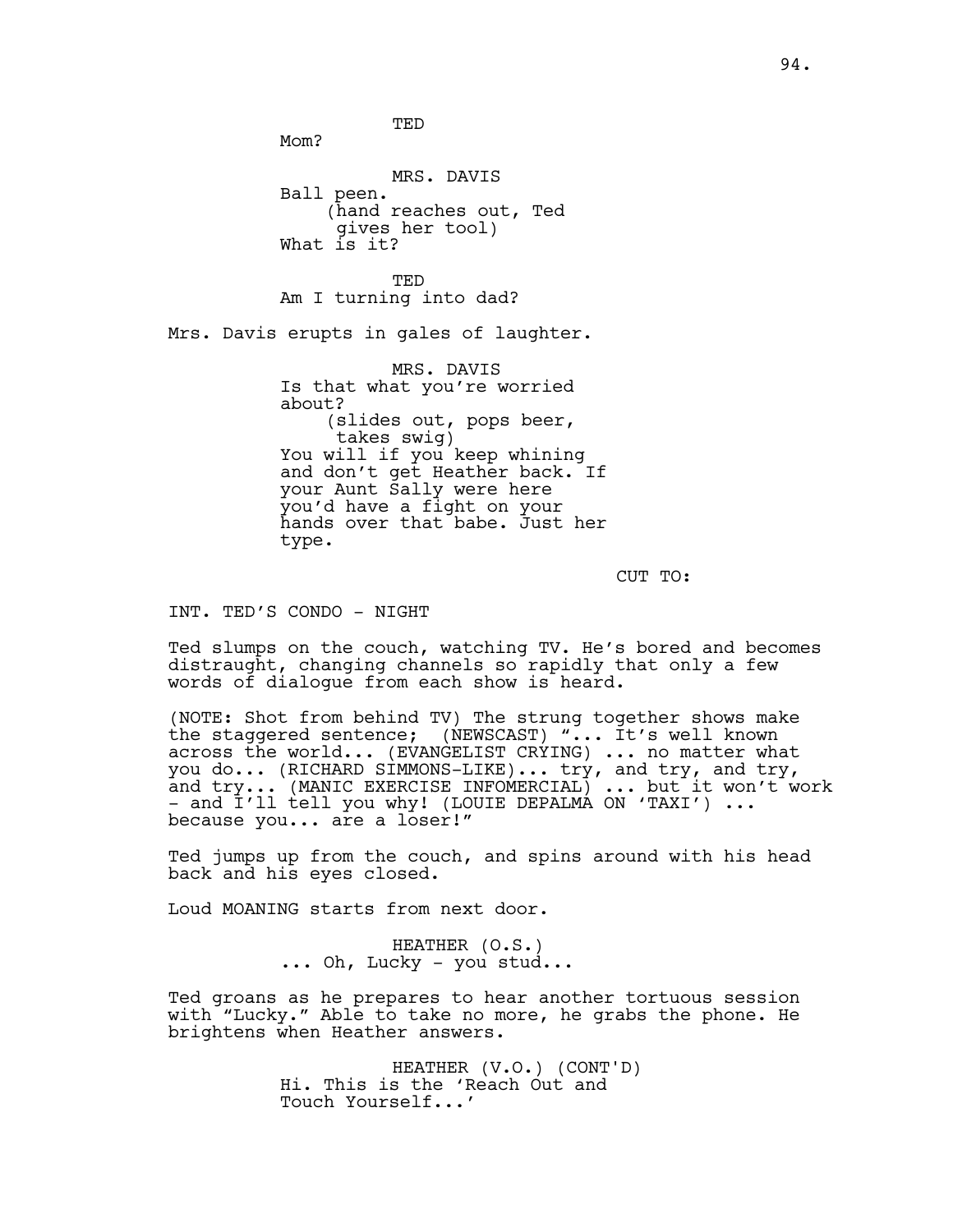TED
Mom?

MRS. DAVIS
Ball peen.
(hand reaches out, Ted gives her tool)
What is it?

TED
Am I turning into dad?

Mrs. Davis erupts in gales of laughter.

MRS. DAVIS
Is that what you're worried about?
(slides out, pops beer, takes swig)
You will if you keep whining and don't get Heather back. If your Aunt Sally were here you'd have a fight on your hands over that babe. Just her type.

CUT TO:

INT. TED'S CONDO - NIGHT

Ted slumps on the couch, watching TV. He's bored and becomes distraught, changing channels so rapidly that only a few words of dialogue from each show is heard.

(NOTE: Shot from behind TV) The strung together shows make the staggered sentence; (NEWSCAST) "... It's well known across the world... (EVANGELIST CRYING) ... no matter what you do... (RICHARD SIMMONS-LIKE)... try, and try, and try, and try... (MANIC EXERCISE INFOMERCIAL) ... but it won't work - and I'll tell you why! (LOUIE DEPALMA ON 'TAXI') ... because you... are a loser!"

Ted jumps up from the couch, and spins around with his head back and his eyes closed.

Loud MOANING starts from next door.

HEATHER (O.S.)
... Oh, Lucky - you stud...

Ted groans as he prepares to hear another tortuous session with "Lucky." Able to take no more, he grabs the phone. He brightens when Heather answers.

HEATHER (V.O.) (CONT'D)
Hi. This is the 'Reach Out and Touch Yourself...'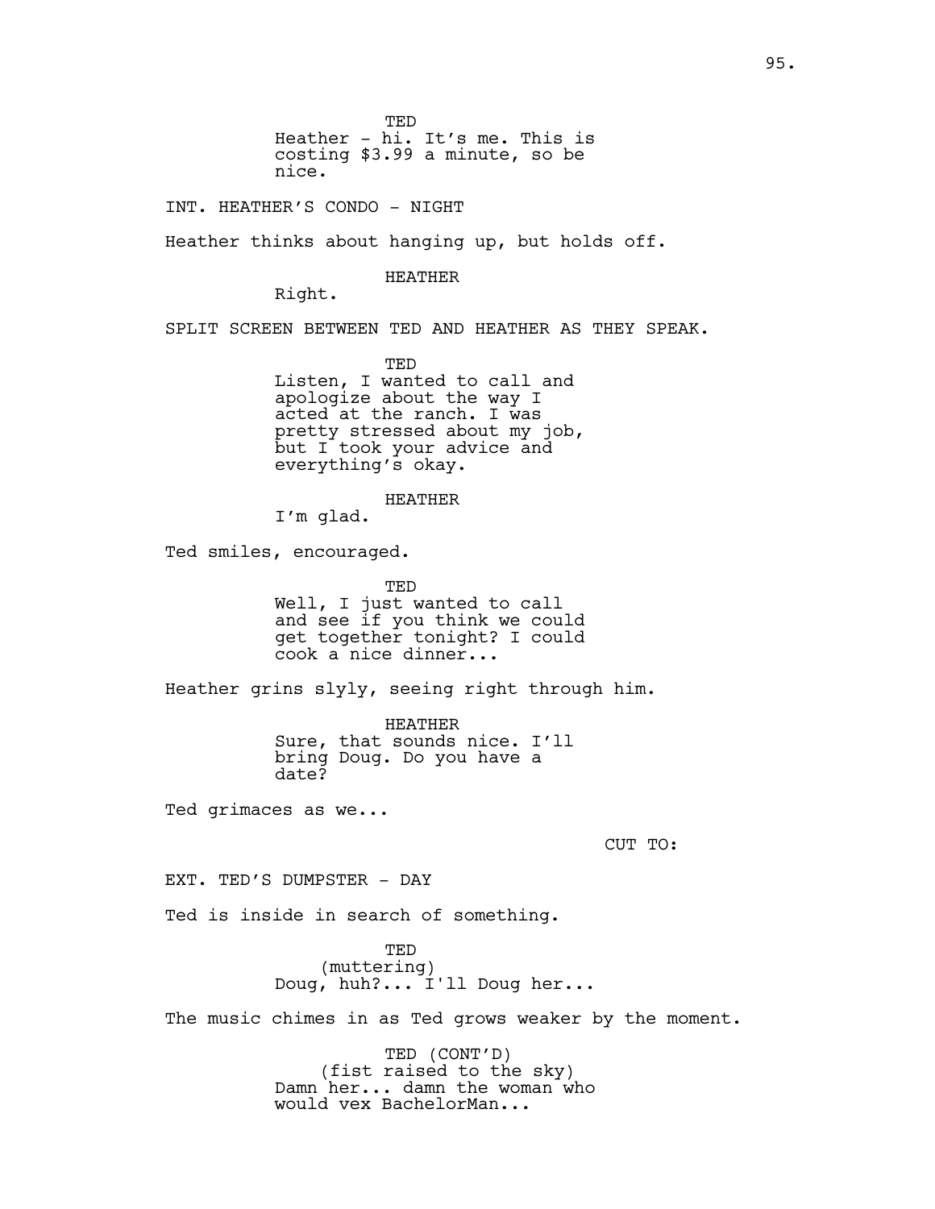TED

Heather - hi. It's me. This is costing $3.99 a minute, so be nice.

INT. HEATHER'S CONDO - NIGHT

Heather thinks about hanging up, but holds off.

HEATHER

Right.

SPLIT SCREEN BETWEEN TED AND HEATHER AS THEY SPEAK.

TED

Listen, I wanted to call and apologize about the way I acted at the ranch. I was pretty stressed about my job, but I took your advice and everything's okay.

HEATHER

I'm glad.

Ted smiles, encouraged.

TED

Well, I just wanted to call and see if you think we could get together tonight? I could cook a nice dinner...

Heather grins slyly, seeing right through him.

HEATHER

Sure, that sounds nice. I'll bring Doug. Do you have a date?

Ted grimaces as we...

CUT TO:

EXT. TED'S DUMPSTER - DAY

Ted is inside in search of something.

TED

(muttering)

Doug, huh?... I'll Doug her...

The music chimes in as Ted grows weaker by the moment.

TED (CONT'D)

(fist raised to the sky)

Damn her... damn the woman who would vex BachelorMan...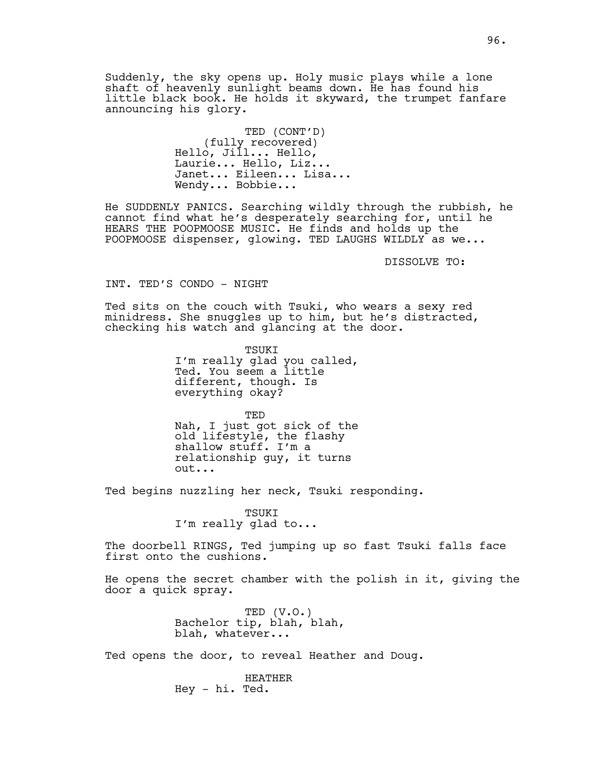Suddenly, the sky opens up. Holy music plays while a lone shaft of heavenly sunlight beams down. He has found his little black book. He holds it skyward, the trumpet fanfare announcing his glory.

TED (CONT'D)
(fully recovered)
Hello, Jill... Hello, Laurie... Hello, Liz... Janet... Eileen... Lisa... Wendy... Bobbie...

He SUDDENLY PANICS. Searching wildly through the rubbish, he cannot find what he's desperately searching for, until he HEARS THE POOPMOOSE MUSIC. He finds and holds up the POOPMOOSE dispenser, glowing. TED LAUGHS WILDLY as we...

DISSOLVE TO:

INT. TED'S CONDO - NIGHT

Ted sits on the couch with Tsuki, who wears a sexy red minidress. She snuggles up to him, but he's distracted, checking his watch and glancing at the door.

TSUKI
I'm really glad you called, Ted. You seem a little different, though. Is everything okay?

TED
Nah, I just got sick of the old lifestyle, the flashy shallow stuff. I'm a relationship guy, it turns out...

Ted begins nuzzling her neck, Tsuki responding.

TSUKI
I'm really glad to...

The doorbell RINGS, Ted jumping up so fast Tsuki falls face first onto the cushions.

He opens the secret chamber with the polish in it, giving the door a quick spray.

TED (V.O.)
Bachelor tip, blah, blah, blah, whatever...

Ted opens the door, to reveal Heather and Doug.

HEATHER
Hey - hi. Ted.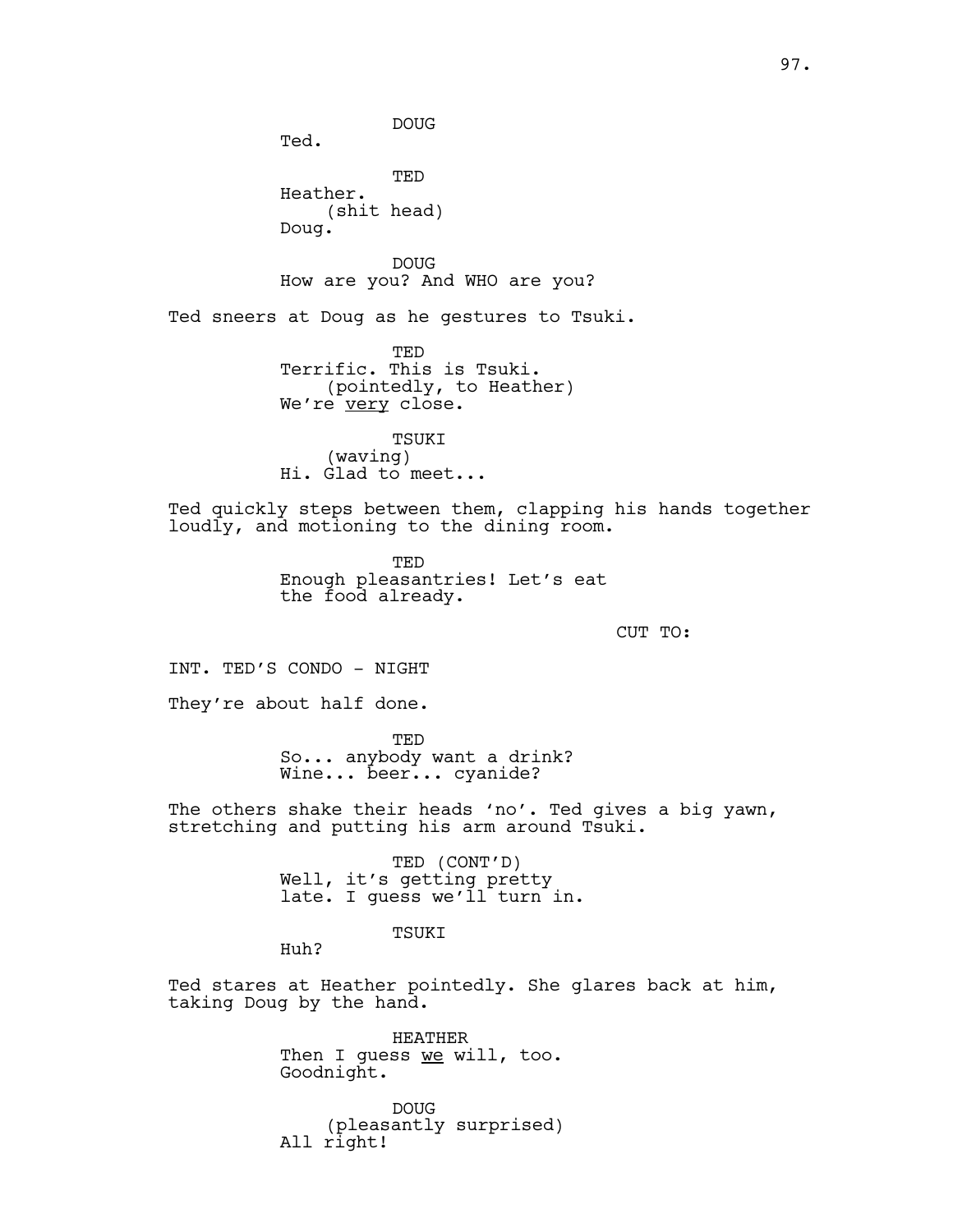DOUG

Ted.

TED

Heather.

(shit head)

Doug.

DOUG

How are you? And WHO are you?

Ted sneers at Doug as he gestures to Tsuki.

TED

Terrific. This is Tsuki.

(pointedly, to Heather)

We're <u>very</u> close.

TSUKI

(waving)

Hi. Glad to meet...

Ted quickly steps between them, clapping his hands together loudly, and motioning to the dining room.

TED

Enough pleasantries! Let's eat the food already.

CUT TO:

INT. TED'S CONDO - NIGHT

They're about half done.

TED

So... anybody want a drink? Wine... beer... cyanide?

The others shake their heads 'no'. Ted gives a big yawn, stretching and putting his arm around Tsuki.

TED (CONT'D)

Well, it's getting pretty late. I guess we'll turn in.

TSUKI

Huh?

Ted stares at Heather pointedly. She glares back at him, taking Doug by the hand.

HEATHER

Then I guess <u>we</u> will, too. Goodnight.

DOUG

(pleasantly surprised)

All right!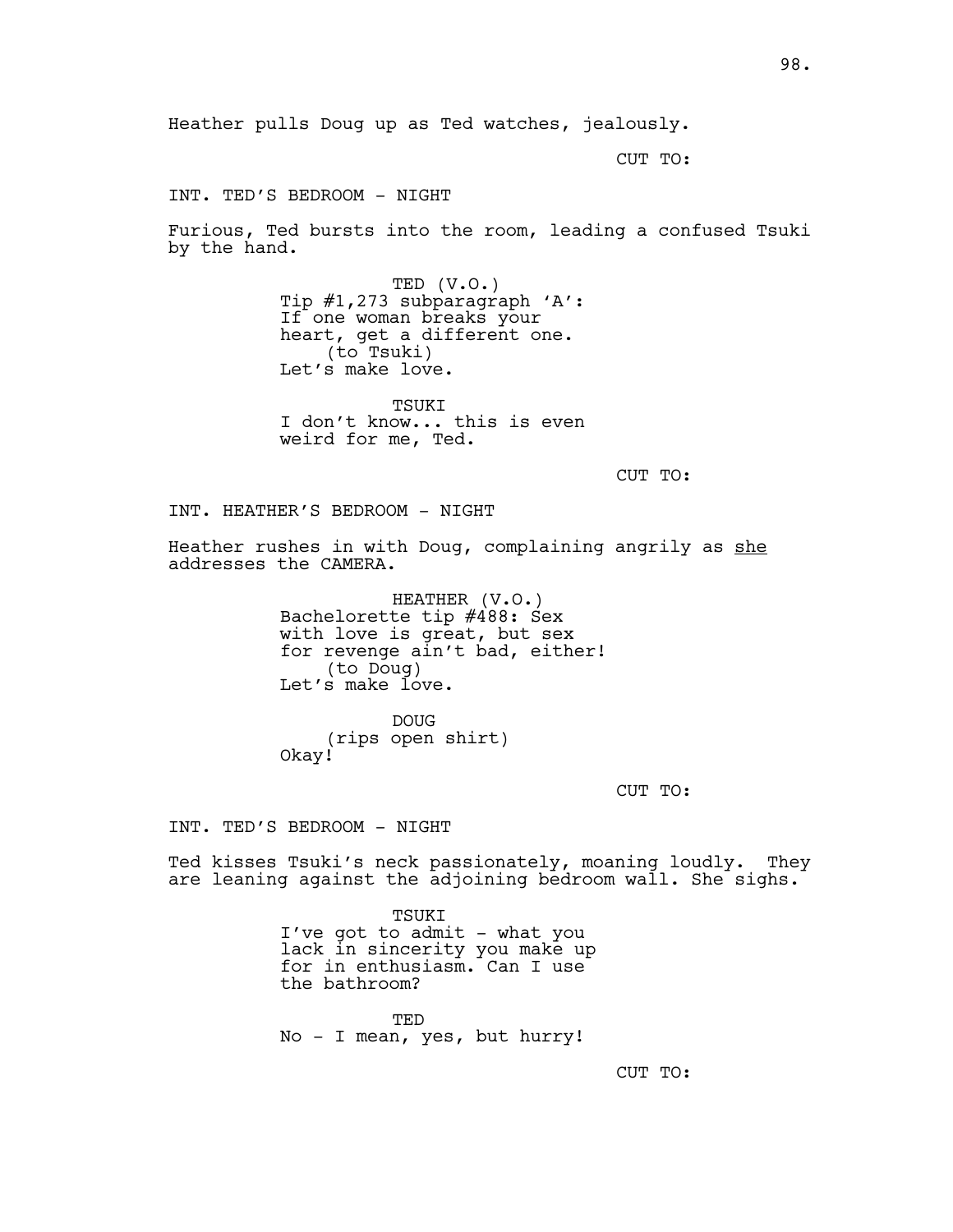Heather pulls Doug up as Ted watches, jealously.

CUT TO:

INT. TED'S BEDROOM - NIGHT

Furious, Ted bursts into the room, leading a confused Tsuki by the hand.

TED (V.O.)
Tip #1,273 subparagraph 'A':
If one woman breaks your
heart, get a different one.
(to Tsuki)
Let's make love.

TSUKI
I don't know... this is even
weird for me, Ted.

CUT TO:

INT. HEATHER'S BEDROOM - NIGHT

Heather rushes in with Doug, complaining angrily as <u>she</u> addresses the CAMERA.

HEATHER (V.O.)
Bachelorette tip #488: Sex
with love is great, but sex
for revenge ain't bad, either!
(to Doug)
Let's make love.

DOUG
(rips open shirt)
Okay!

CUT TO:

INT. TED'S BEDROOM - NIGHT

Ted kisses Tsuki's neck passionately, moaning loudly. They are leaning against the adjoining bedroom wall. She sighs.

TSUKI
I've got to admit - what you
lack in sincerity you make up
for in enthusiasm. Can I use
the bathroom?

TED
No - I mean, yes, but hurry!

CUT TO: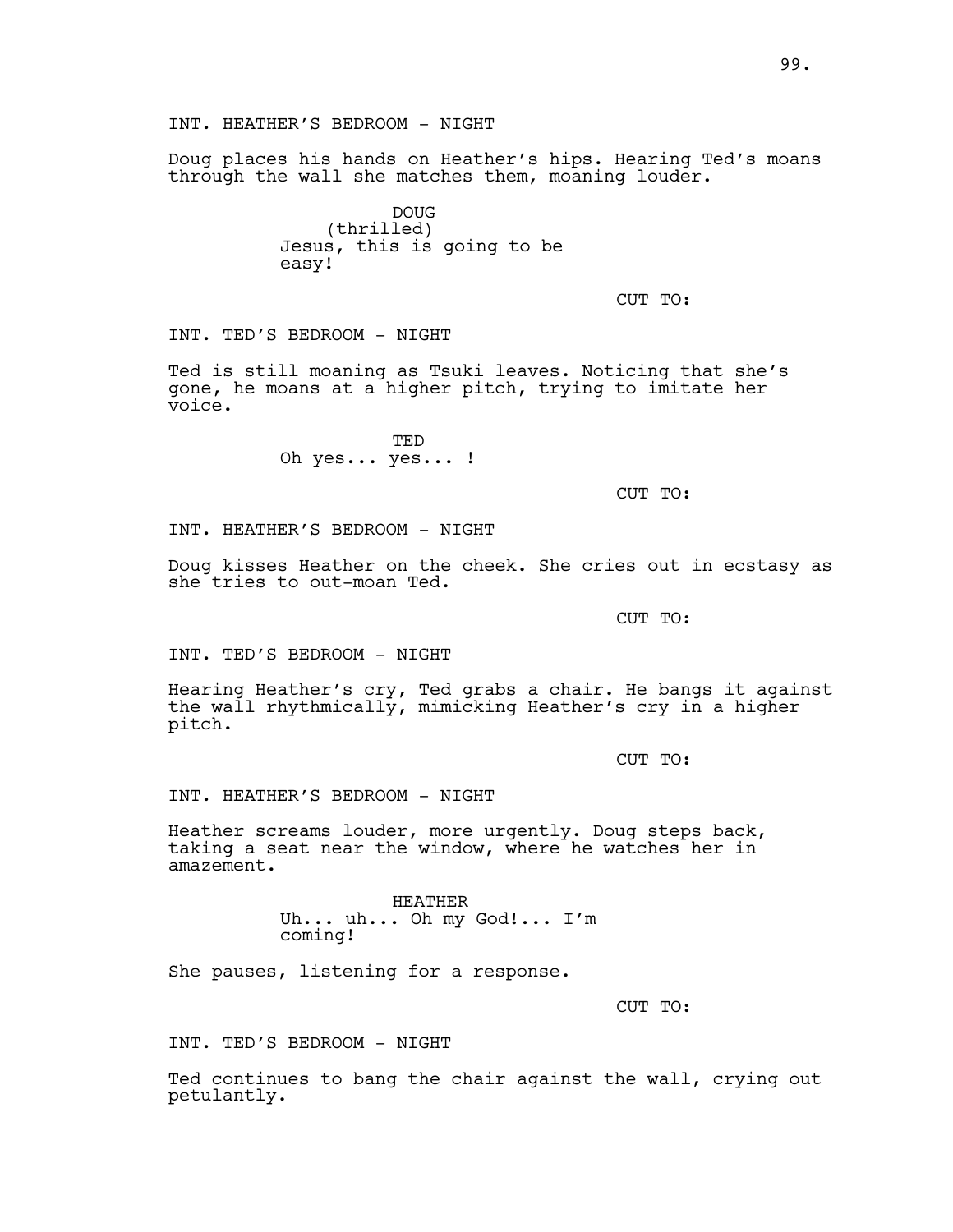INT. HEATHER'S BEDROOM - NIGHT

Doug places his hands on Heather's hips. Hearing Ted's moans through the wall she matches them, moaning louder.

DOUG
(thrilled)
Jesus, this is going to be easy!

CUT TO:

INT. TED'S BEDROOM - NIGHT

Ted is still moaning as Tsuki leaves. Noticing that she's gone, he moans at a higher pitch, trying to imitate her voice.

TED
Oh yes... yes... !

CUT TO:

INT. HEATHER'S BEDROOM - NIGHT

Doug kisses Heather on the cheek. She cries out in ecstasy as she tries to out-moan Ted.

CUT TO:

INT. TED'S BEDROOM - NIGHT

Hearing Heather's cry, Ted grabs a chair. He bangs it against the wall rhythmically, mimicking Heather's cry in a higher pitch.

CUT TO:

INT. HEATHER'S BEDROOM - NIGHT

Heather screams louder, more urgently. Doug steps back, taking a seat near the window, where he watches her in amazement.

HEATHER
Uh... uh... Oh my God!... I'm coming!

She pauses, listening for a response.

CUT TO:

INT. TED'S BEDROOM - NIGHT

Ted continues to bang the chair against the wall, crying out petulantly.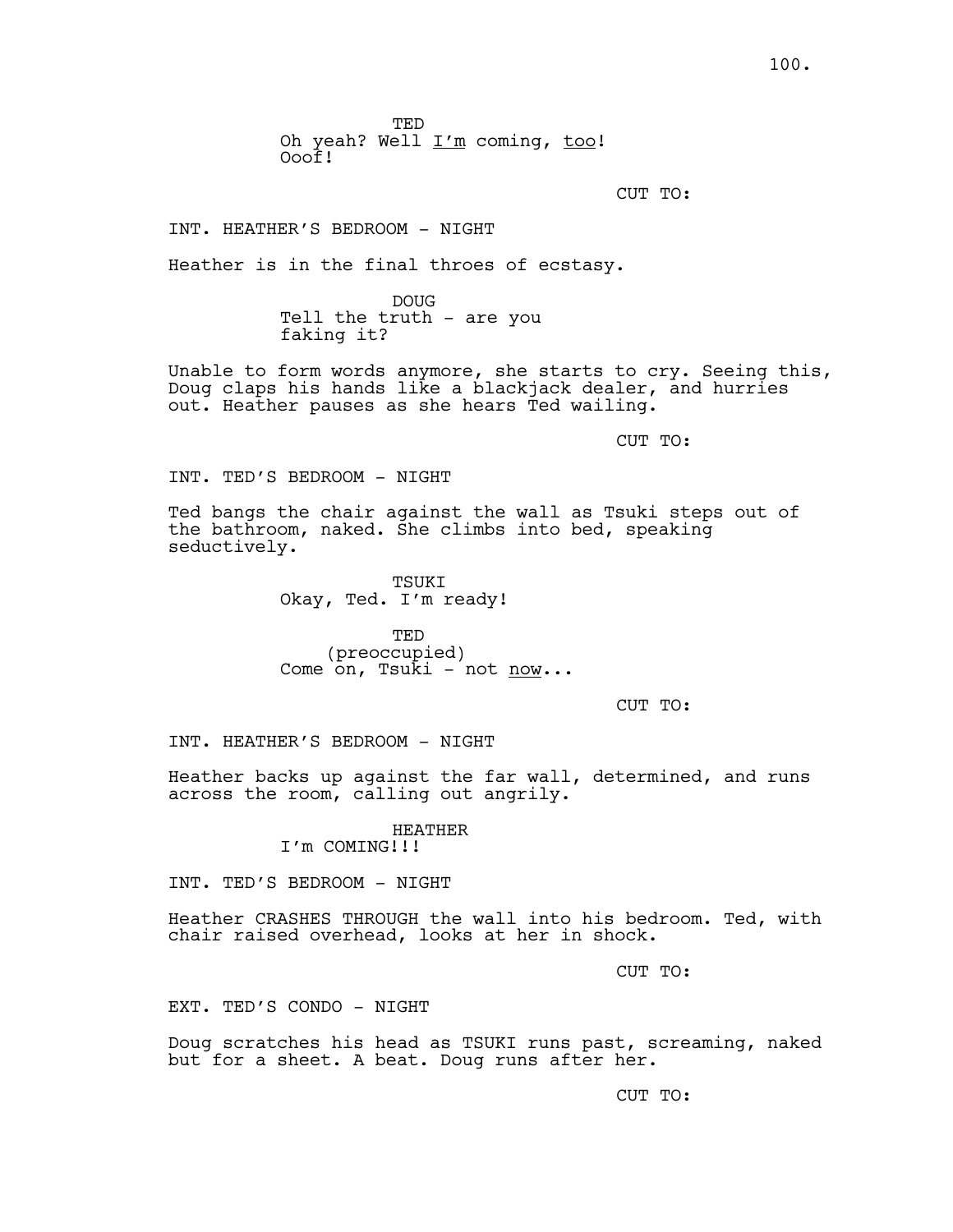TED
Oh yeah? Well <u>I'm</u> coming, <u>too</u>!
Ooof!

CUT TO:

INT. HEATHER'S BEDROOM - NIGHT

Heather is in the final throes of ecstasy.

DOUG
Tell the truth - are you
faking it?

Unable to form words anymore, she starts to cry. Seeing this, Doug claps his hands like a blackjack dealer, and hurries out. Heather pauses as she hears Ted wailing.

CUT TO:

INT. TED'S BEDROOM - NIGHT

Ted bangs the chair against the wall as Tsuki steps out of the bathroom, naked. She climbs into bed, speaking seductively.

TSUKI
Okay, Ted. I'm ready!

TED
(preoccupied)
Come on, Tsuki - not <u>now</u>...

CUT TO:

INT. HEATHER'S BEDROOM - NIGHT

Heather backs up against the far wall, determined, and runs across the room, calling out angrily.

HEATHER
I'm COMING!!!

INT. TED'S BEDROOM - NIGHT

Heather CRASHES THROUGH the wall into his bedroom. Ted, with chair raised overhead, looks at her in shock.

CUT TO:

EXT. TED'S CONDO - NIGHT

Doug scratches his head as TSUKI runs past, screaming, naked but for a sheet. A beat. Doug runs after her.

CUT TO: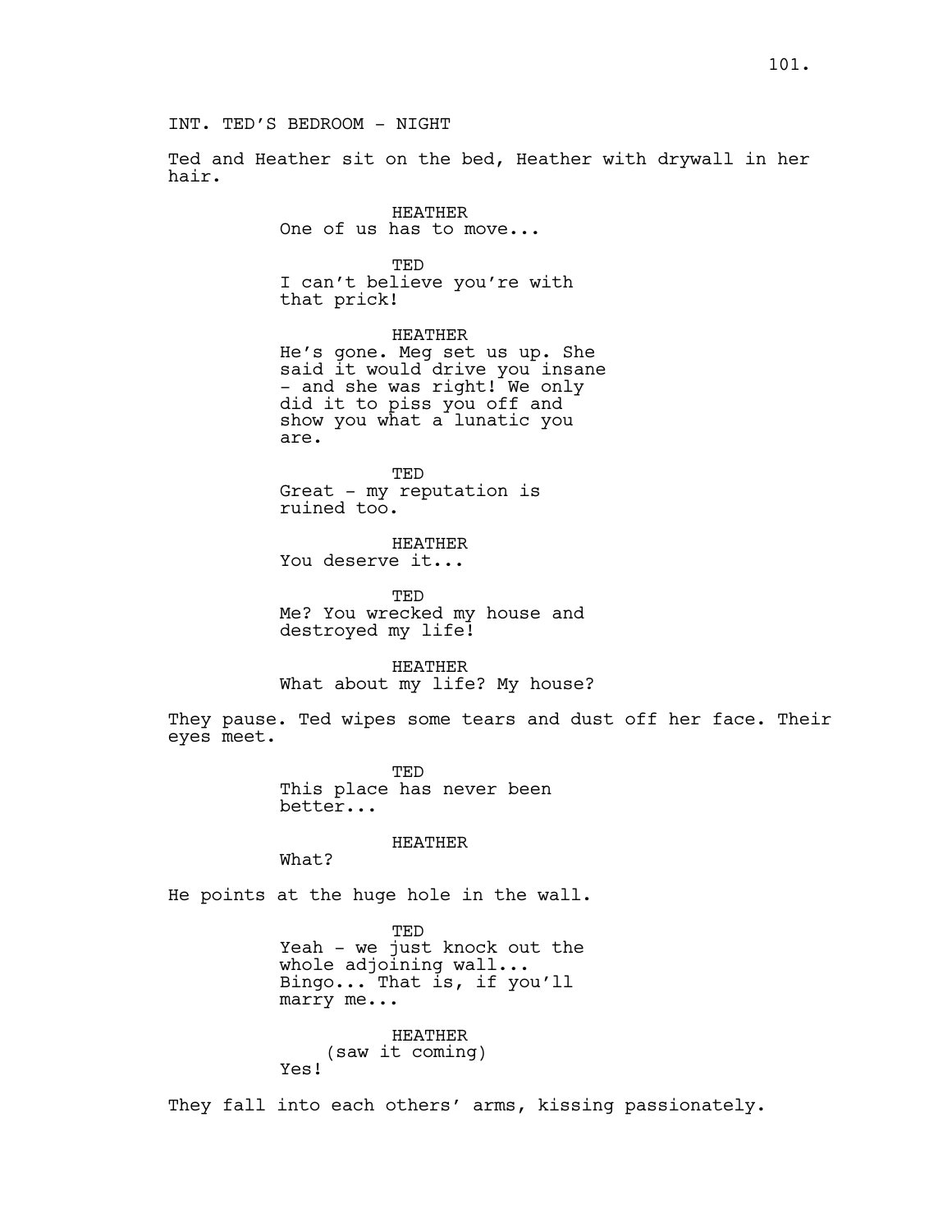INT. TED'S BEDROOM - NIGHT

Ted and Heather sit on the bed, Heather with drywall in her hair.

HEATHER
One of us has to move...

TED
I can't believe you're with that prick!

HEATHER
He's gone. Meg set us up. She said it would drive you insane - and she was right! We only did it to piss you off and show you what a lunatic you are.

TED
Great - my reputation is ruined too.

HEATHER
You deserve it...

TED
Me? You wrecked my house and destroyed my life!

HEATHER
What about my life? My house?

They pause. Ted wipes some tears and dust off her face. Their eyes meet.

TED
This place has never been better...

HEATHER
What?

He points at the huge hole in the wall.

TED
Yeah - we just knock out the whole adjoining wall... Bingo... That is, if you'll marry me...

HEATHER
(saw it coming)
Yes!

They fall into each others' arms, kissing passionately.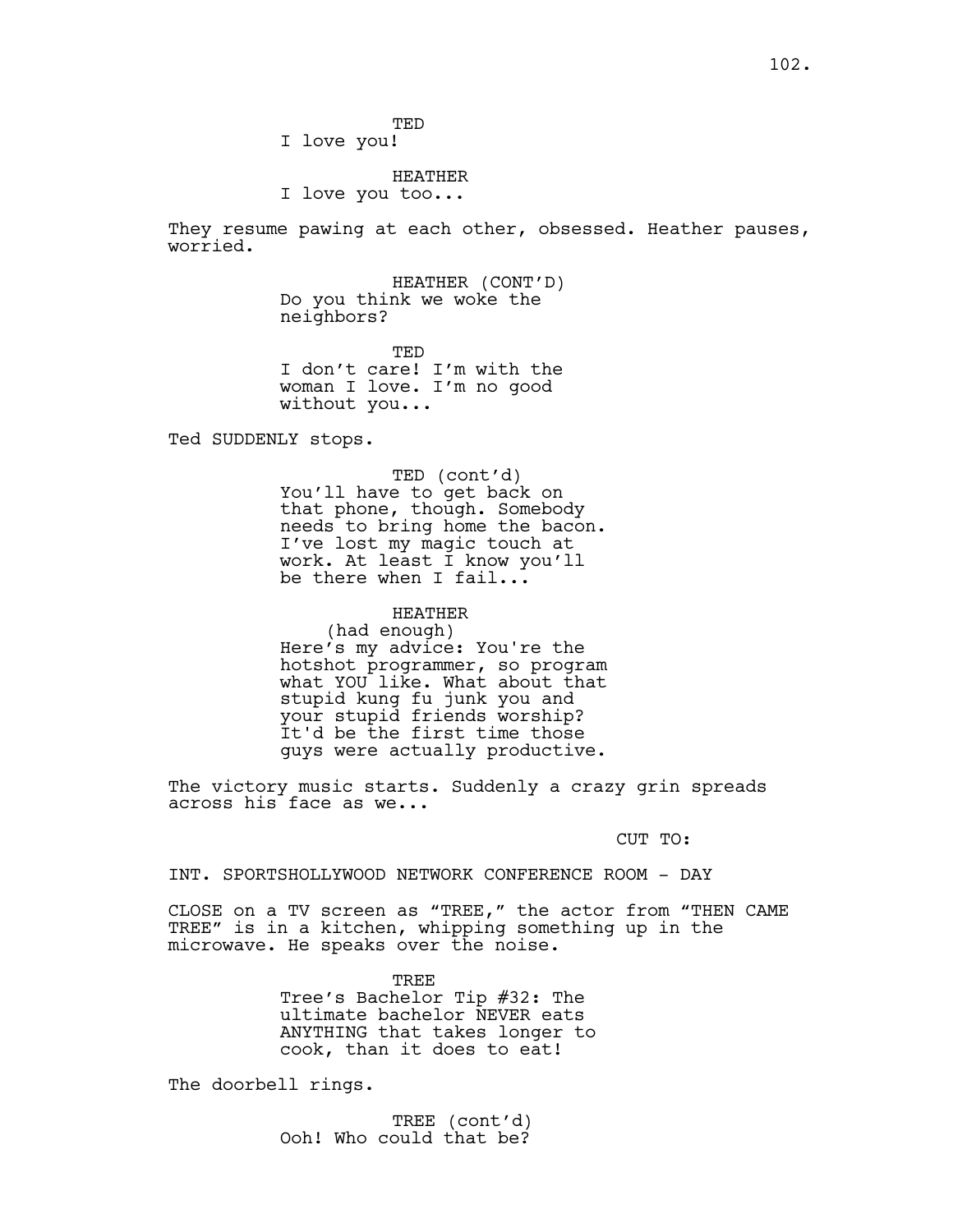TED
I love you!

HEATHER
I love you too...

They resume pawing at each other, obsessed. Heather pauses, worried.

HEATHER (CONT'D)
Do you think we woke the neighbors?

TED
I don't care! I'm with the woman I love. I'm no good without you...

Ted SUDDENLY stops.

TED (cont'd)
You'll have to get back on that phone, though. Somebody needs to bring home the bacon. I've lost my magic touch at work. At least I know you'll be there when I fail...

HEATHER
(had enough)
Here's my advice: You're the hotshot programmer, so program what YOU like. What about that stupid kung fu junk you and your stupid friends worship? It'd be the first time those guys were actually productive.

The victory music starts. Suddenly a crazy grin spreads across his face as we...

CUT TO:

INT. SPORTSHOLLYWOOD NETWORK CONFERENCE ROOM - DAY

CLOSE on a TV screen as "TREE," the actor from "THEN CAME TREE" is in a kitchen, whipping something up in the microwave. He speaks over the noise.

TREE
Tree's Bachelor Tip #32: The ultimate bachelor NEVER eats ANYTHING that takes longer to cook, than it does to eat!

The doorbell rings.

TREE (cont'd)
Ooh! Who could that be?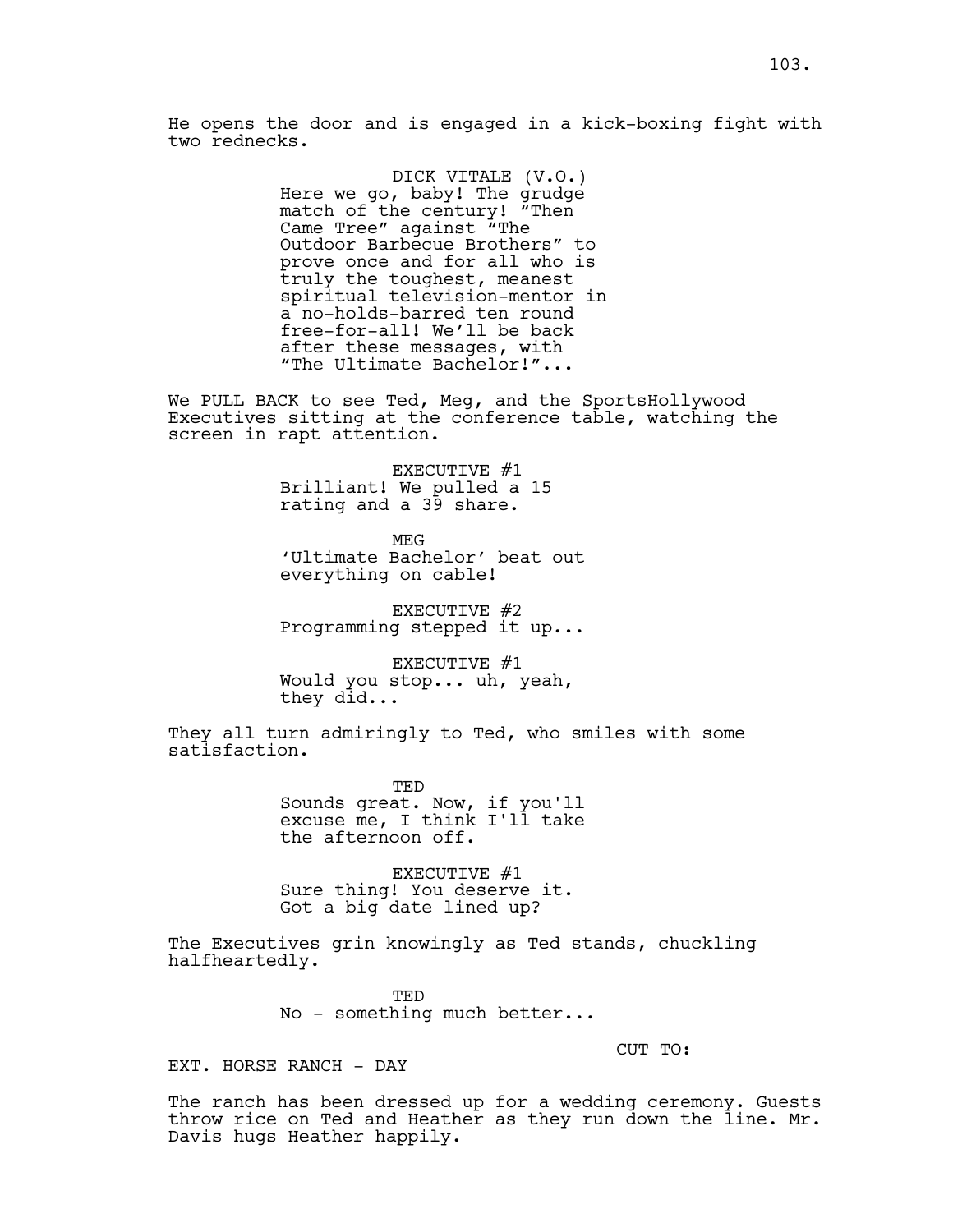He opens the door and is engaged in a kick-boxing fight with two rednecks.

DICK VITALE (V.O.)
Here we go, baby! The grudge match of the century! "Then Came Tree" against "The Outdoor Barbecue Brothers" to prove once and for all who is truly the toughest, meanest spiritual television-mentor in a no-holds-barred ten round free-for-all! We'll be back after these messages, with "The Ultimate Bachelor!"...

We PULL BACK to see Ted, Meg, and the SportsHollywood Executives sitting at the conference table, watching the screen in rapt attention.

EXECUTIVE #1
Brilliant! We pulled a 15 rating and a 39 share.

MEG
'Ultimate Bachelor' beat out everything on cable!

EXECUTIVE #2
Programming stepped it up...

EXECUTIVE #1
Would you stop... uh, yeah, they did...

They all turn admiringly to Ted, who smiles with some satisfaction.

TED
Sounds great. Now, if you'll excuse me, I think I'll take the afternoon off.

EXECUTIVE #1
Sure thing! You deserve it. Got a big date lined up?

The Executives grin knowingly as Ted stands, chuckling halfheartedly.

TED
No - something much better...

CUT TO:

EXT. HORSE RANCH - DAY

The ranch has been dressed up for a wedding ceremony. Guests throw rice on Ted and Heather as they run down the line. Mr. Davis hugs Heather happily.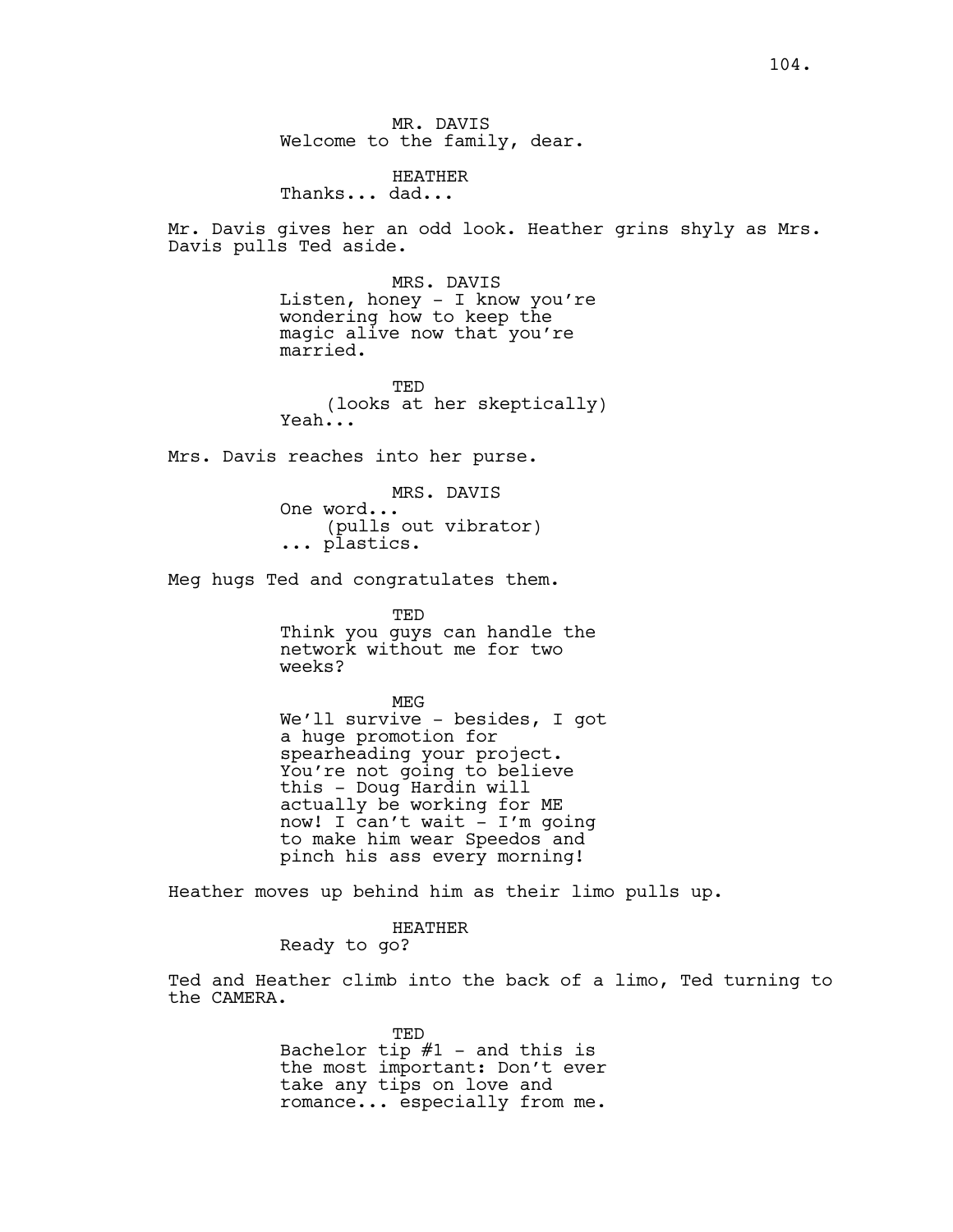MR. DAVIS
Welcome to the family, dear.

HEATHER
Thanks... dad...

Mr. Davis gives her an odd look. Heather grins shyly as Mrs. Davis pulls Ted aside.

MRS. DAVIS
Listen, honey - I know you're wondering how to keep the magic alive now that you're married.

TED
(looks at her skeptically)
Yeah...

Mrs. Davis reaches into her purse.

MRS. DAVIS
One word...
(pulls out vibrator)
... plastics.

Meg hugs Ted and congratulates them.

TED
Think you guys can handle the network without me for two weeks?

MEG
We'll survive - besides, I got a huge promotion for spearheading your project. You're not going to believe this - Doug Hardin will actually be working for ME now! I can't wait - I'm going to make him wear Speedos and pinch his ass every morning!

Heather moves up behind him as their limo pulls up.

HEATHER
Ready to go?

Ted and Heather climb into the back of a limo, Ted turning to the CAMERA.

TED
Bachelor tip #1 - and this is the most important: Don't ever take any tips on love and romance... especially from me.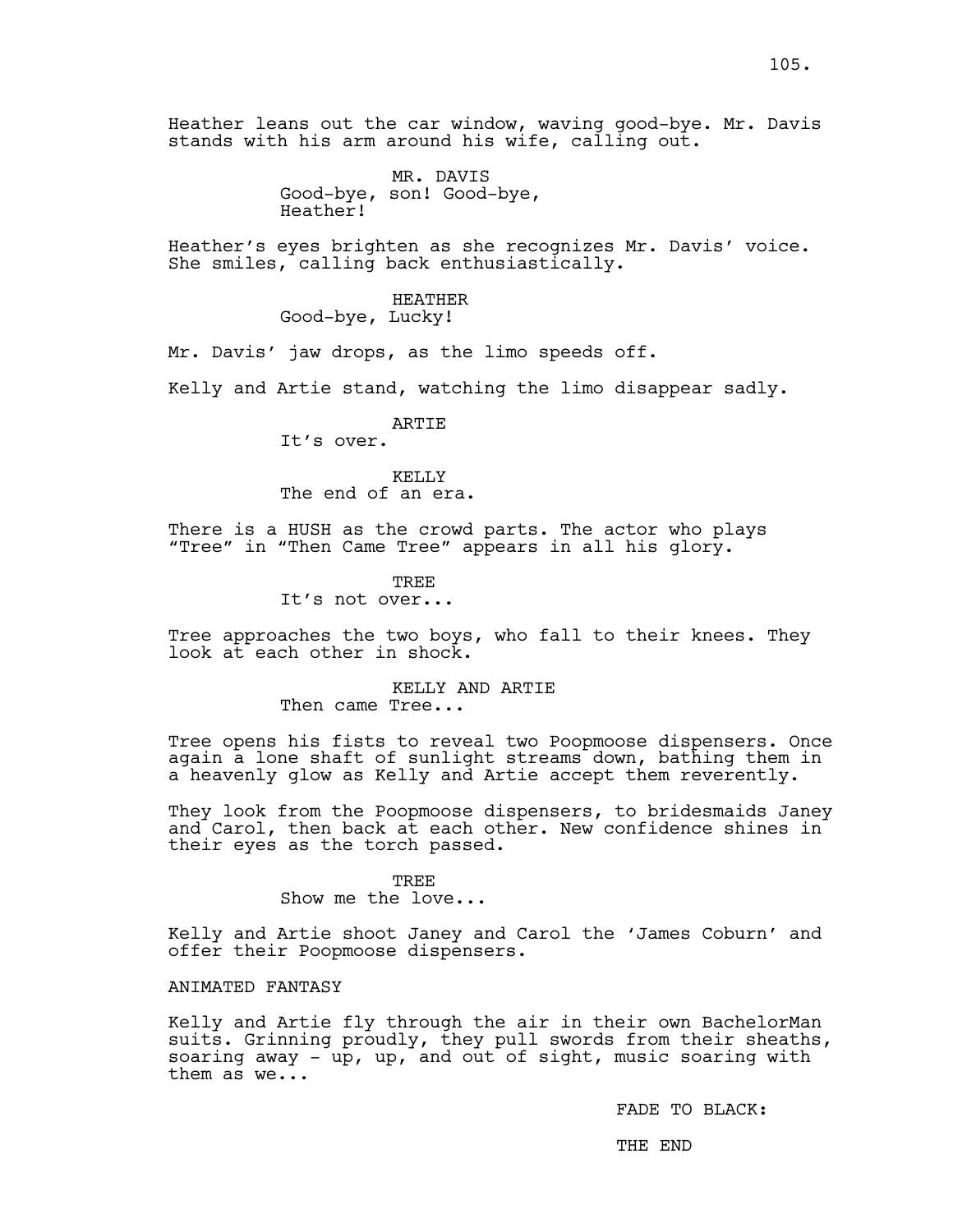Heather leans out the car window, waving good-bye. Mr. Davis stands with his arm around his wife, calling out.

MR. DAVIS
Good-bye, son! Good-bye, Heather!

Heather's eyes brighten as she recognizes Mr. Davis' voice. She smiles, calling back enthusiastically.

HEATHER
Good-bye, Lucky!

Mr. Davis' jaw drops, as the limo speeds off.

Kelly and Artie stand, watching the limo disappear sadly.

ARTIE
It's over.

KELLY
The end of an era.

There is a HUSH as the crowd parts. The actor who plays "Tree" in "Then Came Tree" appears in all his glory.

TREE
It's not over...

Tree approaches the two boys, who fall to their knees. They look at each other in shock.

KELLY AND ARTIE
Then came Tree...

Tree opens his fists to reveal two Poopmoose dispensers. Once again a lone shaft of sunlight streams down, bathing them in a heavenly glow as Kelly and Artie accept them reverently.

They look from the Poopmoose dispensers, to bridesmaids Janey and Carol, then back at each other. New confidence shines in their eyes as the torch passed.

TREE
Show me the love...

Kelly and Artie shoot Janey and Carol the 'James Coburn' and offer their Poopmoose dispensers.

ANIMATED FANTASY

Kelly and Artie fly through the air in their own BachelorMan suits. Grinning proudly, they pull swords from their sheaths, soaring away - up, up, and out of sight, music soaring with them as we...

FADE TO BLACK:

THE END